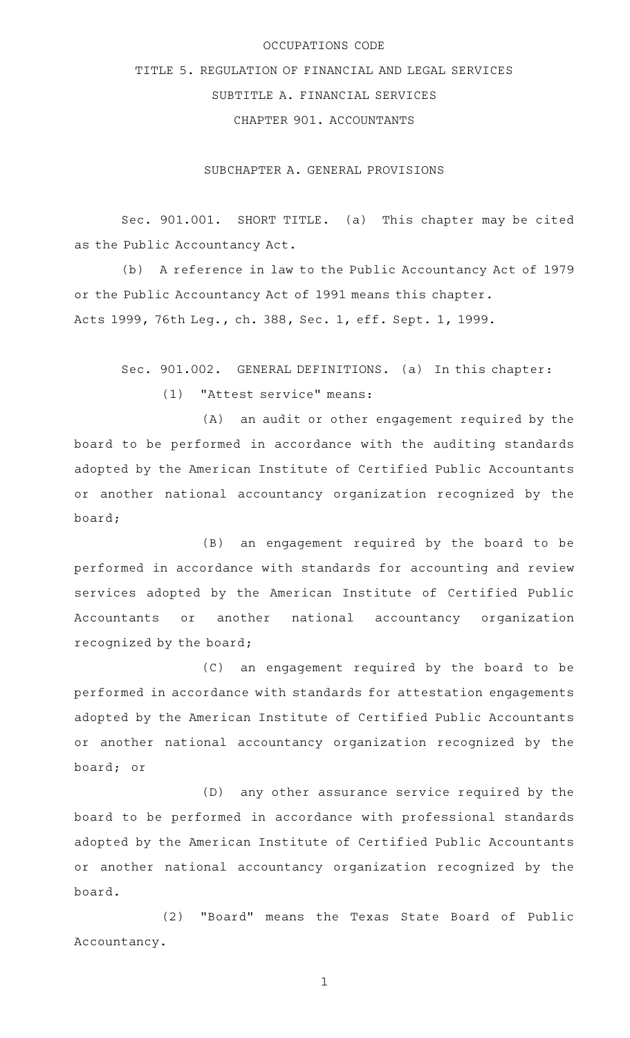# OCCUPATIONS CODE

## TITLE 5. REGULATION OF FINANCIAL AND LEGAL SERVICES

## SUBTITLE A. FINANCIAL SERVICES

## CHAPTER 901. ACCOUNTANTS

### SUBCHAPTER A. GENERAL PROVISIONS

Sec. 901.001. SHORT TITLE. (a) This chapter may be cited as the Public Accountancy Act.

(b) A reference in law to the Public Accountancy Act of 1979 or the Public Accountancy Act of 1991 means this chapter.

Acts 1999, 76th Leg., ch. 388, Sec. 1, eff. Sept. 1, 1999.

Sec. 901.002. GENERAL DEFINITIONS. (a) In this chapter:

(1) "Attest service" means:

(A) an audit or other engagement required by the board to be performed in accordance with the auditing standards adopted by the American Institute of Certified Public Accountants or another national accountancy organization recognized by the board;

(B) an engagement required by the board to be performed in accordance with standards for accounting and review services adopted by the American Institute of Certified Public Accountants or another national accountancy organization recognized by the board;

(C) an engagement required by the board to be performed in accordance with standards for attestation engagements adopted by the American Institute of Certified Public Accountants or another national accountancy organization recognized by the board; or

(D) any other assurance service required by the board to be performed in accordance with professional standards adopted by the American Institute of Certified Public Accountants or another national accountancy organization recognized by the board.

(2) "Board" means the Texas State Board of Public Accountancy.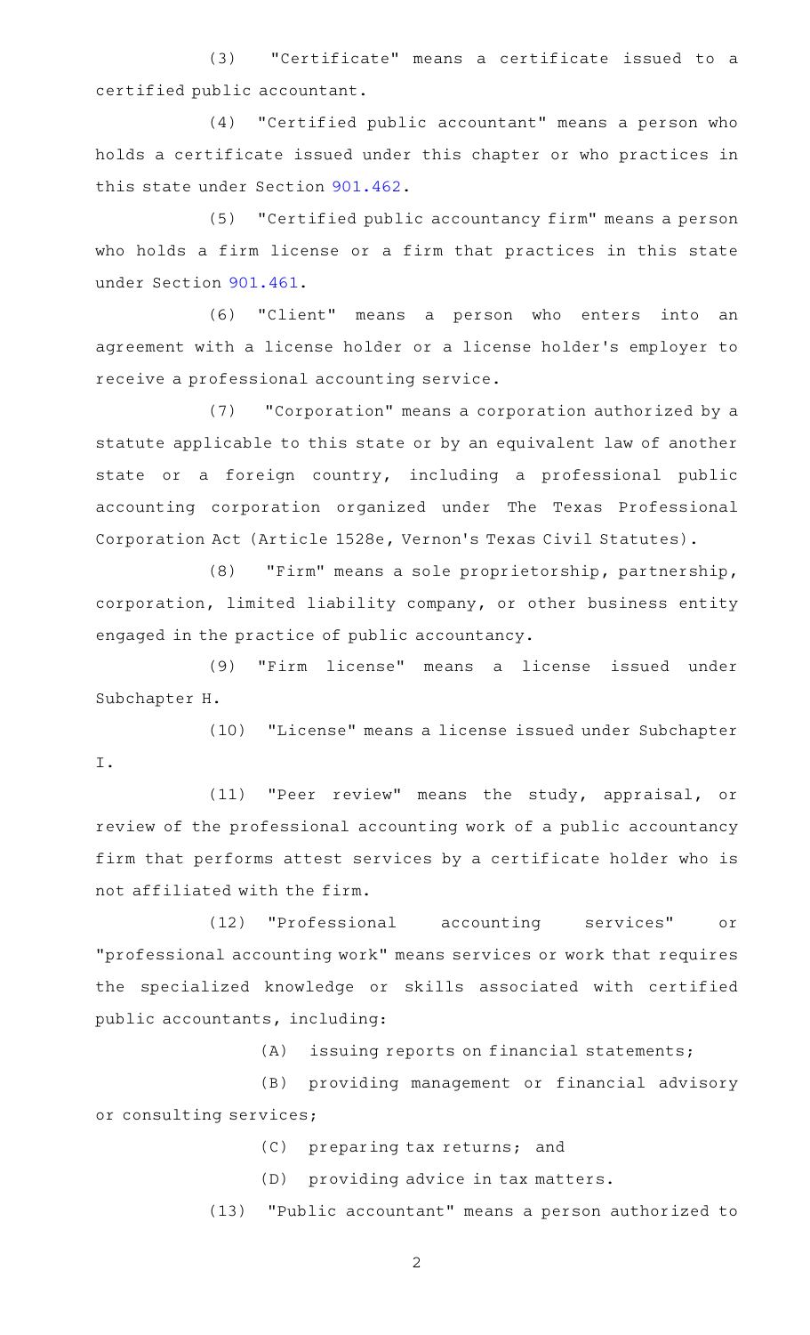(3) "Certificate" means a certificate issued to a certified public accountant.

(4) "Certified public accountant" means a person who holds a certificate issued under this chapter or who practices in this state under Section 901.462.

(5) "Certified public accountancy firm" means a person who holds a firm license or a firm that practices in this state under Section 901.461.

(6) "Client" means a person who enters into an agreement with a license holder or a license holder's employer to receive a professional accounting service.

(7) "Corporation" means a corporation authorized by a statute applicable to this state or by an equivalent law of another state or a foreign country, including a professional public accounting corporation organized under The Texas Professional Corporation Act (Article 1528e, Vernon's Texas Civil Statutes).

(8) "Firm" means a sole proprietorship, partnership, corporation, limited liability company, or other business entity engaged in the practice of public accountancy.

(9) "Firm license" means a license issued under Subchapter H.

(10) "License" means a license issued under Subchapter I.

(11) "Peer review" means the study, appraisal, or review of the professional accounting work of a public accountancy firm that performs attest services by a certificate holder who is not affiliated with the firm.

(12) "Professional accounting services" or "professional accounting work" means services or work that requires the specialized knowledge or skills associated with certified public accountants, including:

(A) issuing reports on financial statements;

(B) providing management or financial advisory or consulting services;

(C) preparing tax returns; and

(D) providing advice in tax matters.

(13) "Public accountant" means a person authorized to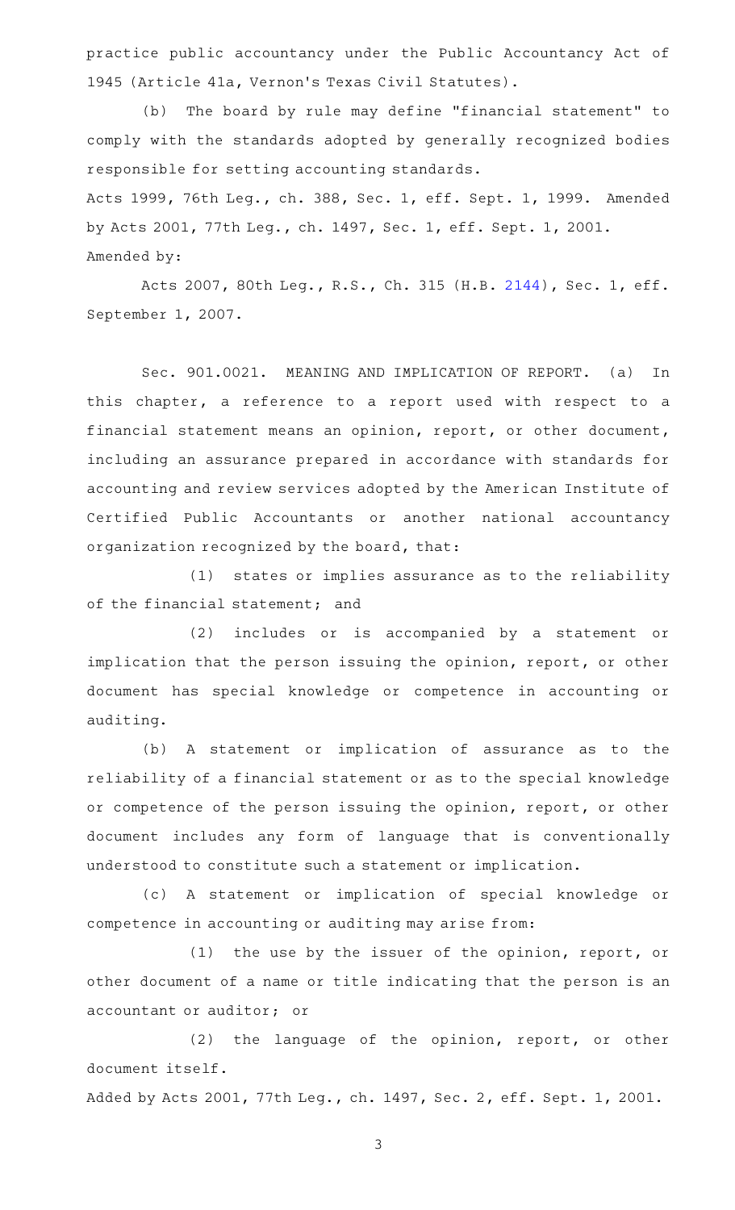practice public accountancy under the Public Accountancy Act of 1945 (Article 41a, Vernon's Texas Civil Statutes).

(b) The board by rule may define "financial statement" to comply with the standards adopted by generally recognized bodies responsible for setting accounting standards.

Acts 1999, 76th Leg., ch. 388, Sec. 1, eff. Sept. 1, 1999. Amended by Acts 2001, 77th Leg., ch. 1497, Sec. 1, eff. Sept. 1, 2001.

Amended by:

Acts 2007, 80th Leg., R.S., Ch. 315 (H.B. 2144), Sec. 1, eff. September 1, 2007.

Sec. 901.0021. MEANING AND IMPLICATION OF REPORT. (a) In this chapter, a reference to a report used with respect to a financial statement means an opinion, report, or other document, including an assurance prepared in accordance with standards for accounting and review services adopted by the American Institute of Certified Public Accountants or another national accountancy organization recognized by the board, that:

(1) states or implies assurance as to the reliability of the financial statement; and

(2) includes or is accompanied by a statement or implication that the person issuing the opinion, report, or other document has special knowledge or competence in accounting or auditing.

(b) A statement or implication of assurance as to the reliability of a financial statement or as to the special knowledge or competence of the person issuing the opinion, report, or other document includes any form of language that is conventionally understood to constitute such a statement or implication.

(c) A statement or implication of special knowledge or competence in accounting or auditing may arise from:

(1) the use by the issuer of the opinion, report, or other document of a name or title indicating that the person is an accountant or auditor; or

(2) the language of the opinion, report, or other document itself.

Added by Acts 2001, 77th Leg., ch. 1497, Sec. 2, eff. Sept. 1, 2001.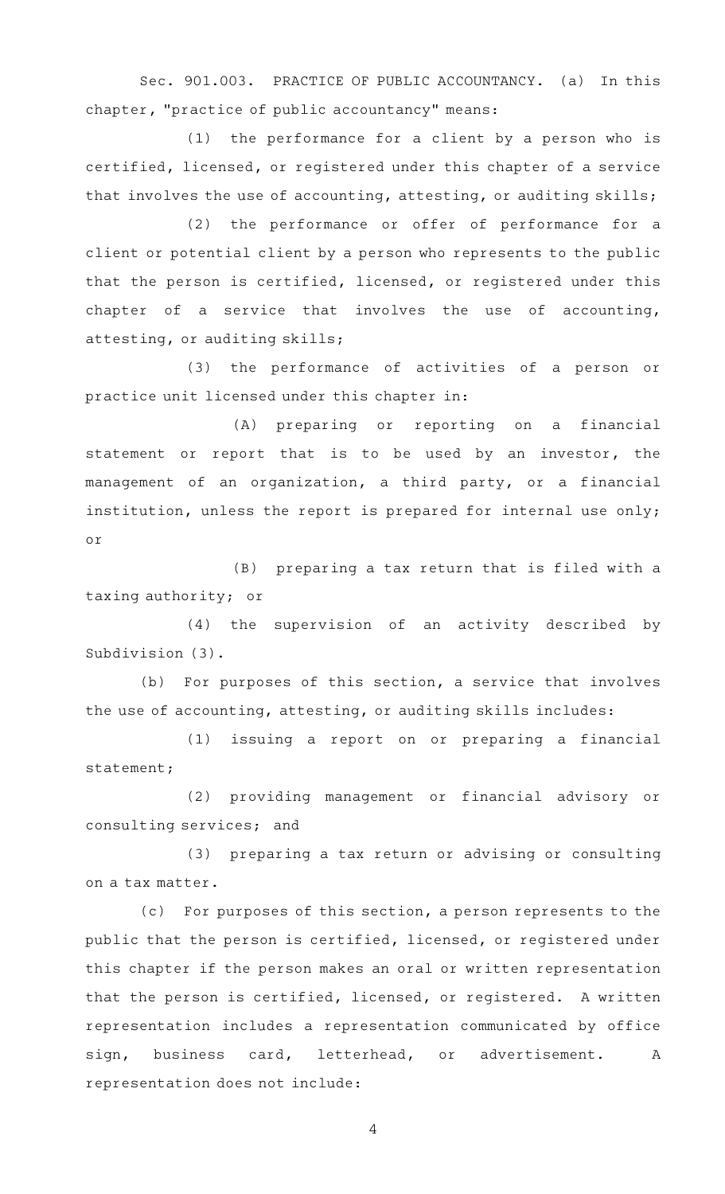Sec. 901.003. PRACTICE OF PUBLIC ACCOUNTANCY. (a) In this chapter, "practice of public accountancy" means:

(1) the performance for a client by a person who is certified, licensed, or registered under this chapter of a service that involves the use of accounting, attesting, or auditing skills;

(2) the performance or offer of performance for a client or potential client by a person who represents to the public that the person is certified, licensed, or registered under this chapter of a service that involves the use of accounting, attesting, or auditing skills;

(3) the performance of activities of a person or practice unit licensed under this chapter in:

(A) preparing or reporting on a financial statement or report that is to be used by an investor, the management of an organization, a third party, or a financial institution, unless the report is prepared for internal use only; or

(B) preparing a tax return that is filed with a taxing authority; or

(4) the supervision of an activity described by Subdivision (3).

(b) For purposes of this section, a service that involves the use of accounting, attesting, or auditing skills includes:

(1) issuing a report on or preparing a financial statement;

(2) providing management or financial advisory or consulting services; and

(3) preparing a tax return or advising or consulting on a tax matter.

(c) For purposes of this section, a person represents to the public that the person is certified, licensed, or registered under this chapter if the person makes an oral or written representation that the person is certified, licensed, or registered. A written representation includes a representation communicated by office sign, business card, letterhead, or advertisement. A representation does not include: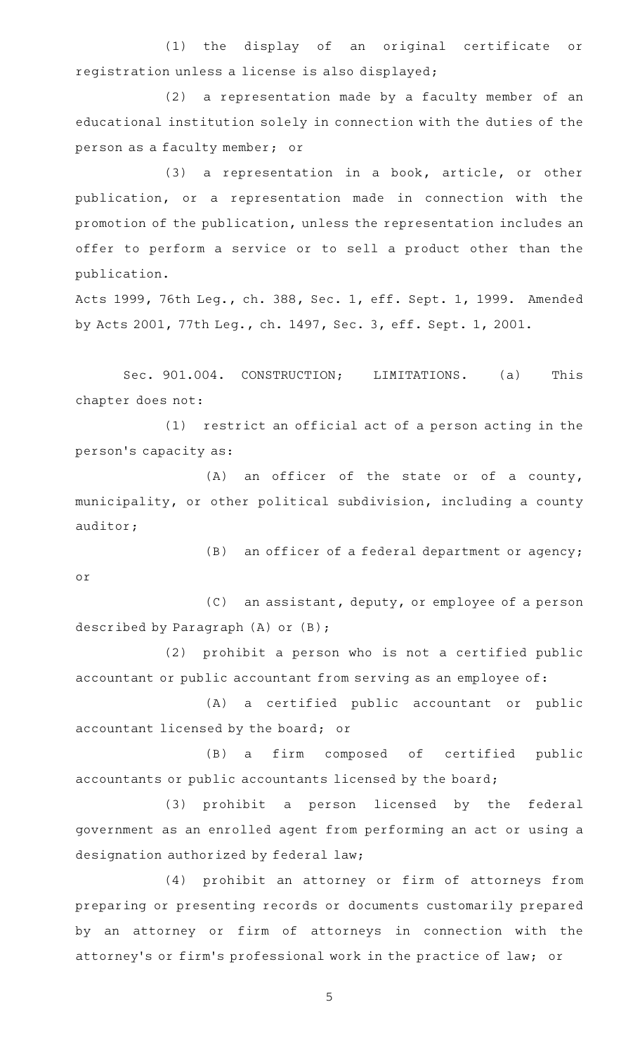(1) the display of an original certificate or registration unless a license is also displayed;

(2) a representation made by a faculty member of an educational institution solely in connection with the duties of the person as a faculty member; or

(3) a representation in a book, article, or other publication, or a representation made in connection with the promotion of the publication, unless the representation includes an offer to perform a service or to sell a product other than the publication.

Acts 1999, 76th Leg., ch. 388, Sec. 1, eff. Sept. 1, 1999. Amended by Acts 2001, 77th Leg., ch. 1497, Sec. 3, eff. Sept. 1, 2001.

Sec. 901.004. CONSTRUCTION; LIMITATIONS. (a) This chapter does not:

(1) restrict an official act of a person acting in the person's capacity as:

(A) an officer of the state or of a county, municipality, or other political subdivision, including a county auditor;

(B) an officer of a federal department or agency; or

(C) an assistant, deputy, or employee of a person described by Paragraph (A) or (B);

(2) prohibit a person who is not a certified public accountant or public accountant from serving as an employee of:

(A) a certified public accountant or public accountant licensed by the board; or

(B) a firm composed of certified public accountants or public accountants licensed by the board;

(3) prohibit a person licensed by the federal government as an enrolled agent from performing an act or using a designation authorized by federal law;

(4) prohibit an attorney or firm of attorneys from preparing or presenting records or documents customarily prepared by an attorney or firm of attorneys in connection with the attorney's or firm's professional work in the practice of law; or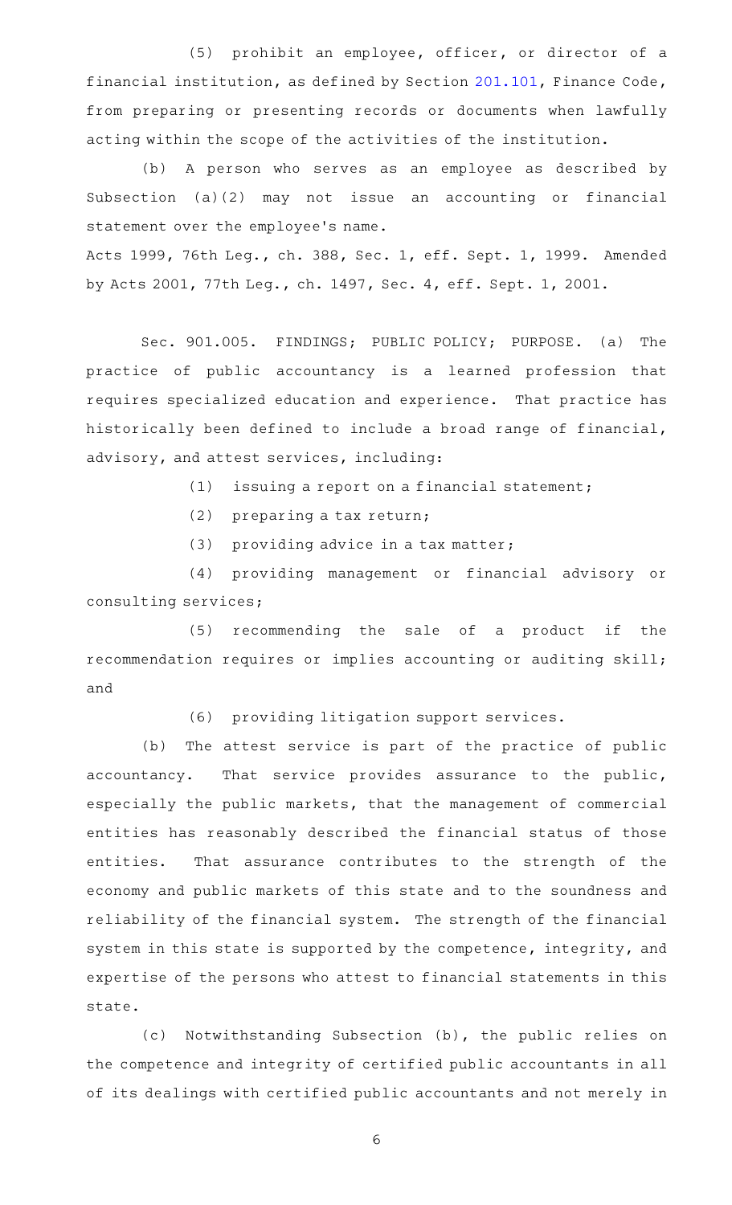(5) prohibit an employee, officer, or director of a financial institution, as defined by Section 201.101, Finance Code, from preparing or presenting records or documents when lawfully acting within the scope of the activities of the institution.

(b) A person who serves as an employee as described by Subsection (a)(2) may not issue an accounting or financial statement over the employee's name.

Acts 1999, 76th Leg., ch. 388, Sec. 1, eff. Sept. 1, 1999. Amended by Acts 2001, 77th Leg., ch. 1497, Sec. 4, eff. Sept. 1, 2001.

Sec. 901.005. FINDINGS; PUBLIC POLICY; PURPOSE. (a) The practice of public accountancy is a learned profession that requires specialized education and experience. That practice has historically been defined to include a broad range of financial, advisory, and attest services, including:

(1) issuing a report on a financial statement;

(2) preparing a tax return;

(3) providing advice in a tax matter;

(4) providing management or financial advisory or consulting services;

(5) recommending the sale of a product if the recommendation requires or implies accounting or auditing skill; and

(6) providing litigation support services.

(b) The attest service is part of the practice of public accountancy. That service provides assurance to the public, especially the public markets, that the management of commercial entities has reasonably described the financial status of those entities. That assurance contributes to the strength of the economy and public markets of this state and to the soundness and reliability of the financial system. The strength of the financial system in this state is supported by the competence, integrity, and expertise of the persons who attest to financial statements in this state.

(c) Notwithstanding Subsection (b), the public relies on the competence and integrity of certified public accountants in all of its dealings with certified public accountants and not merely in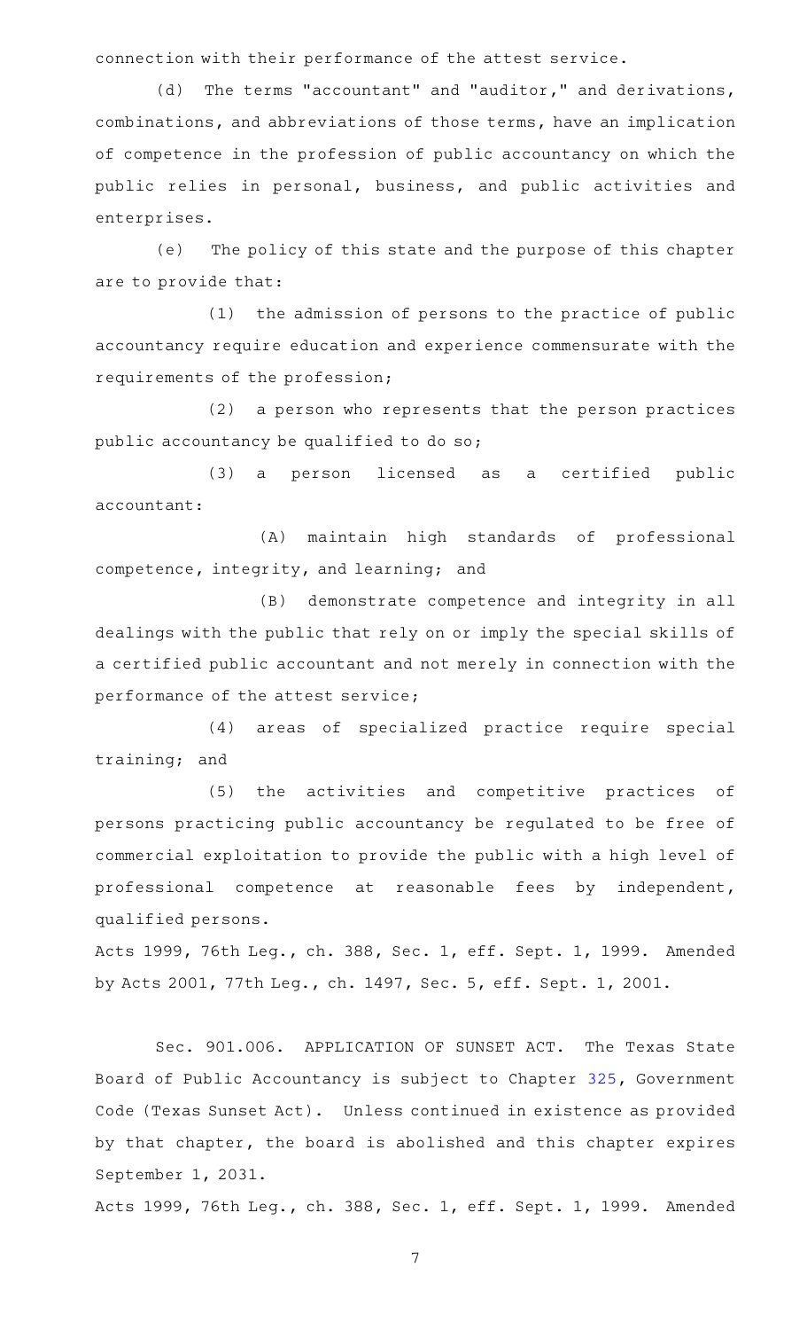connection with their performance of the attest service.

(d) The terms "accountant" and "auditor," and derivations, combinations, and abbreviations of those terms, have an implication of competence in the profession of public accountancy on which the public relies in personal, business, and public activities and enterprises.

(e) The policy of this state and the purpose of this chapter are to provide that:

(1) the admission of persons to the practice of public accountancy require education and experience commensurate with the requirements of the profession;

(2) a person who represents that the person practices public accountancy be qualified to do so;

(3) a person licensed as a certified public accountant:

(A) maintain high standards of professional competence, integrity, and learning; and

(B) demonstrate competence and integrity in all dealings with the public that rely on or imply the special skills of a certified public accountant and not merely in connection with the performance of the attest service;

(4) areas of specialized practice require special training; and

(5) the activities and competitive practices of persons practicing public accountancy be regulated to be free of commercial exploitation to provide the public with a high level of professional competence at reasonable fees by independent, qualified persons.

Acts 1999, 76th Leg., ch. 388, Sec. 1, eff. Sept. 1, 1999. Amended by Acts 2001, 77th Leg., ch. 1497, Sec. 5, eff. Sept. 1, 2001.

Sec. 901.006. APPLICATION OF SUNSET ACT. The Texas State Board of Public Accountancy is subject to Chapter 325, Government Code (Texas Sunset Act). Unless continued in existence as provided by that chapter, the board is abolished and this chapter expires September 1, 2031.

Acts 1999, 76th Leg., ch. 388, Sec. 1, eff. Sept. 1, 1999. Amended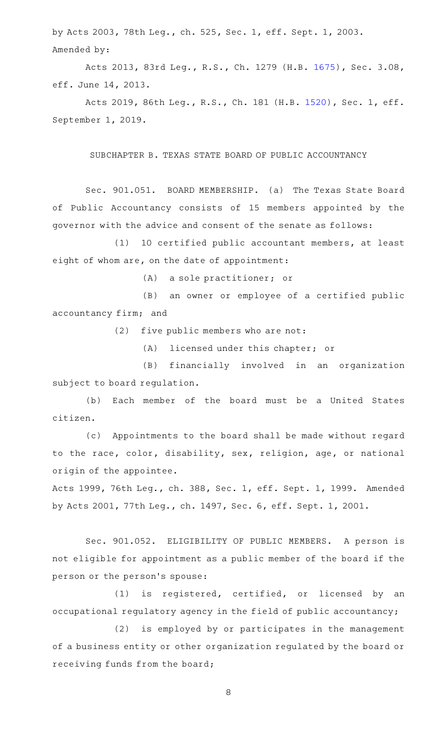by Acts 2003, 78th Leg., ch. 525, Sec. 1, eff. Sept. 1, 2003.
Amended by:

Acts 2013, 83rd Leg., R.S., Ch. 1279 (H.B. 1675), Sec. 3.08, eff. June 14, 2013.

Acts 2019, 86th Leg., R.S., Ch. 181 (H.B. 1520), Sec. 1, eff. September 1, 2019.

SUBCHAPTER B. TEXAS STATE BOARD OF PUBLIC ACCOUNTANCY

Sec. 901.051. BOARD MEMBERSHIP. (a) The Texas State Board of Public Accountancy consists of 15 members appointed by the governor with the advice and consent of the senate as follows:

(1) 10 certified public accountant members, at least eight of whom are, on the date of appointment:

(A) a sole practitioner; or

(B) an owner or employee of a certified public accountancy firm; and

(2) five public members who are not:

(A) licensed under this chapter; or

(B) financially involved in an organization subject to board regulation.

(b) Each member of the board must be a United States citizen.

(c) Appointments to the board shall be made without regard to the race, color, disability, sex, religion, age, or national origin of the appointee.

Acts 1999, 76th Leg., ch. 388, Sec. 1, eff. Sept. 1, 1999. Amended by Acts 2001, 77th Leg., ch. 1497, Sec. 6, eff. Sept. 1, 2001.

Sec. 901.052. ELIGIBILITY OF PUBLIC MEMBERS. A person is not eligible for appointment as a public member of the board if the person or the person's spouse:

(1) is registered, certified, or licensed by an occupational regulatory agency in the field of public accountancy;

(2) is employed by or participates in the management of a business entity or other organization regulated by the board or receiving funds from the board;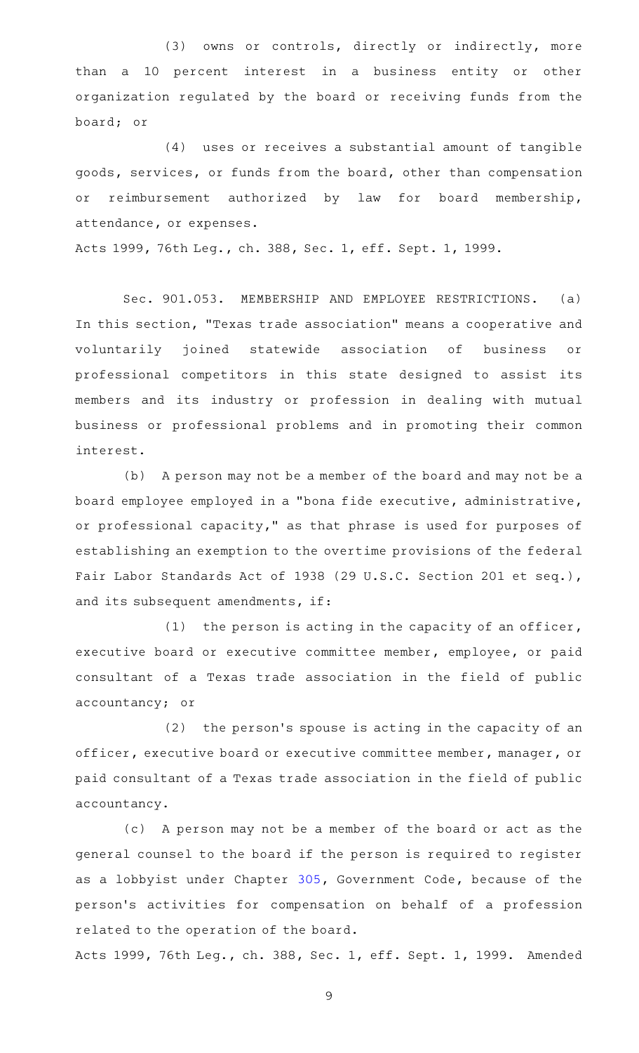(3) owns or controls, directly or indirectly, more than a 10 percent interest in a business entity or other organization regulated by the board or receiving funds from the board; or

(4) uses or receives a substantial amount of tangible goods, services, or funds from the board, other than compensation or reimbursement authorized by law for board membership, attendance, or expenses.

Acts 1999, 76th Leg., ch. 388, Sec. 1, eff. Sept. 1, 1999.

Sec. 901.053. MEMBERSHIP AND EMPLOYEE RESTRICTIONS. (a) In this section, "Texas trade association" means a cooperative and voluntarily joined statewide association of business or professional competitors in this state designed to assist its members and its industry or profession in dealing with mutual business or professional problems and in promoting their common interest.

(b) A person may not be a member of the board and may not be a board employee employed in a "bona fide executive, administrative, or professional capacity," as that phrase is used for purposes of establishing an exemption to the overtime provisions of the federal Fair Labor Standards Act of 1938 (29 U.S.C. Section 201 et seq.), and its subsequent amendments, if:

(1) the person is acting in the capacity of an officer, executive board or executive committee member, employee, or paid consultant of a Texas trade association in the field of public accountancy; or

(2) the person's spouse is acting in the capacity of an officer, executive board or executive committee member, manager, or paid consultant of a Texas trade association in the field of public accountancy.

(c) A person may not be a member of the board or act as the general counsel to the board if the person is required to register as a lobbyist under Chapter 305, Government Code, because of the person's activities for compensation on behalf of a profession related to the operation of the board.

Acts 1999, 76th Leg., ch. 388, Sec. 1, eff. Sept. 1, 1999. Amended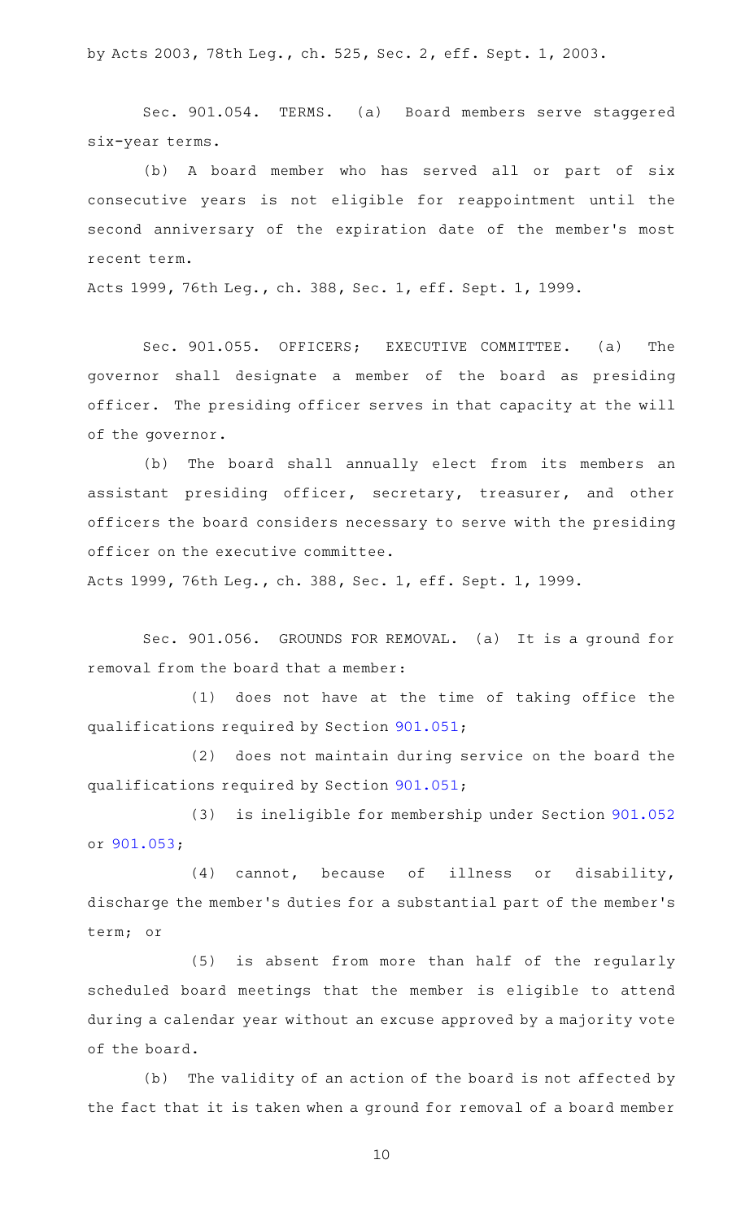by Acts 2003, 78th Leg., ch. 525, Sec. 2, eff. Sept. 1, 2003.

Sec. 901.054. TERMS. (a) Board members serve staggered six-year terms.

(b) A board member who has served all or part of six consecutive years is not eligible for reappointment until the second anniversary of the expiration date of the member's most recent term.

Acts 1999, 76th Leg., ch. 388, Sec. 1, eff. Sept. 1, 1999.

Sec. 901.055. OFFICERS; EXECUTIVE COMMITTEE. (a) The governor shall designate a member of the board as presiding officer. The presiding officer serves in that capacity at the will of the governor.

(b) The board shall annually elect from its members an assistant presiding officer, secretary, treasurer, and other officers the board considers necessary to serve with the presiding officer on the executive committee.

Acts 1999, 76th Leg., ch. 388, Sec. 1, eff. Sept. 1, 1999.

Sec. 901.056. GROUNDS FOR REMOVAL. (a) It is a ground for removal from the board that a member:

(1) does not have at the time of taking office the qualifications required by Section 901.051;

(2) does not maintain during service on the board the qualifications required by Section 901.051;

(3) is ineligible for membership under Section 901.052 or 901.053;

(4) cannot, because of illness or disability, discharge the member's duties for a substantial part of the member's term; or

(5) is absent from more than half of the regularly scheduled board meetings that the member is eligible to attend during a calendar year without an excuse approved by a majority vote of the board.

(b) The validity of an action of the board is not affected by the fact that it is taken when a ground for removal of a board member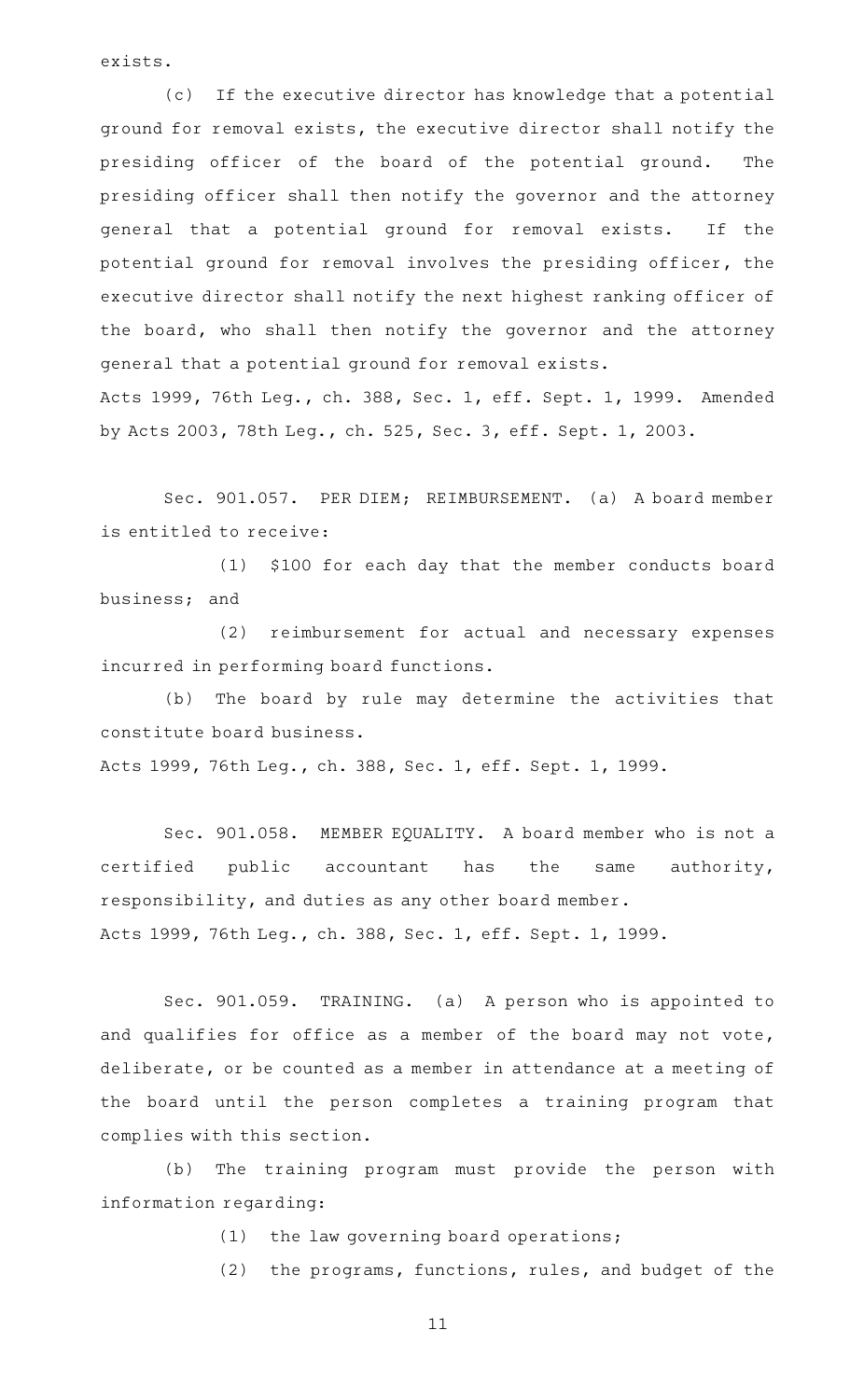exists.

(c) If the executive director has knowledge that a potential ground for removal exists, the executive director shall notify the presiding officer of the board of the potential ground. The presiding officer shall then notify the governor and the attorney general that a potential ground for removal exists. If the potential ground for removal involves the presiding officer, the executive director shall notify the next highest ranking officer of the board, who shall then notify the governor and the attorney general that a potential ground for removal exists.

Acts 1999, 76th Leg., ch. 388, Sec. 1, eff. Sept. 1, 1999. Amended by Acts 2003, 78th Leg., ch. 525, Sec. 3, eff. Sept. 1, 2003.

Sec. 901.057. PER DIEM; REIMBURSEMENT. (a) A board member is entitled to receive:

(1) $100 for each day that the member conducts board business; and

(2) reimbursement for actual and necessary expenses incurred in performing board functions.

(b) The board by rule may determine the activities that constitute board business.

Acts 1999, 76th Leg., ch. 388, Sec. 1, eff. Sept. 1, 1999.

Sec. 901.058. MEMBER EQUALITY. A board member who is not a certified public accountant has the same authority, responsibility, and duties as any other board member.

Acts 1999, 76th Leg., ch. 388, Sec. 1, eff. Sept. 1, 1999.

Sec. 901.059. TRAINING. (a) A person who is appointed to and qualifies for office as a member of the board may not vote, deliberate, or be counted as a member in attendance at a meeting of the board until the person completes a training program that complies with this section.

(b) The training program must provide the person with information regarding:

(1) the law governing board operations;

(2) the programs, functions, rules, and budget of the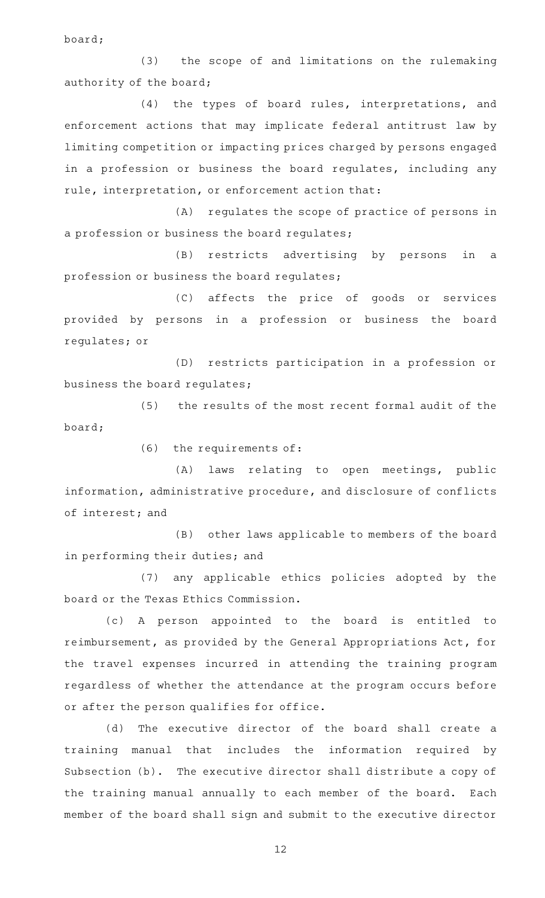board;

(3) the scope of and limitations on the rulemaking authority of the board;

(4) the types of board rules, interpretations, and enforcement actions that may implicate federal antitrust law by limiting competition or impacting prices charged by persons engaged in a profession or business the board regulates, including any rule, interpretation, or enforcement action that:

(A) regulates the scope of practice of persons in a profession or business the board regulates;

(B) restricts advertising by persons in a profession or business the board regulates;

(C) affects the price of goods or services provided by persons in a profession or business the board regulates; or

(D) restricts participation in a profession or business the board regulates;

(5) the results of the most recent formal audit of the board;

(6) the requirements of:

(A) laws relating to open meetings, public information, administrative procedure, and disclosure of conflicts of interest; and

(B) other laws applicable to members of the board in performing their duties; and

(7) any applicable ethics policies adopted by the board or the Texas Ethics Commission.

(c) A person appointed to the board is entitled to reimbursement, as provided by the General Appropriations Act, for the travel expenses incurred in attending the training program regardless of whether the attendance at the program occurs before or after the person qualifies for office.

(d) The executive director of the board shall create a training manual that includes the information required by Subsection (b). The executive director shall distribute a copy of the training manual annually to each member of the board. Each member of the board shall sign and submit to the executive director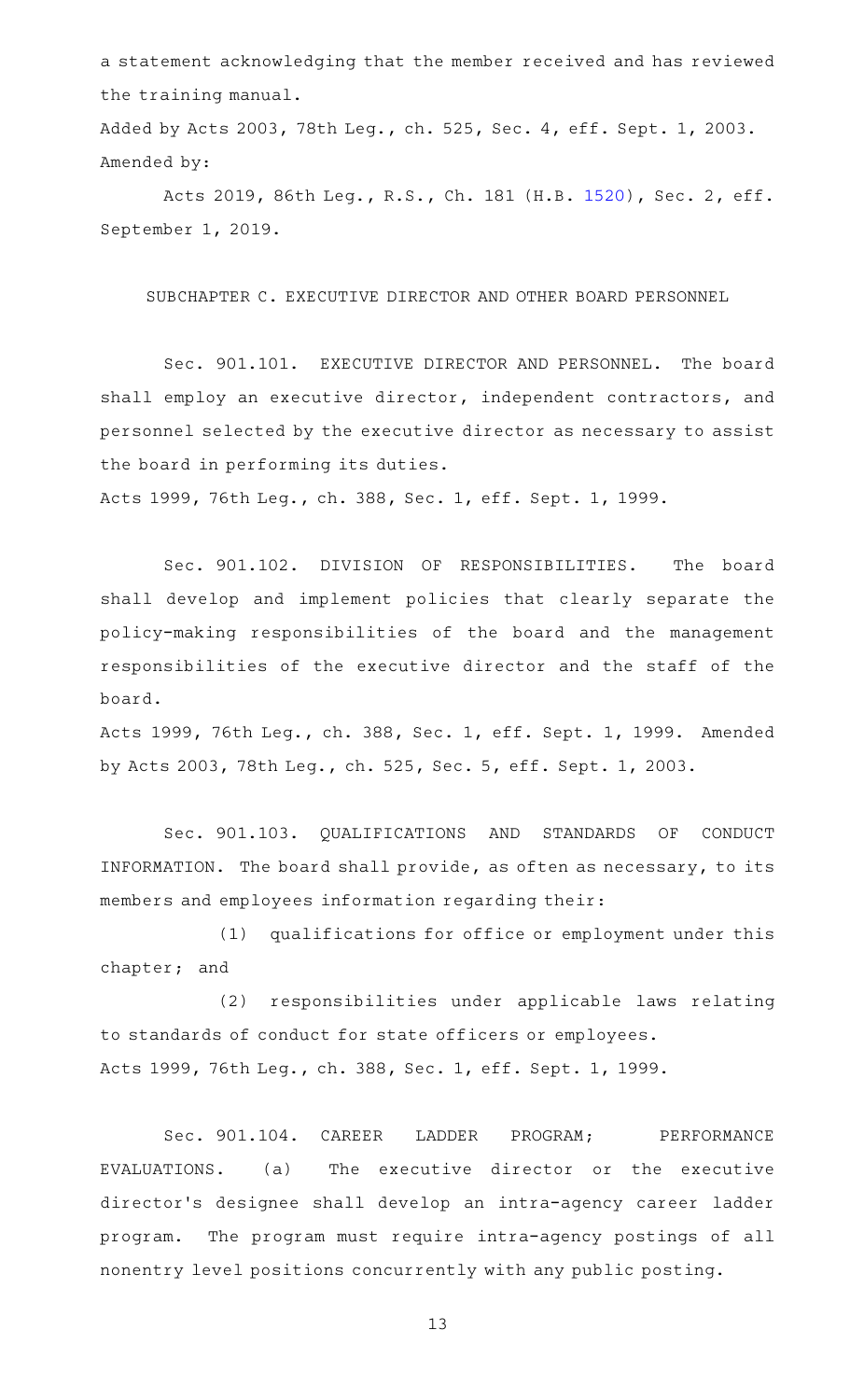a statement acknowledging that the member received and has reviewed the training manual.

Added by Acts 2003, 78th Leg., ch. 525, Sec. 4, eff. Sept. 1, 2003.
Amended by:

Acts 2019, 86th Leg., R.S., Ch. 181 (H.B. 1520), Sec. 2, eff. September 1, 2019.

SUBCHAPTER C. EXECUTIVE DIRECTOR AND OTHER BOARD PERSONNEL

Sec. 901.101. EXECUTIVE DIRECTOR AND PERSONNEL. The board shall employ an executive director, independent contractors, and personnel selected by the executive director as necessary to assist the board in performing its duties.

Acts 1999, 76th Leg., ch. 388, Sec. 1, eff. Sept. 1, 1999.

Sec. 901.102. DIVISION OF RESPONSIBILITIES. The board shall develop and implement policies that clearly separate the policy-making responsibilities of the board and the management responsibilities of the executive director and the staff of the board.

Acts 1999, 76th Leg., ch. 388, Sec. 1, eff. Sept. 1, 1999. Amended by Acts 2003, 78th Leg., ch. 525, Sec. 5, eff. Sept. 1, 2003.

Sec. 901.103. QUALIFICATIONS AND STANDARDS OF CONDUCT INFORMATION. The board shall provide, as often as necessary, to its members and employees information regarding their:

(1) qualifications for office or employment under this chapter; and

(2) responsibilities under applicable laws relating to standards of conduct for state officers or employees.

Acts 1999, 76th Leg., ch. 388, Sec. 1, eff. Sept. 1, 1999.

Sec. 901.104. CAREER LADDER PROGRAM; PERFORMANCE EVALUATIONS. (a) The executive director or the executive director's designee shall develop an intra-agency career ladder program. The program must require intra-agency postings of all nonentry level positions concurrently with any public posting.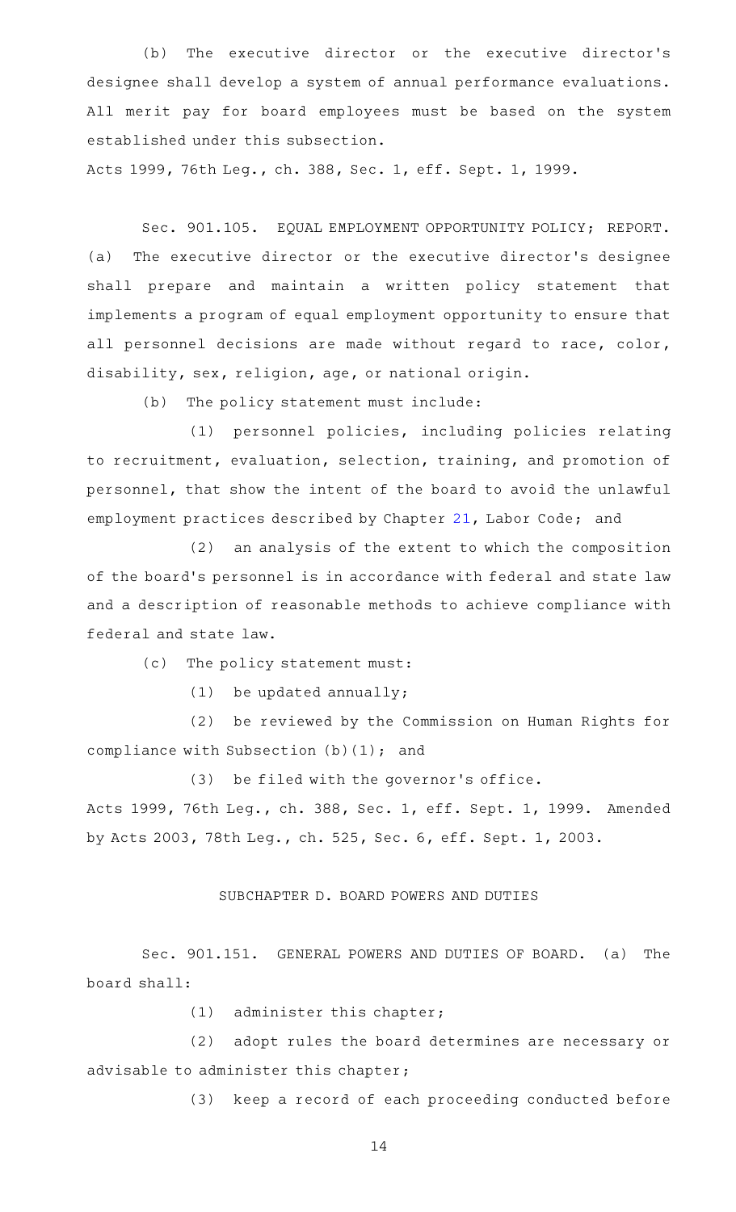(b) The executive director or the executive director's designee shall develop a system of annual performance evaluations. All merit pay for board employees must be based on the system established under this subsection.

Acts 1999, 76th Leg., ch. 388, Sec. 1, eff. Sept. 1, 1999.

Sec. 901.105. EQUAL EMPLOYMENT OPPORTUNITY POLICY; REPORT. (a) The executive director or the executive director's designee shall prepare and maintain a written policy statement that implements a program of equal employment opportunity to ensure that all personnel decisions are made without regard to race, color, disability, sex, religion, age, or national origin.

(b) The policy statement must include:

(1) personnel policies, including policies relating to recruitment, evaluation, selection, training, and promotion of personnel, that show the intent of the board to avoid the unlawful employment practices described by Chapter 21, Labor Code; and

(2) an analysis of the extent to which the composition of the board's personnel is in accordance with federal and state law and a description of reasonable methods to achieve compliance with federal and state law.

(c) The policy statement must:

(1) be updated annually;

(2) be reviewed by the Commission on Human Rights for compliance with Subsection (b)(1); and

(3) be filed with the governor's office.

Acts 1999, 76th Leg., ch. 388, Sec. 1, eff. Sept. 1, 1999. Amended by Acts 2003, 78th Leg., ch. 525, Sec. 6, eff. Sept. 1, 2003.

## SUBCHAPTER D. BOARD POWERS AND DUTIES

Sec. 901.151. GENERAL POWERS AND DUTIES OF BOARD. (a) The board shall:

(1) administer this chapter;

(2) adopt rules the board determines are necessary or advisable to administer this chapter;

(3) keep a record of each proceeding conducted before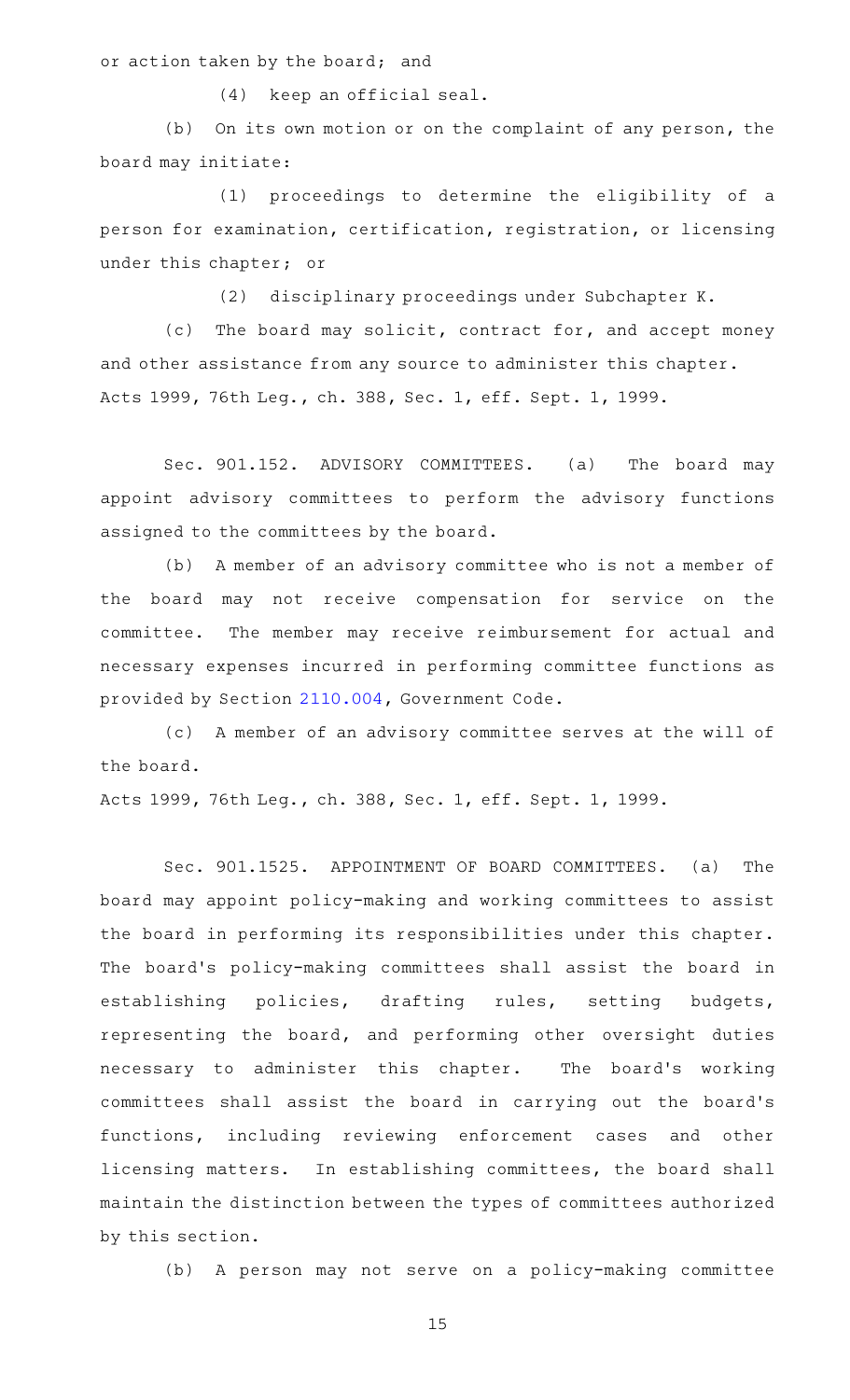or action taken by the board; and

(4) keep an official seal.

(b) On its own motion or on the complaint of any person, the board may initiate:

(1) proceedings to determine the eligibility of a person for examination, certification, registration, or licensing under this chapter; or

(2) disciplinary proceedings under Subchapter K.

(c) The board may solicit, contract for, and accept money and other assistance from any source to administer this chapter.

Acts 1999, 76th Leg., ch. 388, Sec. 1, eff. Sept. 1, 1999.

Sec. 901.152. ADVISORY COMMITTEES. (a) The board may appoint advisory committees to perform the advisory functions assigned to the committees by the board.

(b) A member of an advisory committee who is not a member of the board may not receive compensation for service on the committee. The member may receive reimbursement for actual and necessary expenses incurred in performing committee functions as provided by Section 2110.004, Government Code.

(c) A member of an advisory committee serves at the will of the board.

Acts 1999, 76th Leg., ch. 388, Sec. 1, eff. Sept. 1, 1999.

Sec. 901.1525. APPOINTMENT OF BOARD COMMITTEES. (a) The board may appoint policy-making and working committees to assist the board in performing its responsibilities under this chapter. The board's policy-making committees shall assist the board in establishing policies, drafting rules, setting budgets, representing the board, and performing other oversight duties necessary to administer this chapter. The board's working committees shall assist the board in carrying out the board's functions, including reviewing enforcement cases and other licensing matters. In establishing committees, the board shall maintain the distinction between the types of committees authorized by this section.

(b) A person may not serve on a policy-making committee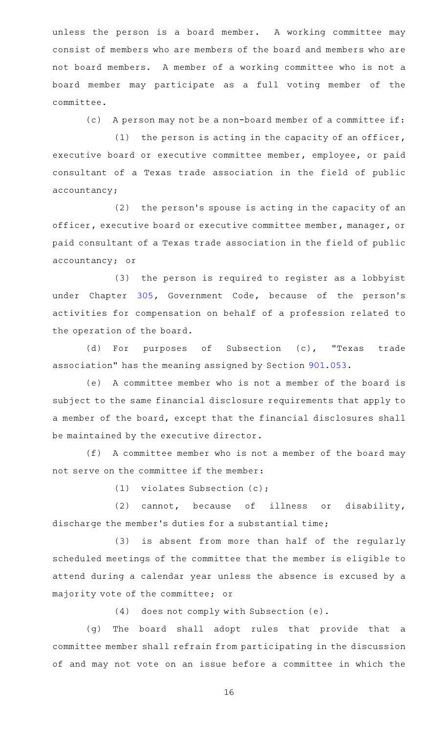unless the person is a board member. A working committee may consist of members who are members of the board and members who are not board members. A member of a working committee who is not a board member may participate as a full voting member of the committee.

(c) A person may not be a non-board member of a committee if:

(1) the person is acting in the capacity of an officer, executive board or executive committee member, employee, or paid consultant of a Texas trade association in the field of public accountancy;

(2) the person's spouse is acting in the capacity of an officer, executive board or executive committee member, manager, or paid consultant of a Texas trade association in the field of public accountancy; or

(3) the person is required to register as a lobbyist under Chapter 305, Government Code, because of the person's activities for compensation on behalf of a profession related to the operation of the board.

(d) For purposes of Subsection (c), "Texas trade association" has the meaning assigned by Section 901.053.

(e) A committee member who is not a member of the board is subject to the same financial disclosure requirements that apply to a member of the board, except that the financial disclosures shall be maintained by the executive director.

(f) A committee member who is not a member of the board may not serve on the committee if the member:

(1) violates Subsection (c);

(2) cannot, because of illness or disability, discharge the member's duties for a substantial time;

(3) is absent from more than half of the regularly scheduled meetings of the committee that the member is eligible to attend during a calendar year unless the absence is excused by a majority vote of the committee; or

(4) does not comply with Subsection (e).

(g) The board shall adopt rules that provide that a committee member shall refrain from participating in the discussion of and may not vote on an issue before a committee in which the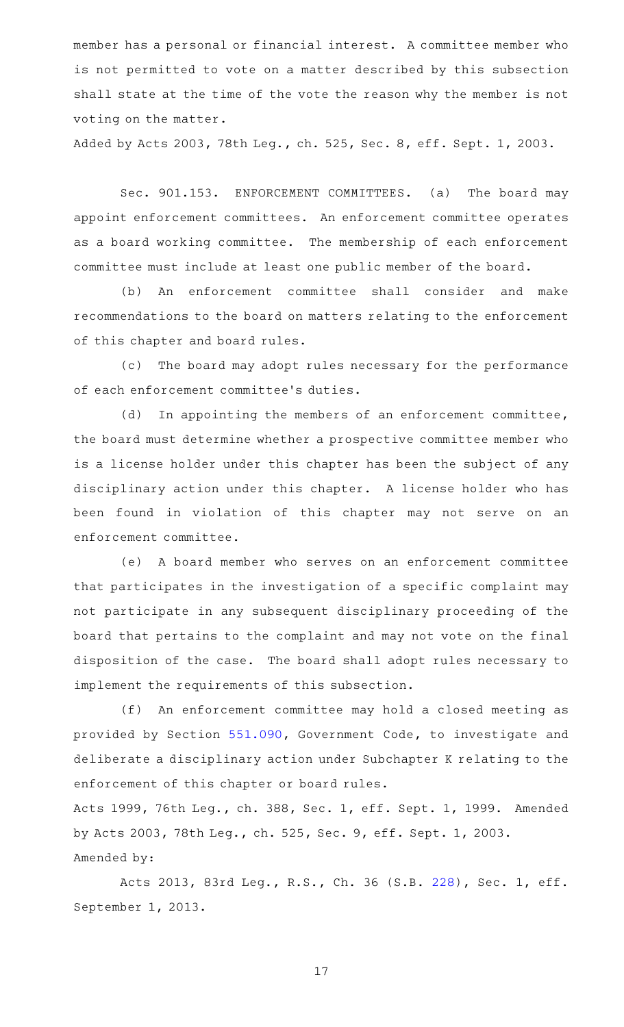member has a personal or financial interest. A committee member who is not permitted to vote on a matter described by this subsection shall state at the time of the vote the reason why the member is not voting on the matter.

Added by Acts 2003, 78th Leg., ch. 525, Sec. 8, eff. Sept. 1, 2003.

Sec. 901.153. ENFORCEMENT COMMITTEES. (a) The board may appoint enforcement committees. An enforcement committee operates as a board working committee. The membership of each enforcement committee must include at least one public member of the board.

(b) An enforcement committee shall consider and make recommendations to the board on matters relating to the enforcement of this chapter and board rules.

(c) The board may adopt rules necessary for the performance of each enforcement committee's duties.

(d) In appointing the members of an enforcement committee, the board must determine whether a prospective committee member who is a license holder under this chapter has been the subject of any disciplinary action under this chapter. A license holder who has been found in violation of this chapter may not serve on an enforcement committee.

(e) A board member who serves on an enforcement committee that participates in the investigation of a specific complaint may not participate in any subsequent disciplinary proceeding of the board that pertains to the complaint and may not vote on the final disposition of the case. The board shall adopt rules necessary to implement the requirements of this subsection.

(f) An enforcement committee may hold a closed meeting as provided by Section 551.090, Government Code, to investigate and deliberate a disciplinary action under Subchapter K relating to the enforcement of this chapter or board rules.

Acts 1999, 76th Leg., ch. 388, Sec. 1, eff. Sept. 1, 1999. Amended by Acts 2003, 78th Leg., ch. 525, Sec. 9, eff. Sept. 1, 2003.
Amended by:

Acts 2013, 83rd Leg., R.S., Ch. 36 (S.B. 228), Sec. 1, eff. September 1, 2013.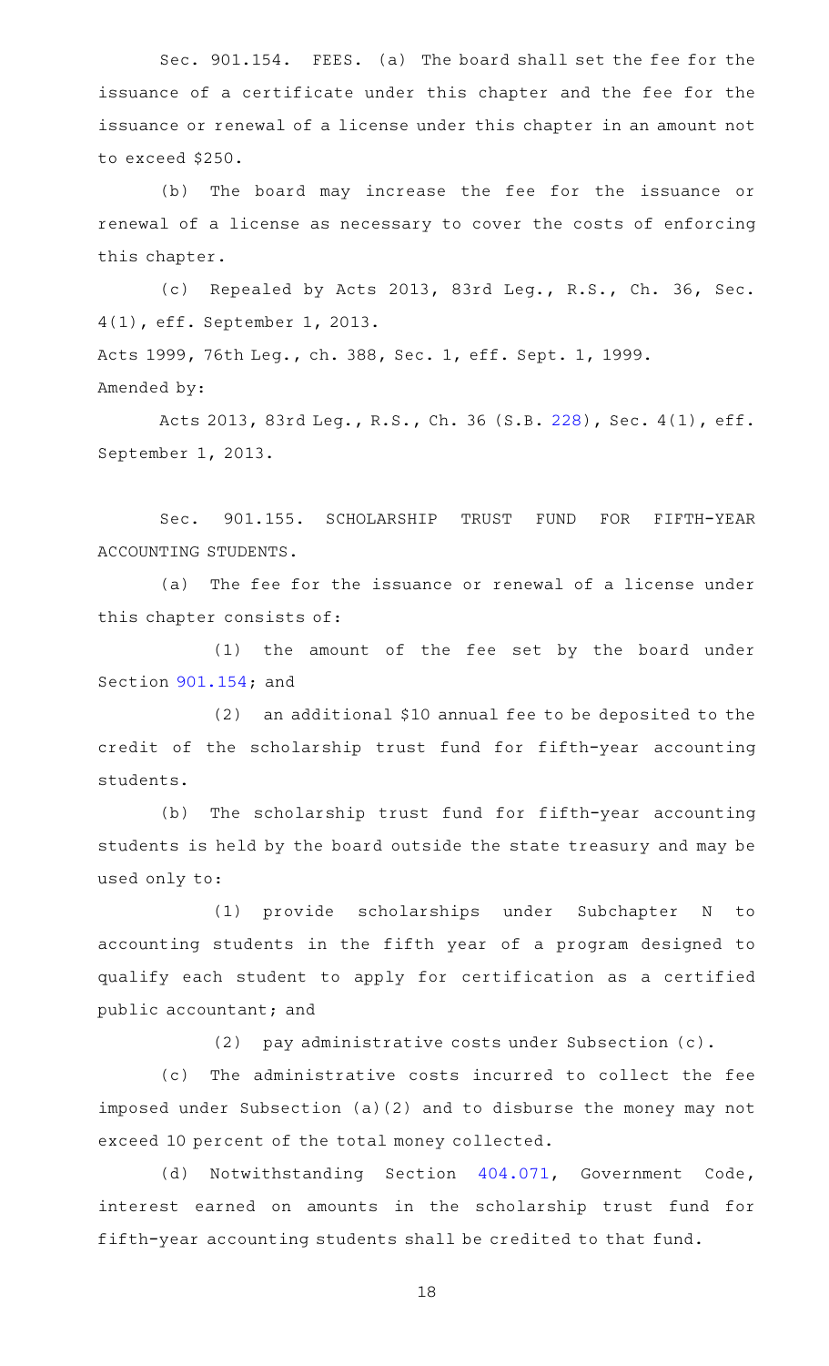Sec. 901.154. FEES. (a) The board shall set the fee for the issuance of a certificate under this chapter and the fee for the issuance or renewal of a license under this chapter in an amount not to exceed $250.

(b) The board may increase the fee for the issuance or renewal of a license as necessary to cover the costs of enforcing this chapter.

(c) Repealed by Acts 2013, 83rd Leg., R.S., Ch. 36, Sec. 4(1), eff. September 1, 2013.

Acts 1999, 76th Leg., ch. 388, Sec. 1, eff. Sept. 1, 1999.

Amended by:

Acts 2013, 83rd Leg., R.S., Ch. 36 (S.B. 228), Sec. 4(1), eff. September 1, 2013.

Sec. 901.155. SCHOLARSHIP TRUST FUND FOR FIFTH-YEAR ACCOUNTING STUDENTS.

(a) The fee for the issuance or renewal of a license under this chapter consists of:

(1) the amount of the fee set by the board under Section 901.154; and

(2) an additional $10 annual fee to be deposited to the credit of the scholarship trust fund for fifth-year accounting students.

(b) The scholarship trust fund for fifth-year accounting students is held by the board outside the state treasury and may be used only to:

(1) provide scholarships under Subchapter N to accounting students in the fifth year of a program designed to qualify each student to apply for certification as a certified public accountant; and

(2) pay administrative costs under Subsection (c).

(c) The administrative costs incurred to collect the fee imposed under Subsection (a)(2) and to disburse the money may not exceed 10 percent of the total money collected.

(d) Notwithstanding Section 404.071, Government Code, interest earned on amounts in the scholarship trust fund for fifth-year accounting students shall be credited to that fund.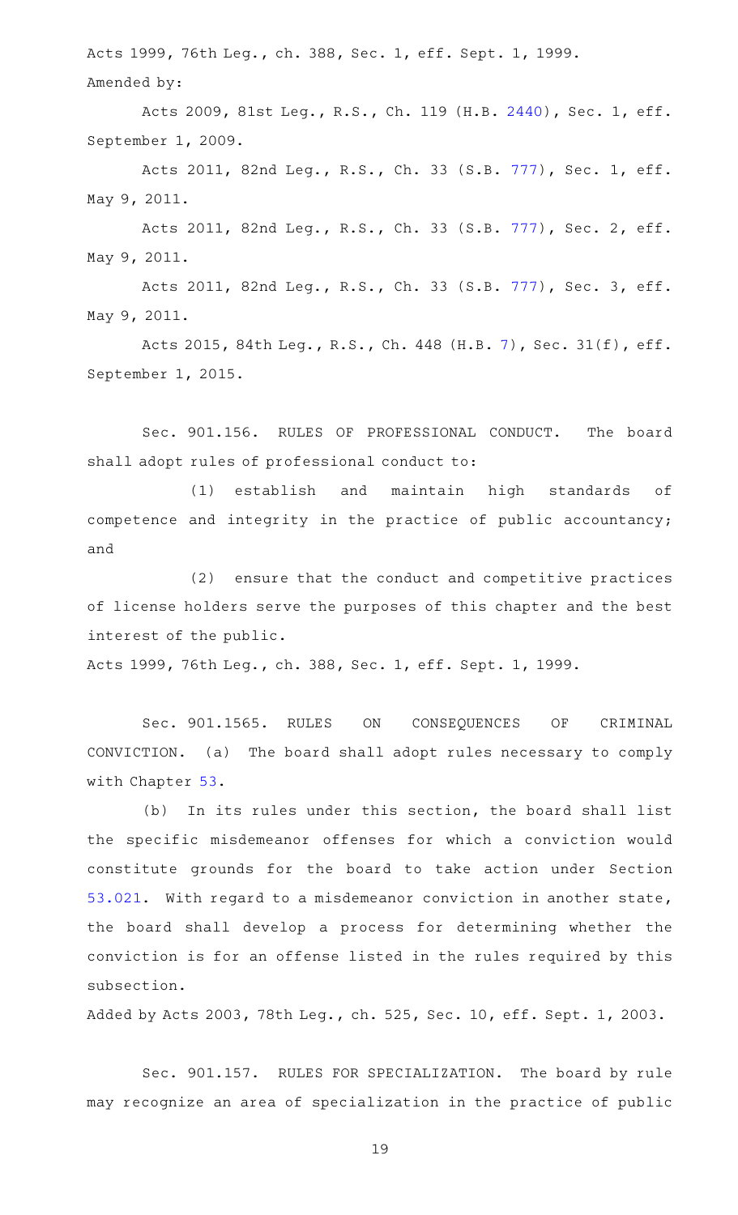Acts 1999, 76th Leg., ch. 388, Sec. 1, eff. Sept. 1, 1999.
Amended by:

Acts 2009, 81st Leg., R.S., Ch. 119 (H.B. 2440), Sec. 1, eff. September 1, 2009.

Acts 2011, 82nd Leg., R.S., Ch. 33 (S.B. 777), Sec. 1, eff. May 9, 2011.

Acts 2011, 82nd Leg., R.S., Ch. 33 (S.B. 777), Sec. 2, eff. May 9, 2011.

Acts 2011, 82nd Leg., R.S., Ch. 33 (S.B. 777), Sec. 3, eff. May 9, 2011.

Acts 2015, 84th Leg., R.S., Ch. 448 (H.B. 7), Sec. 31(f), eff. September 1, 2015.

Sec. 901.156. RULES OF PROFESSIONAL CONDUCT. The board shall adopt rules of professional conduct to:

(1) establish and maintain high standards of competence and integrity in the practice of public accountancy; and

(2) ensure that the conduct and competitive practices of license holders serve the purposes of this chapter and the best interest of the public.

Acts 1999, 76th Leg., ch. 388, Sec. 1, eff. Sept. 1, 1999.

Sec. 901.1565. RULES ON CONSEQUENCES OF CRIMINAL CONVICTION. (a) The board shall adopt rules necessary to comply with Chapter 53.

(b) In its rules under this section, the board shall list the specific misdemeanor offenses for which a conviction would constitute grounds for the board to take action under Section 53.021. With regard to a misdemeanor conviction in another state, the board shall develop a process for determining whether the conviction is for an offense listed in the rules required by this subsection.

Added by Acts 2003, 78th Leg., ch. 525, Sec. 10, eff. Sept. 1, 2003.

Sec. 901.157. RULES FOR SPECIALIZATION. The board by rule may recognize an area of specialization in the practice of public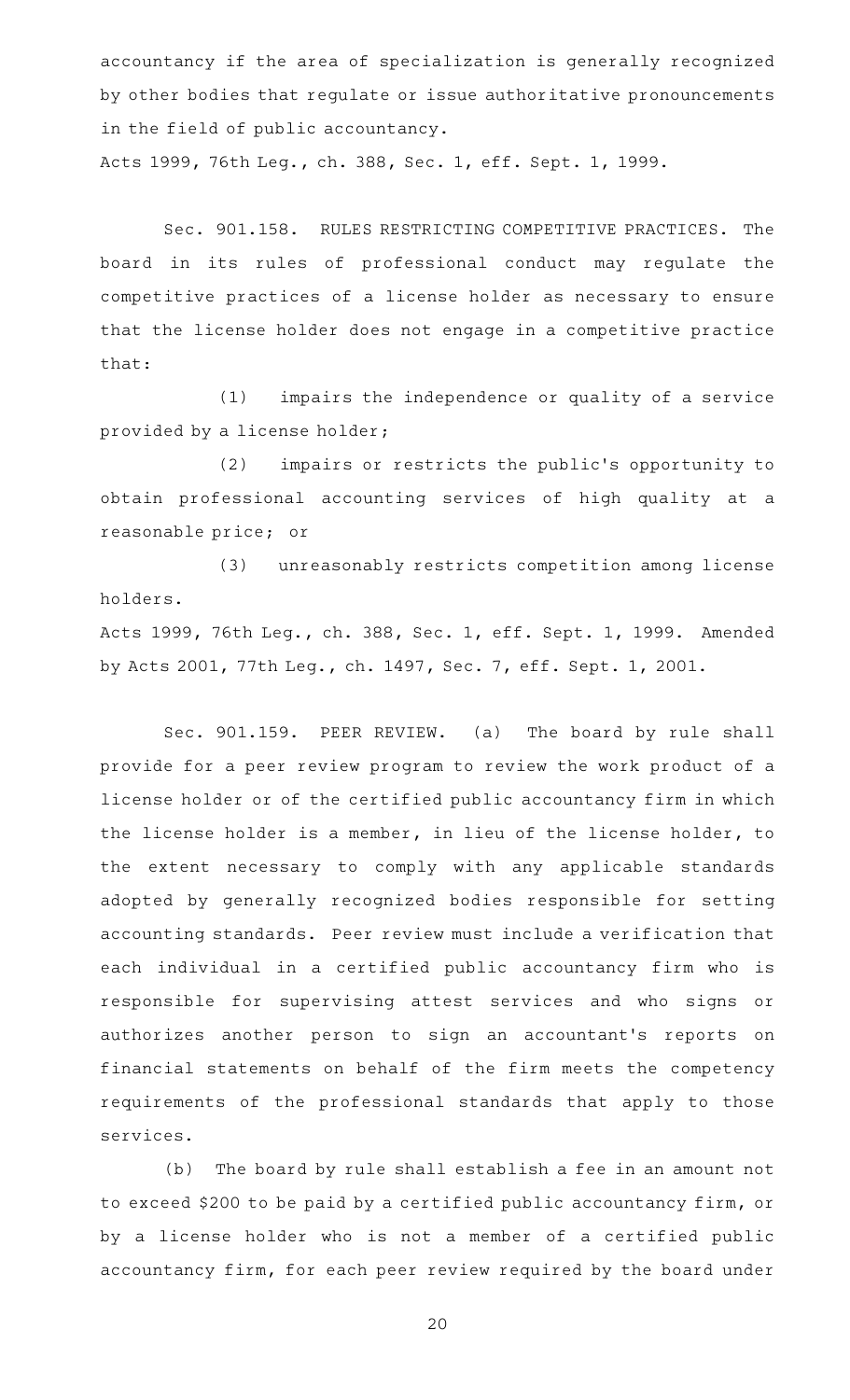accountancy if the area of specialization is generally recognized by other bodies that regulate or issue authoritative pronouncements in the field of public accountancy.

Acts 1999, 76th Leg., ch. 388, Sec. 1, eff. Sept. 1, 1999.

Sec. 901.158. RULES RESTRICTING COMPETITIVE PRACTICES. The board in its rules of professional conduct may regulate the competitive practices of a license holder as necessary to ensure that the license holder does not engage in a competitive practice that:

(1) impairs the independence or quality of a service provided by a license holder;

(2) impairs or restricts the public's opportunity to obtain professional accounting services of high quality at a reasonable price; or

(3) unreasonably restricts competition among license holders.

Acts 1999, 76th Leg., ch. 388, Sec. 1, eff. Sept. 1, 1999. Amended by Acts 2001, 77th Leg., ch. 1497, Sec. 7, eff. Sept. 1, 2001.

Sec. 901.159. PEER REVIEW. (a) The board by rule shall provide for a peer review program to review the work product of a license holder or of the certified public accountancy firm in which the license holder is a member, in lieu of the license holder, to the extent necessary to comply with any applicable standards adopted by generally recognized bodies responsible for setting accounting standards. Peer review must include a verification that each individual in a certified public accountancy firm who is responsible for supervising attest services and who signs or authorizes another person to sign an accountant's reports on financial statements on behalf of the firm meets the competency requirements of the professional standards that apply to those services.

(b) The board by rule shall establish a fee in an amount not to exceed $200 to be paid by a certified public accountancy firm, or by a license holder who is not a member of a certified public accountancy firm, for each peer review required by the board under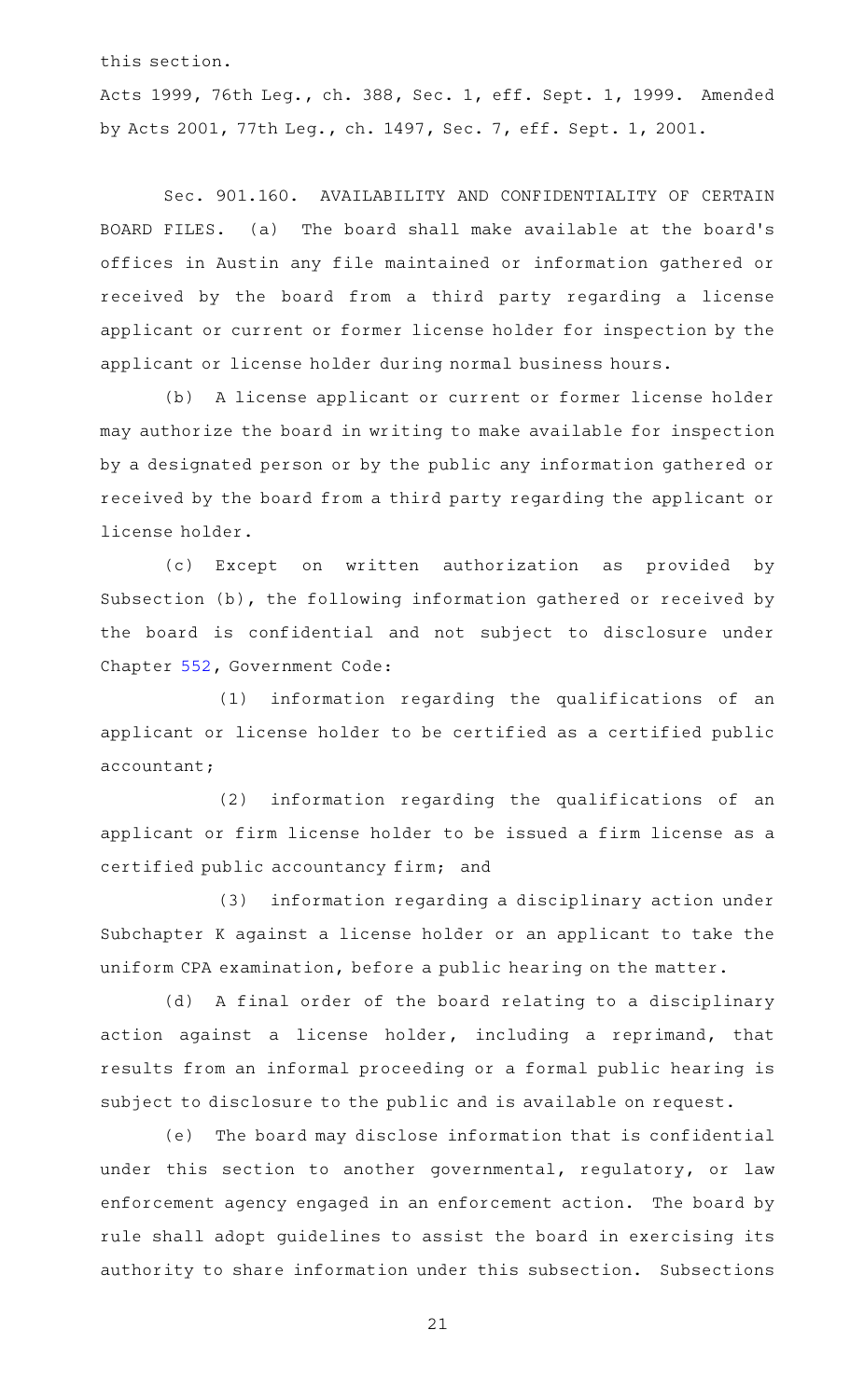this section.

Acts 1999, 76th Leg., ch. 388, Sec. 1, eff. Sept. 1, 1999. Amended by Acts 2001, 77th Leg., ch. 1497, Sec. 7, eff. Sept. 1, 2001.

Sec. 901.160. AVAILABILITY AND CONFIDENTIALITY OF CERTAIN BOARD FILES. (a) The board shall make available at the board's offices in Austin any file maintained or information gathered or received by the board from a third party regarding a license applicant or current or former license holder for inspection by the applicant or license holder during normal business hours.

(b) A license applicant or current or former license holder may authorize the board in writing to make available for inspection by a designated person or by the public any information gathered or received by the board from a third party regarding the applicant or license holder.

(c) Except on written authorization as provided by Subsection (b), the following information gathered or received by the board is confidential and not subject to disclosure under Chapter 552, Government Code:

(1) information regarding the qualifications of an applicant or license holder to be certified as a certified public accountant;

(2) information regarding the qualifications of an applicant or firm license holder to be issued a firm license as a certified public accountancy firm; and

(3) information regarding a disciplinary action under Subchapter K against a license holder or an applicant to take the uniform CPA examination, before a public hearing on the matter.

(d) A final order of the board relating to a disciplinary action against a license holder, including a reprimand, that results from an informal proceeding or a formal public hearing is subject to disclosure to the public and is available on request.

(e) The board may disclose information that is confidential under this section to another governmental, regulatory, or law enforcement agency engaged in an enforcement action. The board by rule shall adopt guidelines to assist the board in exercising its authority to share information under this subsection. Subsections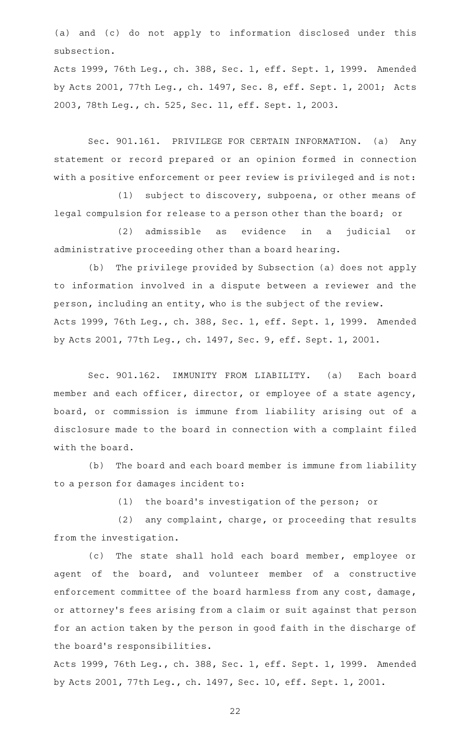(a) and (c) do not apply to information disclosed under this subsection.

Acts 1999, 76th Leg., ch. 388, Sec. 1, eff. Sept. 1, 1999. Amended by Acts 2001, 77th Leg., ch. 1497, Sec. 8, eff. Sept. 1, 2001; Acts 2003, 78th Leg., ch. 525, Sec. 11, eff. Sept. 1, 2003.

Sec. 901.161. PRIVILEGE FOR CERTAIN INFORMATION. (a) Any statement or record prepared or an opinion formed in connection with a positive enforcement or peer review is privileged and is not:

(1) subject to discovery, subpoena, or other means of legal compulsion for release to a person other than the board; or

(2) admissible as evidence in a judicial or administrative proceeding other than a board hearing.

(b) The privilege provided by Subsection (a) does not apply to information involved in a dispute between a reviewer and the person, including an entity, who is the subject of the review.

Acts 1999, 76th Leg., ch. 388, Sec. 1, eff. Sept. 1, 1999. Amended by Acts 2001, 77th Leg., ch. 1497, Sec. 9, eff. Sept. 1, 2001.

Sec. 901.162. IMMUNITY FROM LIABILITY. (a) Each board member and each officer, director, or employee of a state agency, board, or commission is immune from liability arising out of a disclosure made to the board in connection with a complaint filed with the board.

(b) The board and each board member is immune from liability to a person for damages incident to:

(1) the board's investigation of the person; or

(2) any complaint, charge, or proceeding that results from the investigation.

(c) The state shall hold each board member, employee or agent of the board, and volunteer member of a constructive enforcement committee of the board harmless from any cost, damage, or attorney's fees arising from a claim or suit against that person for an action taken by the person in good faith in the discharge of the board's responsibilities.

Acts 1999, 76th Leg., ch. 388, Sec. 1, eff. Sept. 1, 1999. Amended by Acts 2001, 77th Leg., ch. 1497, Sec. 10, eff. Sept. 1, 2001.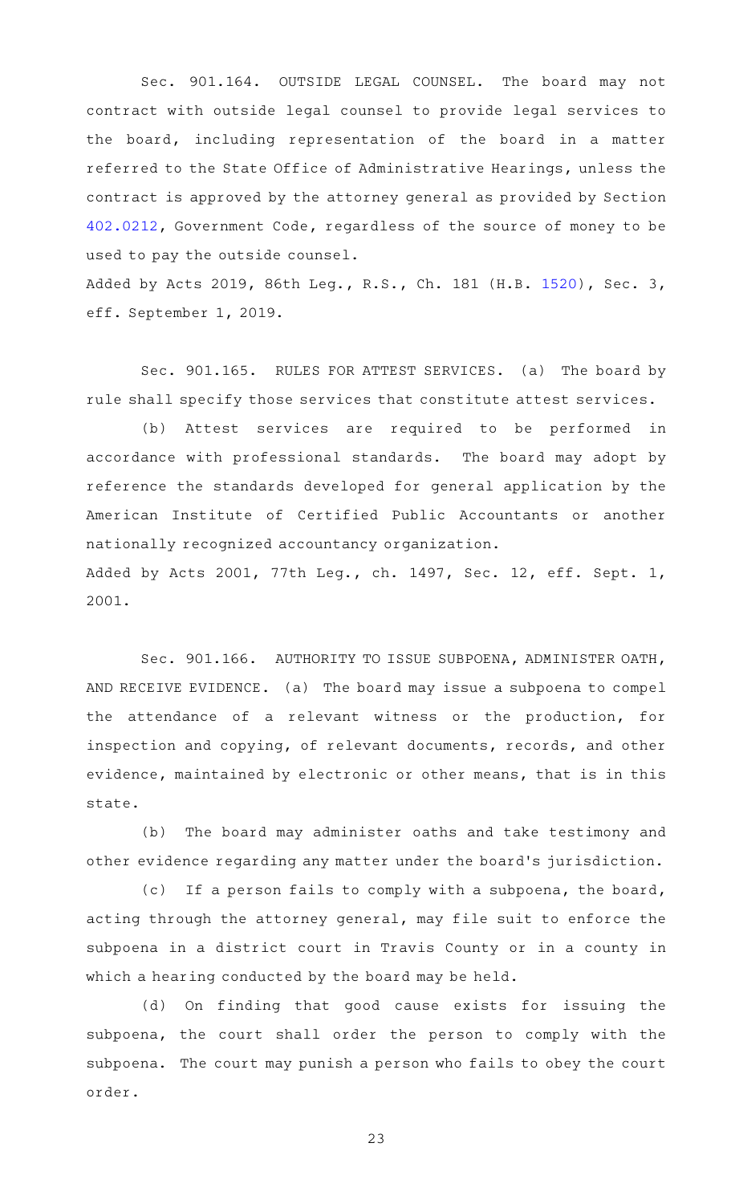Sec. 901.164. OUTSIDE LEGAL COUNSEL. The board may not contract with outside legal counsel to provide legal services to the board, including representation of the board in a matter referred to the State Office of Administrative Hearings, unless the contract is approved by the attorney general as provided by Section 402.0212, Government Code, regardless of the source of money to be used to pay the outside counsel.

Added by Acts 2019, 86th Leg., R.S., Ch. 181 (H.B. 1520), Sec. 3, eff. September 1, 2019.

Sec. 901.165. RULES FOR ATTEST SERVICES. (a) The board by rule shall specify those services that constitute attest services.

(b) Attest services are required to be performed in accordance with professional standards. The board may adopt by reference the standards developed for general application by the American Institute of Certified Public Accountants or another nationally recognized accountancy organization.

Added by Acts 2001, 77th Leg., ch. 1497, Sec. 12, eff. Sept. 1, 2001.

Sec. 901.166. AUTHORITY TO ISSUE SUBPOENA, ADMINISTER OATH, AND RECEIVE EVIDENCE. (a) The board may issue a subpoena to compel the attendance of a relevant witness or the production, for inspection and copying, of relevant documents, records, and other evidence, maintained by electronic or other means, that is in this state.

(b) The board may administer oaths and take testimony and other evidence regarding any matter under the board's jurisdiction.

(c) If a person fails to comply with a subpoena, the board, acting through the attorney general, may file suit to enforce the subpoena in a district court in Travis County or in a county in which a hearing conducted by the board may be held.

(d) On finding that good cause exists for issuing the subpoena, the court shall order the person to comply with the subpoena. The court may punish a person who fails to obey the court order.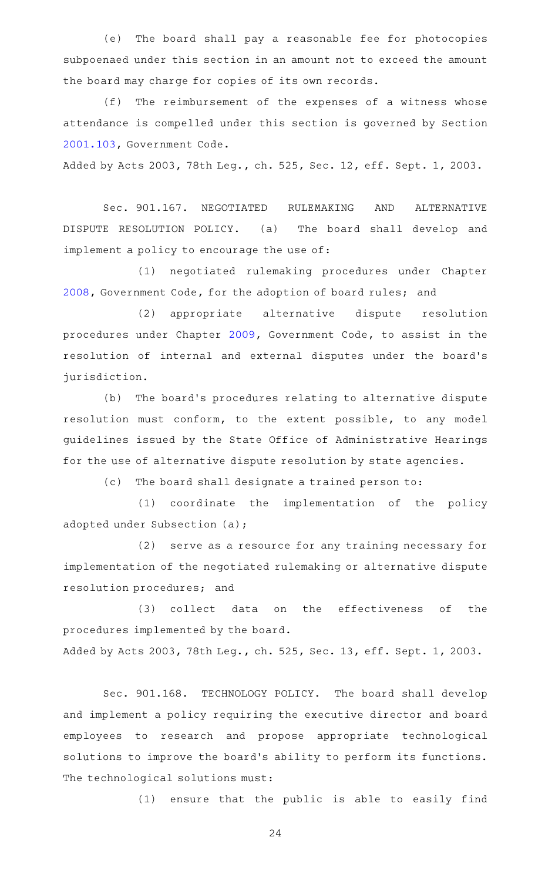(e) The board shall pay a reasonable fee for photocopies subpoenaed under this section in an amount not to exceed the amount the board may charge for copies of its own records.

(f) The reimbursement of the expenses of a witness whose attendance is compelled under this section is governed by Section 2001.103, Government Code.

Added by Acts 2003, 78th Leg., ch. 525, Sec. 12, eff. Sept. 1, 2003.

Sec. 901.167. NEGOTIATED RULEMAKING AND ALTERNATIVE DISPUTE RESOLUTION POLICY. (a) The board shall develop and implement a policy to encourage the use of:

(1) negotiated rulemaking procedures under Chapter 2008, Government Code, for the adoption of board rules; and

(2) appropriate alternative dispute resolution procedures under Chapter 2009, Government Code, to assist in the resolution of internal and external disputes under the board's jurisdiction.

(b) The board's procedures relating to alternative dispute resolution must conform, to the extent possible, to any model guidelines issued by the State Office of Administrative Hearings for the use of alternative dispute resolution by state agencies.

(c) The board shall designate a trained person to:

(1) coordinate the implementation of the policy adopted under Subsection (a);

(2) serve as a resource for any training necessary for implementation of the negotiated rulemaking or alternative dispute resolution procedures; and

(3) collect data on the effectiveness of the procedures implemented by the board.

Added by Acts 2003, 78th Leg., ch. 525, Sec. 13, eff. Sept. 1, 2003.

Sec. 901.168. TECHNOLOGY POLICY. The board shall develop and implement a policy requiring the executive director and board employees to research and propose appropriate technological solutions to improve the board's ability to perform its functions. The technological solutions must:

(1) ensure that the public is able to easily find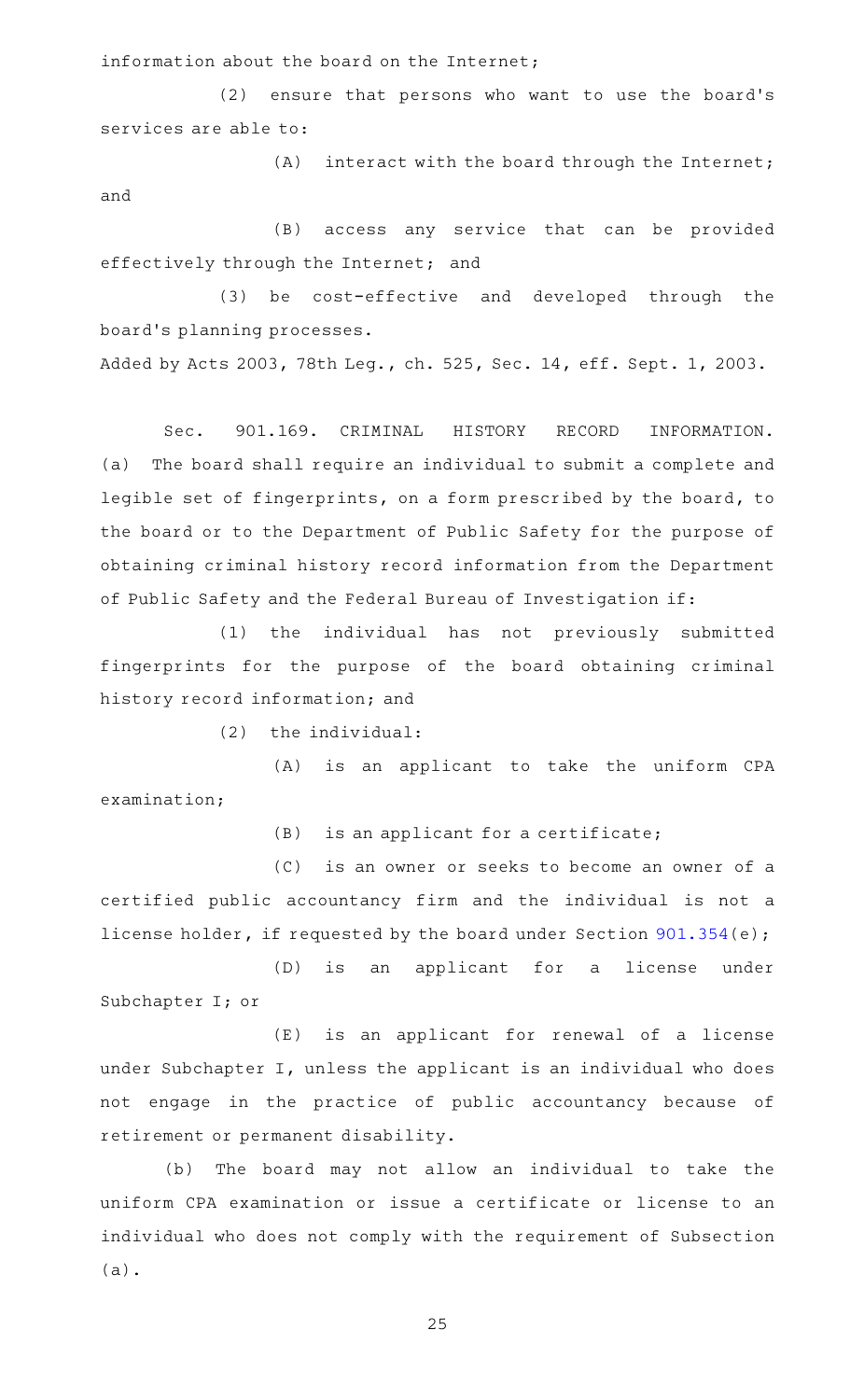information about the board on the Internet;

(2) ensure that persons who want to use the board's services are able to:

(A) interact with the board through the Internet; and

(B) access any service that can be provided effectively through the Internet; and

(3) be cost-effective and developed through the board's planning processes.

Added by Acts 2003, 78th Leg., ch. 525, Sec. 14, eff. Sept. 1, 2003.

Sec. 901.169. CRIMINAL HISTORY RECORD INFORMATION. (a) The board shall require an individual to submit a complete and legible set of fingerprints, on a form prescribed by the board, to the board or to the Department of Public Safety for the purpose of obtaining criminal history record information from the Department of Public Safety and the Federal Bureau of Investigation if:

(1) the individual has not previously submitted fingerprints for the purpose of the board obtaining criminal history record information; and

(2) the individual:

(A) is an applicant to take the uniform CPA examination;

(B) is an applicant for a certificate;

(C) is an owner or seeks to become an owner of a certified public accountancy firm and the individual is not a license holder, if requested by the board under Section 901.354(e);

(D) is an applicant for a license under Subchapter I; or

(E) is an applicant for renewal of a license under Subchapter I, unless the applicant is an individual who does not engage in the practice of public accountancy because of retirement or permanent disability.

(b) The board may not allow an individual to take the uniform CPA examination or issue a certificate or license to an individual who does not comply with the requirement of Subsection (a).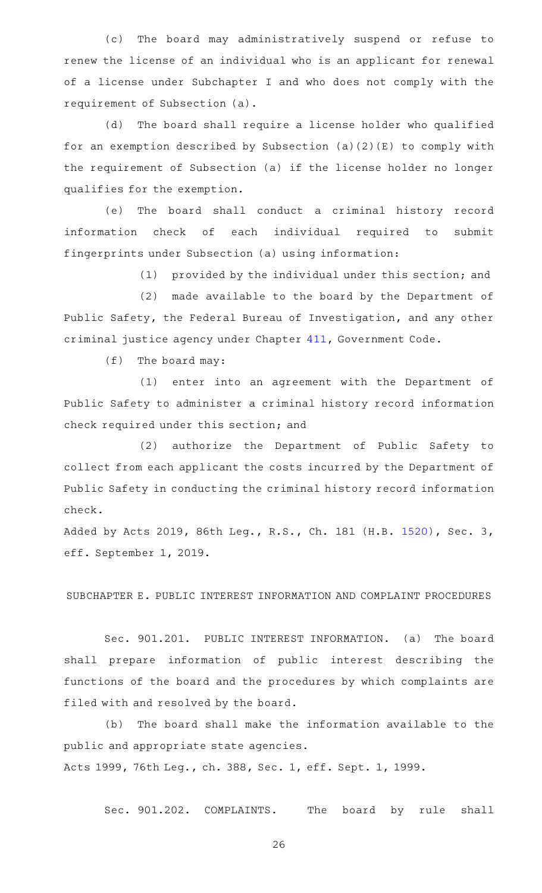(c) The board may administratively suspend or refuse to renew the license of an individual who is an applicant for renewal of a license under Subchapter I and who does not comply with the requirement of Subsection (a).

(d) The board shall require a license holder who qualified for an exemption described by Subsection (a)(2)(E) to comply with the requirement of Subsection (a) if the license holder no longer qualifies for the exemption.

(e) The board shall conduct a criminal history record information check of each individual required to submit fingerprints under Subsection (a) using information:

(1) provided by the individual under this section; and

(2) made available to the board by the Department of Public Safety, the Federal Bureau of Investigation, and any other criminal justice agency under Chapter 411, Government Code.

(f) The board may:

(1) enter into an agreement with the Department of Public Safety to administer a criminal history record information check required under this section; and

(2) authorize the Department of Public Safety to collect from each applicant the costs incurred by the Department of Public Safety in conducting the criminal history record information check.

Added by Acts 2019, 86th Leg., R.S., Ch. 181 (H.B. 1520), Sec. 3, eff. September 1, 2019.

SUBCHAPTER E. PUBLIC INTEREST INFORMATION AND COMPLAINT PROCEDURES

Sec. 901.201. PUBLIC INTEREST INFORMATION. (a) The board shall prepare information of public interest describing the functions of the board and the procedures by which complaints are filed with and resolved by the board.

(b) The board shall make the information available to the public and appropriate state agencies.

Acts 1999, 76th Leg., ch. 388, Sec. 1, eff. Sept. 1, 1999.

Sec. 901.202. COMPLAINTS. The board by rule shall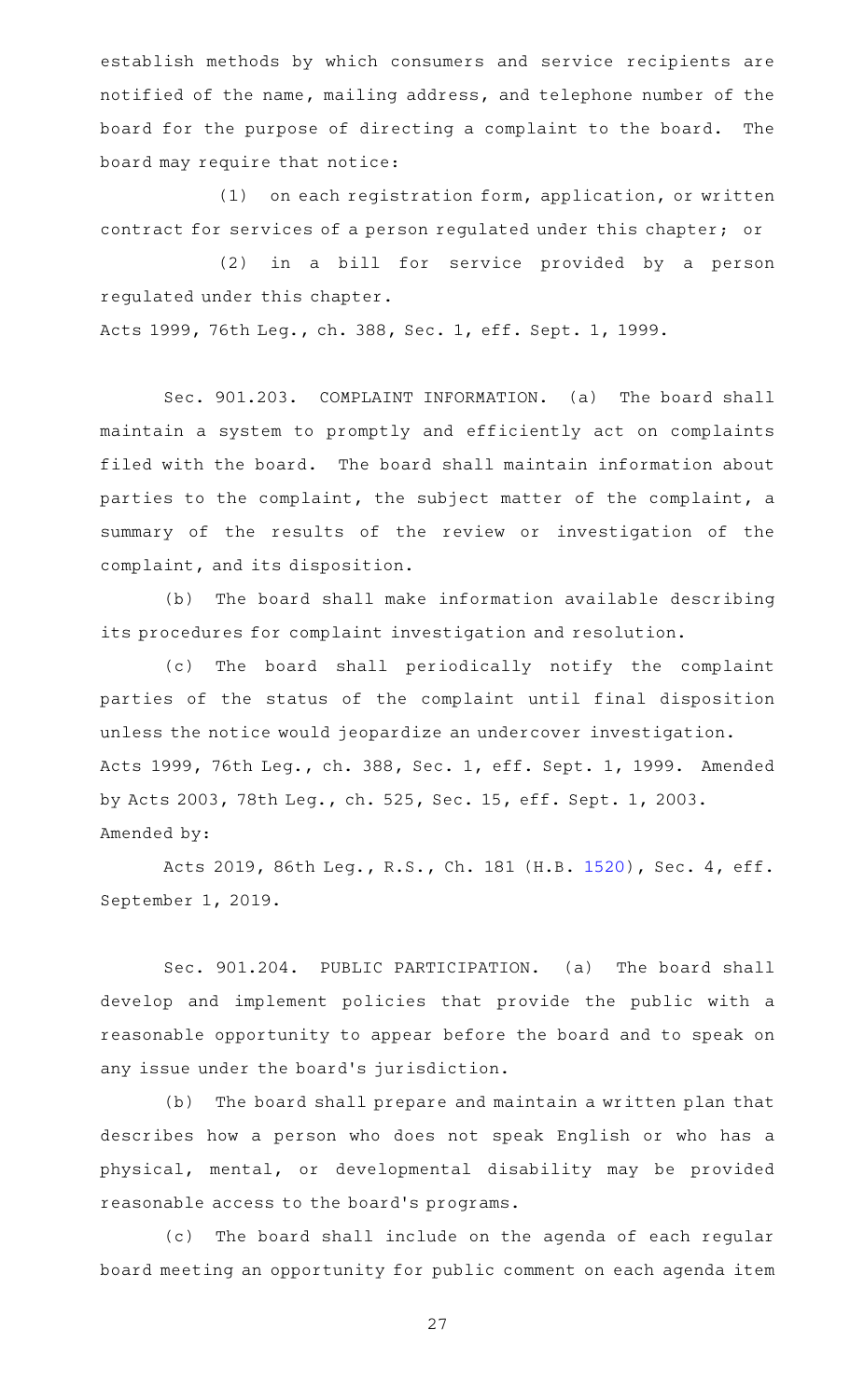establish methods by which consumers and service recipients are notified of the name, mailing address, and telephone number of the board for the purpose of directing a complaint to the board. The board may require that notice:

(1) on each registration form, application, or written contract for services of a person regulated under this chapter; or

(2) in a bill for service provided by a person regulated under this chapter.

Acts 1999, 76th Leg., ch. 388, Sec. 1, eff. Sept. 1, 1999.

Sec. 901.203. COMPLAINT INFORMATION. (a) The board shall maintain a system to promptly and efficiently act on complaints filed with the board. The board shall maintain information about parties to the complaint, the subject matter of the complaint, a summary of the results of the review or investigation of the complaint, and its disposition.

(b) The board shall make information available describing its procedures for complaint investigation and resolution.

(c) The board shall periodically notify the complaint parties of the status of the complaint until final disposition unless the notice would jeopardize an undercover investigation.

Acts 1999, 76th Leg., ch. 388, Sec. 1, eff. Sept. 1, 1999. Amended by Acts 2003, 78th Leg., ch. 525, Sec. 15, eff. Sept. 1, 2003.

Amended by:

Acts 2019, 86th Leg., R.S., Ch. 181 (H.B. 1520), Sec. 4, eff. September 1, 2019.

Sec. 901.204. PUBLIC PARTICIPATION. (a) The board shall develop and implement policies that provide the public with a reasonable opportunity to appear before the board and to speak on any issue under the board's jurisdiction.

(b) The board shall prepare and maintain a written plan that describes how a person who does not speak English or who has a physical, mental, or developmental disability may be provided reasonable access to the board's programs.

(c) The board shall include on the agenda of each regular board meeting an opportunity for public comment on each agenda item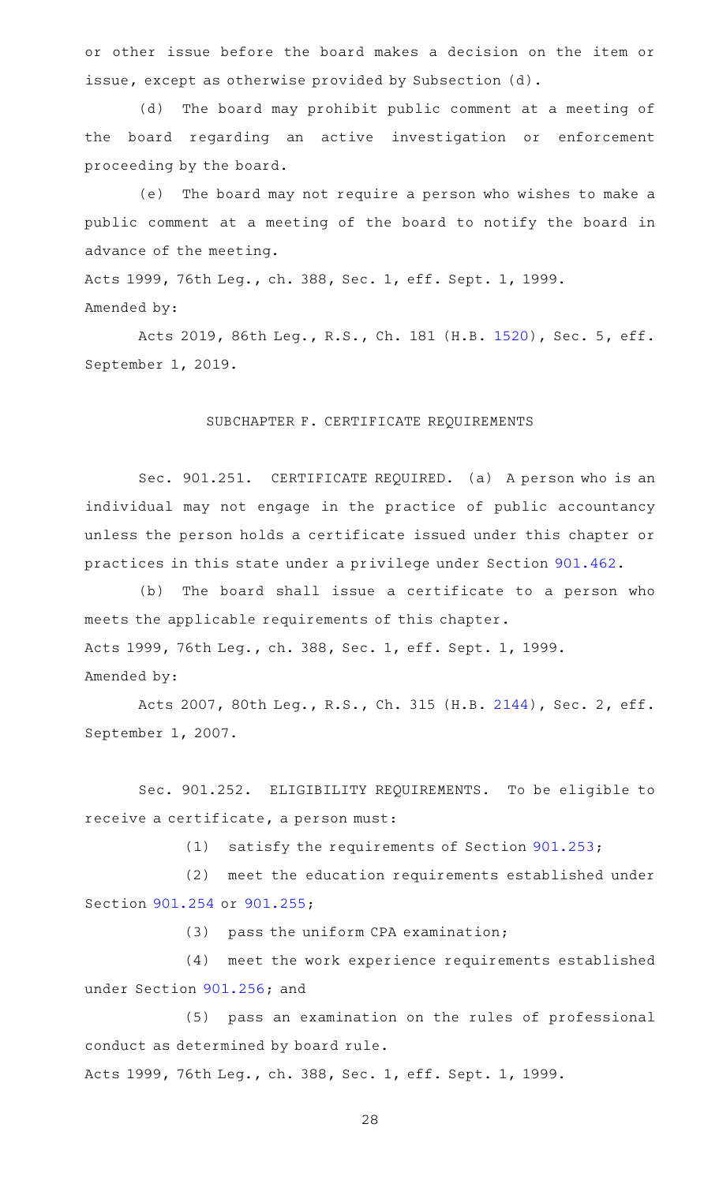or other issue before the board makes a decision on the item or issue, except as otherwise provided by Subsection (d).

(d) The board may prohibit public comment at a meeting of the board regarding an active investigation or enforcement proceeding by the board.

(e) The board may not require a person who wishes to make a public comment at a meeting of the board to notify the board in advance of the meeting.

Acts 1999, 76th Leg., ch. 388, Sec. 1, eff. Sept. 1, 1999.
Amended by:

Acts 2019, 86th Leg., R.S., Ch. 181 (H.B. 1520), Sec. 5, eff. September 1, 2019.

## SUBCHAPTER F. CERTIFICATE REQUIREMENTS

Sec. 901.251. CERTIFICATE REQUIRED. (a) A person who is an individual may not engage in the practice of public accountancy unless the person holds a certificate issued under this chapter or practices in this state under a privilege under Section 901.462.

(b) The board shall issue a certificate to a person who meets the applicable requirements of this chapter.

Acts 1999, 76th Leg., ch. 388, Sec. 1, eff. Sept. 1, 1999.
Amended by:

Acts 2007, 80th Leg., R.S., Ch. 315 (H.B. 2144), Sec. 2, eff. September 1, 2007.

Sec. 901.252. ELIGIBILITY REQUIREMENTS. To be eligible to receive a certificate, a person must:

(1) satisfy the requirements of Section 901.253;

(2) meet the education requirements established under Section 901.254 or 901.255;

(3) pass the uniform CPA examination;

(4) meet the work experience requirements established under Section 901.256; and

(5) pass an examination on the rules of professional conduct as determined by board rule.

Acts 1999, 76th Leg., ch. 388, Sec. 1, eff. Sept. 1, 1999.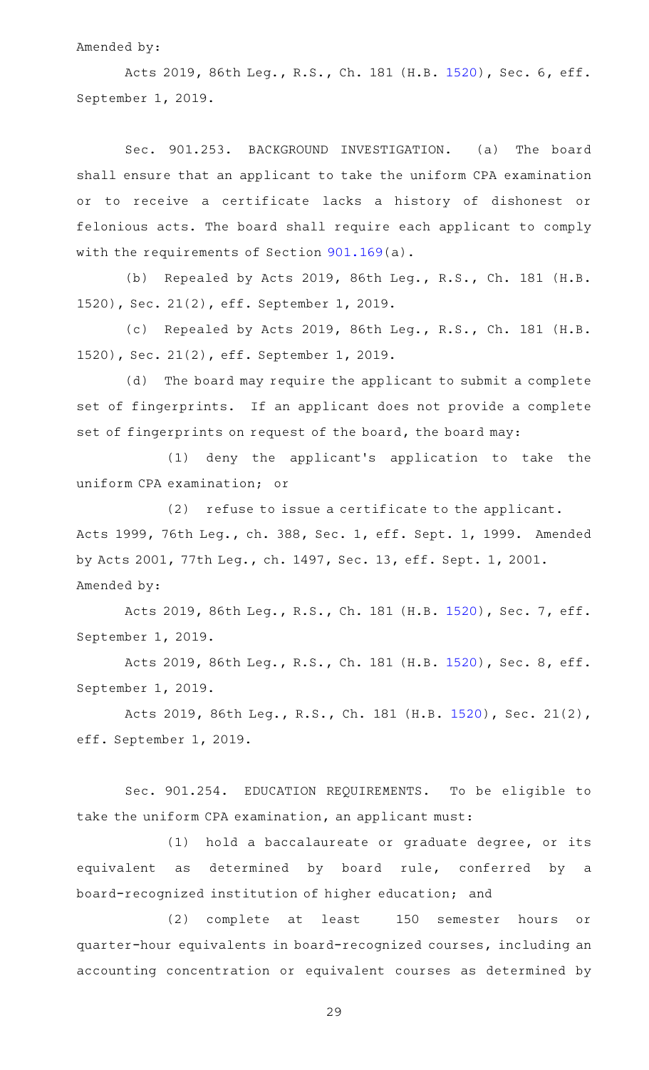Amended by:

Acts 2019, 86th Leg., R.S., Ch. 181 (H.B. 1520), Sec. 6, eff. September 1, 2019.

Sec. 901.253. BACKGROUND INVESTIGATION. (a) The board shall ensure that an applicant to take the uniform CPA examination or to receive a certificate lacks a history of dishonest or felonious acts. The board shall require each applicant to comply with the requirements of Section 901.169(a).

(b) Repealed by Acts 2019, 86th Leg., R.S., Ch. 181 (H.B. 1520), Sec. 21(2), eff. September 1, 2019.

(c) Repealed by Acts 2019, 86th Leg., R.S., Ch. 181 (H.B. 1520), Sec. 21(2), eff. September 1, 2019.

(d) The board may require the applicant to submit a complete set of fingerprints. If an applicant does not provide a complete set of fingerprints on request of the board, the board may:

(1) deny the applicant's application to take the uniform CPA examination; or

(2) refuse to issue a certificate to the applicant.

Acts 1999, 76th Leg., ch. 388, Sec. 1, eff. Sept. 1, 1999. Amended by Acts 2001, 77th Leg., ch. 1497, Sec. 13, eff. Sept. 1, 2001.

Amended by:

Acts 2019, 86th Leg., R.S., Ch. 181 (H.B. 1520), Sec. 7, eff. September 1, 2019.

Acts 2019, 86th Leg., R.S., Ch. 181 (H.B. 1520), Sec. 8, eff. September 1, 2019.

Acts 2019, 86th Leg., R.S., Ch. 181 (H.B. 1520), Sec. 21(2), eff. September 1, 2019.

Sec. 901.254. EDUCATION REQUIREMENTS. To be eligible to take the uniform CPA examination, an applicant must:

(1) hold a baccalaureate or graduate degree, or its equivalent as determined by board rule, conferred by a board-recognized institution of higher education; and

(2) complete at least 150 semester hours or quarter-hour equivalents in board-recognized courses, including an accounting concentration or equivalent courses as determined by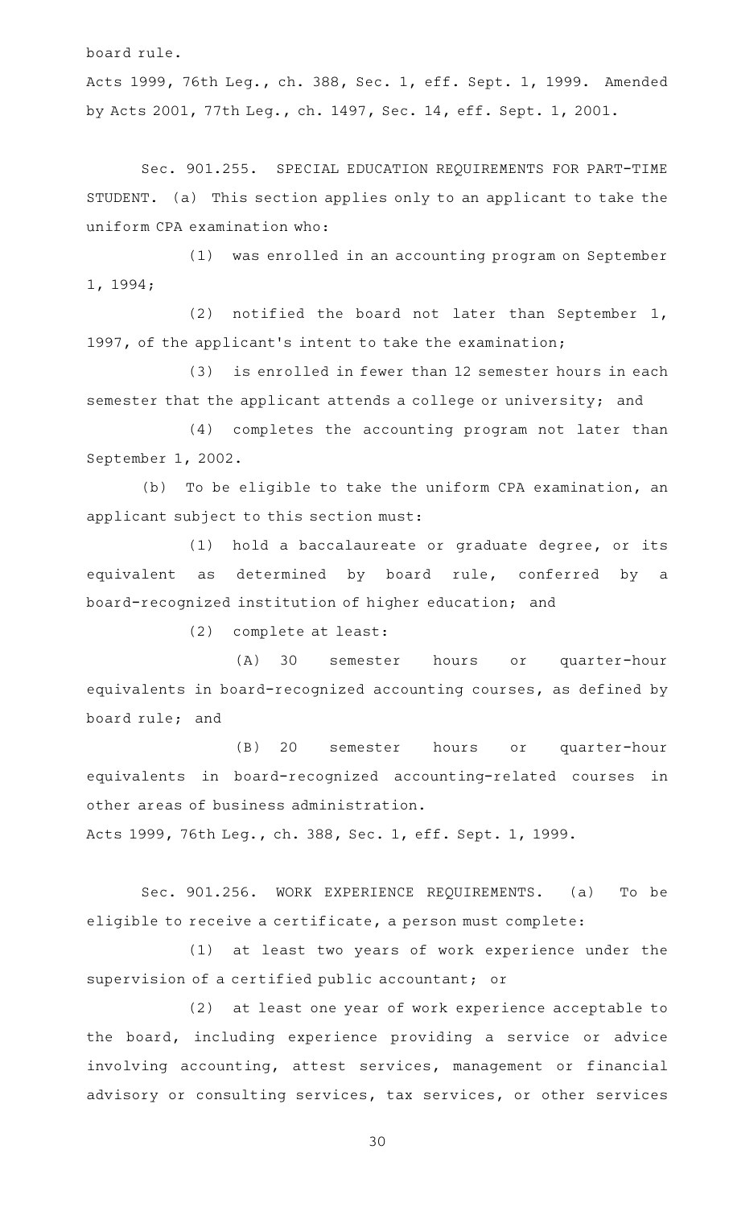board rule.

Acts 1999, 76th Leg., ch. 388, Sec. 1, eff. Sept. 1, 1999. Amended by Acts 2001, 77th Leg., ch. 1497, Sec. 14, eff. Sept. 1, 2001.

Sec. 901.255. SPECIAL EDUCATION REQUIREMENTS FOR PART-TIME STUDENT. (a) This section applies only to an applicant to take the uniform CPA examination who:

(1) was enrolled in an accounting program on September 1, 1994;

(2) notified the board not later than September 1, 1997, of the applicant's intent to take the examination;

(3) is enrolled in fewer than 12 semester hours in each semester that the applicant attends a college or university; and

(4) completes the accounting program not later than September 1, 2002.

(b) To be eligible to take the uniform CPA examination, an applicant subject to this section must:

(1) hold a baccalaureate or graduate degree, or its equivalent as determined by board rule, conferred by a board-recognized institution of higher education; and

(2) complete at least:

(A) 30 semester hours or quarter-hour equivalents in board-recognized accounting courses, as defined by board rule; and

(B) 20 semester hours or quarter-hour equivalents in board-recognized accounting-related courses in other areas of business administration.

Acts 1999, 76th Leg., ch. 388, Sec. 1, eff. Sept. 1, 1999.

Sec. 901.256. WORK EXPERIENCE REQUIREMENTS. (a) To be eligible to receive a certificate, a person must complete:

(1) at least two years of work experience under the supervision of a certified public accountant; or

(2) at least one year of work experience acceptable to the board, including experience providing a service or advice involving accounting, attest services, management or financial advisory or consulting services, tax services, or other services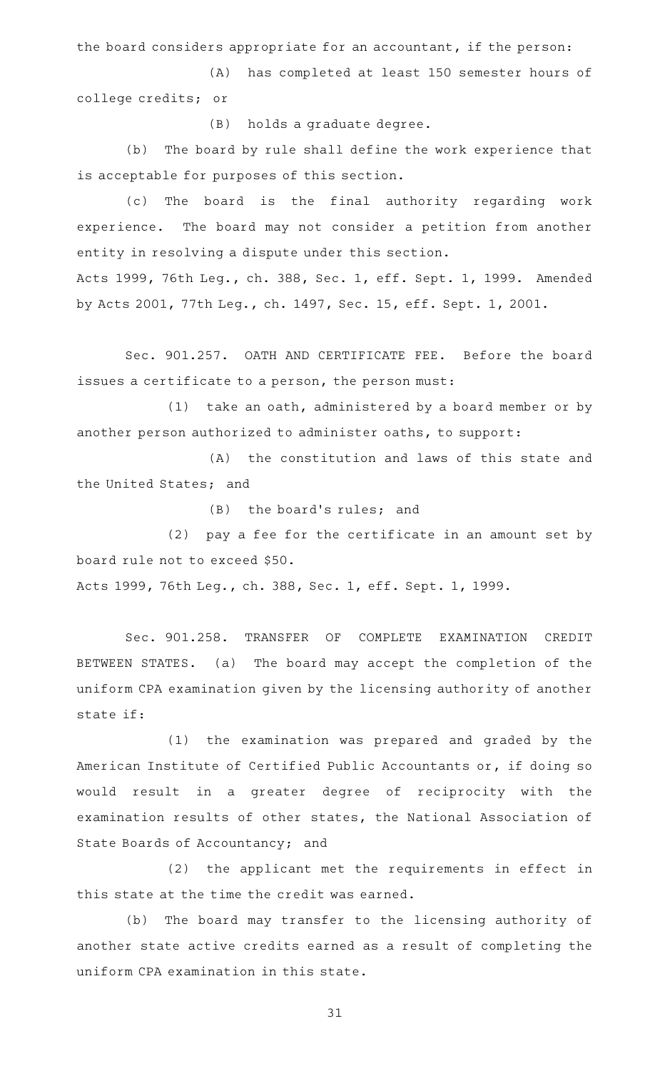the board considers appropriate for an accountant, if the person:

(A) has completed at least 150 semester hours of college credits; or

(B) holds a graduate degree.

(b) The board by rule shall define the work experience that is acceptable for purposes of this section.

(c) The board is the final authority regarding work experience. The board may not consider a petition from another entity in resolving a dispute under this section.

Acts 1999, 76th Leg., ch. 388, Sec. 1, eff. Sept. 1, 1999. Amended by Acts 2001, 77th Leg., ch. 1497, Sec. 15, eff. Sept. 1, 2001.

Sec. 901.257. OATH AND CERTIFICATE FEE. Before the board issues a certificate to a person, the person must:

(1) take an oath, administered by a board member or by another person authorized to administer oaths, to support:

(A) the constitution and laws of this state and the United States; and

(B) the board's rules; and

(2) pay a fee for the certificate in an amount set by board rule not to exceed $50.

Acts 1999, 76th Leg., ch. 388, Sec. 1, eff. Sept. 1, 1999.

Sec. 901.258. TRANSFER OF COMPLETE EXAMINATION CREDIT BETWEEN STATES. (a) The board may accept the completion of the uniform CPA examination given by the licensing authority of another state if:

(1) the examination was prepared and graded by the American Institute of Certified Public Accountants or, if doing so would result in a greater degree of reciprocity with the examination results of other states, the National Association of State Boards of Accountancy; and

(2) the applicant met the requirements in effect in this state at the time the credit was earned.

(b) The board may transfer to the licensing authority of another state active credits earned as a result of completing the uniform CPA examination in this state.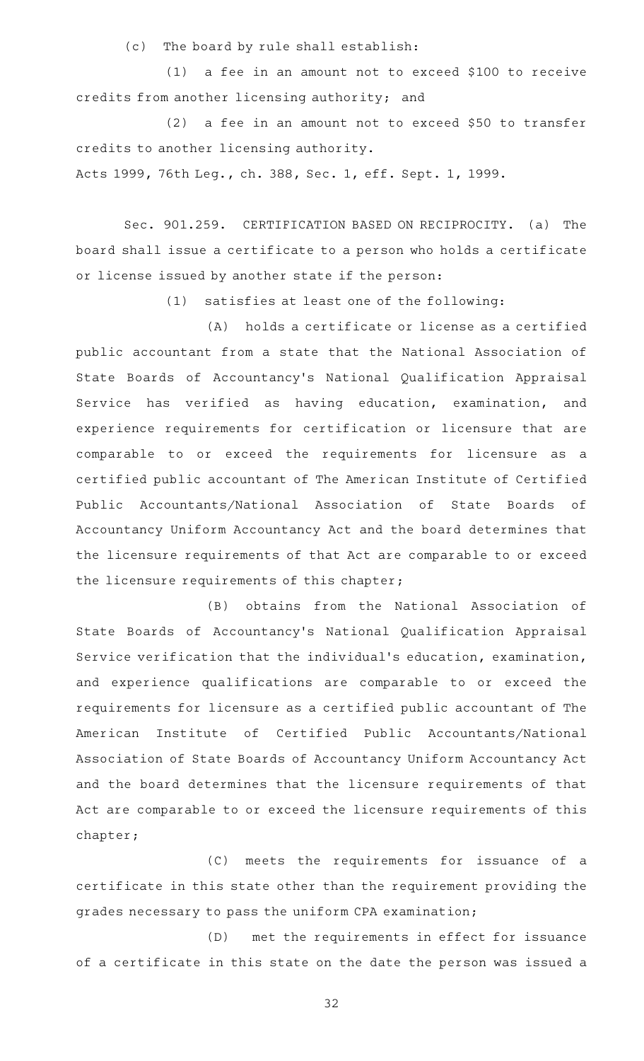(c) The board by rule shall establish:

(1) a fee in an amount not to exceed $100 to receive credits from another licensing authority; and

(2) a fee in an amount not to exceed $50 to transfer credits to another licensing authority.

Acts 1999, 76th Leg., ch. 388, Sec. 1, eff. Sept. 1, 1999.

Sec. 901.259. CERTIFICATION BASED ON RECIPROCITY. (a) The board shall issue a certificate to a person who holds a certificate or license issued by another state if the person:

(1) satisfies at least one of the following:

(A) holds a certificate or license as a certified public accountant from a state that the National Association of State Boards of Accountancy's National Qualification Appraisal Service has verified as having education, examination, and experience requirements for certification or licensure that are comparable to or exceed the requirements for licensure as a certified public accountant of The American Institute of Certified Public Accountants/National Association of State Boards of Accountancy Uniform Accountancy Act and the board determines that the licensure requirements of that Act are comparable to or exceed the licensure requirements of this chapter;

(B) obtains from the National Association of State Boards of Accountancy's National Qualification Appraisal Service verification that the individual's education, examination, and experience qualifications are comparable to or exceed the requirements for licensure as a certified public accountant of The American Institute of Certified Public Accountants/National Association of State Boards of Accountancy Uniform Accountancy Act and the board determines that the licensure requirements of that Act are comparable to or exceed the licensure requirements of this chapter;

(C) meets the requirements for issuance of a certificate in this state other than the requirement providing the grades necessary to pass the uniform CPA examination;

(D) met the requirements in effect for issuance of a certificate in this state on the date the person was issued a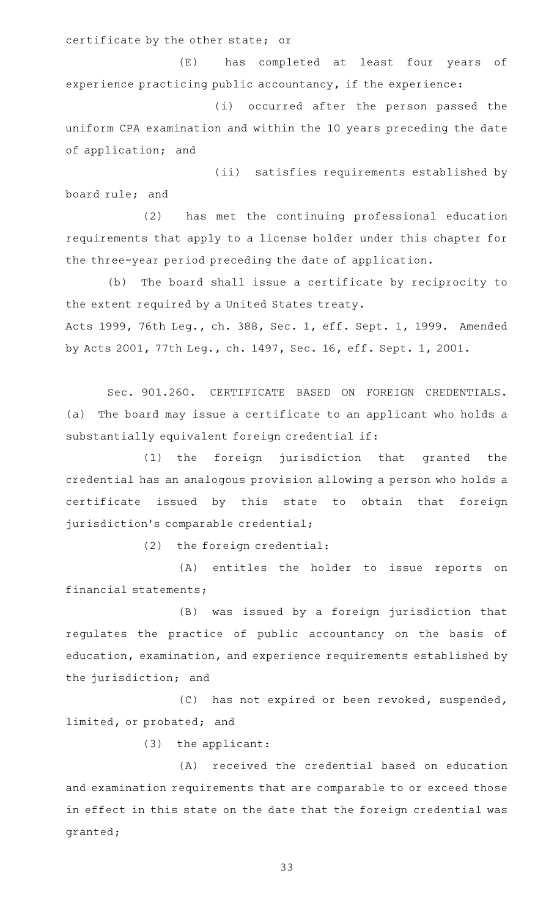certificate by the other state; or

(E) has completed at least four years of experience practicing public accountancy, if the experience:

(i) occurred after the person passed the uniform CPA examination and within the 10 years preceding the date of application; and

(ii) satisfies requirements established by board rule; and

(2) has met the continuing professional education requirements that apply to a license holder under this chapter for the three-year period preceding the date of application.

(b) The board shall issue a certificate by reciprocity to the extent required by a United States treaty.

Acts 1999, 76th Leg., ch. 388, Sec. 1, eff. Sept. 1, 1999. Amended by Acts 2001, 77th Leg., ch. 1497, Sec. 16, eff. Sept. 1, 2001.

Sec. 901.260. CERTIFICATE BASED ON FOREIGN CREDENTIALS. (a) The board may issue a certificate to an applicant who holds a substantially equivalent foreign credential if:

(1) the foreign jurisdiction that granted the credential has an analogous provision allowing a person who holds a certificate issued by this state to obtain that foreign jurisdiction's comparable credential;

(2) the foreign credential:

(A) entitles the holder to issue reports on financial statements;

(B) was issued by a foreign jurisdiction that regulates the practice of public accountancy on the basis of education, examination, and experience requirements established by the jurisdiction; and

(C) has not expired or been revoked, suspended, limited, or probated; and

(3) the applicant:

(A) received the credential based on education and examination requirements that are comparable to or exceed those in effect in this state on the date that the foreign credential was granted;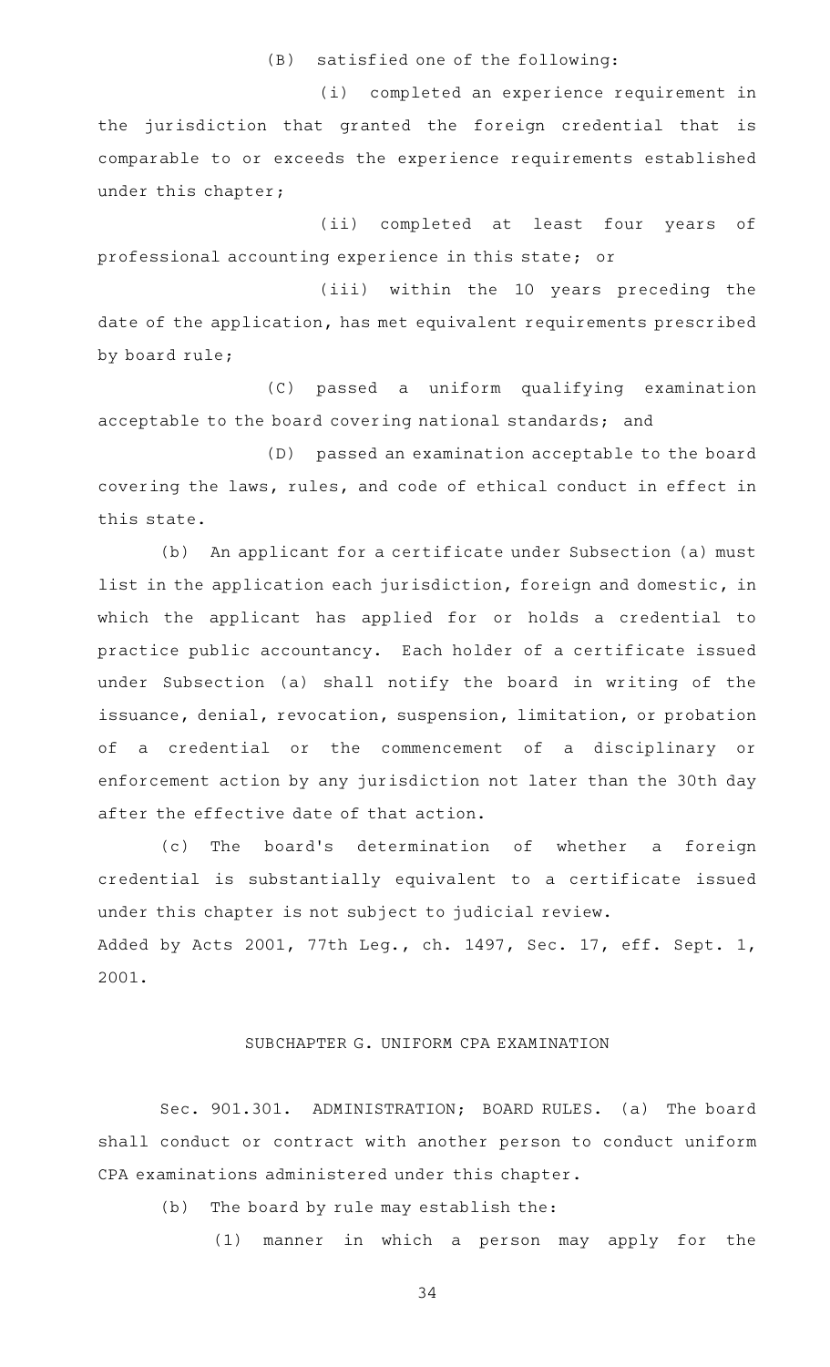(B) satisfied one of the following:

(i) completed an experience requirement in the jurisdiction that granted the foreign credential that is comparable to or exceeds the experience requirements established under this chapter;

(ii) completed at least four years of professional accounting experience in this state; or

(iii) within the 10 years preceding the date of the application, has met equivalent requirements prescribed by board rule;

(C) passed a uniform qualifying examination acceptable to the board covering national standards; and

(D) passed an examination acceptable to the board covering the laws, rules, and code of ethical conduct in effect in this state.

(b) An applicant for a certificate under Subsection (a) must list in the application each jurisdiction, foreign and domestic, in which the applicant has applied for or holds a credential to practice public accountancy. Each holder of a certificate issued under Subsection (a) shall notify the board in writing of the issuance, denial, revocation, suspension, limitation, or probation of a credential or the commencement of a disciplinary or enforcement action by any jurisdiction not later than the 30th day after the effective date of that action.

(c) The board's determination of whether a foreign credential is substantially equivalent to a certificate issued under this chapter is not subject to judicial review.

Added by Acts 2001, 77th Leg., ch. 1497, Sec. 17, eff. Sept. 1, 2001.

## SUBCHAPTER G. UNIFORM CPA EXAMINATION

Sec. 901.301. ADMINISTRATION; BOARD RULES. (a) The board shall conduct or contract with another person to conduct uniform CPA examinations administered under this chapter.

(b) The board by rule may establish the:

(1) manner in which a person may apply for the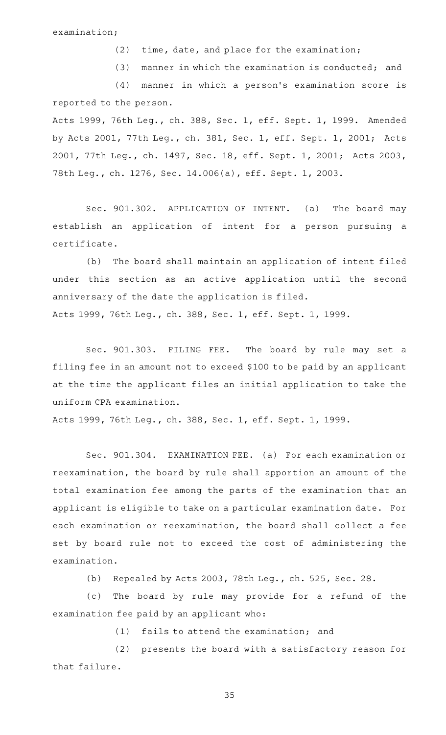examination;

(2) time, date, and place for the examination;

(3) manner in which the examination is conducted; and

(4) manner in which a person's examination score is reported to the person.

Acts 1999, 76th Leg., ch. 388, Sec. 1, eff. Sept. 1, 1999. Amended by Acts 2001, 77th Leg., ch. 381, Sec. 1, eff. Sept. 1, 2001; Acts 2001, 77th Leg., ch. 1497, Sec. 18, eff. Sept. 1, 2001; Acts 2003, 78th Leg., ch. 1276, Sec. 14.006(a), eff. Sept. 1, 2003.

Sec. 901.302. APPLICATION OF INTENT. (a) The board may establish an application of intent for a person pursuing a certificate.

(b) The board shall maintain an application of intent filed under this section as an active application until the second anniversary of the date the application is filed.

Acts 1999, 76th Leg., ch. 388, Sec. 1, eff. Sept. 1, 1999.

Sec. 901.303. FILING FEE. The board by rule may set a filing fee in an amount not to exceed $100 to be paid by an applicant at the time the applicant files an initial application to take the uniform CPA examination.

Acts 1999, 76th Leg., ch. 388, Sec. 1, eff. Sept. 1, 1999.

Sec. 901.304. EXAMINATION FEE. (a) For each examination or reexamination, the board by rule shall apportion an amount of the total examination fee among the parts of the examination that an applicant is eligible to take on a particular examination date. For each examination or reexamination, the board shall collect a fee set by board rule not to exceed the cost of administering the examination.

(b) Repealed by Acts 2003, 78th Leg., ch. 525, Sec. 28.

(c) The board by rule may provide for a refund of the examination fee paid by an applicant who:

(1) fails to attend the examination; and

(2) presents the board with a satisfactory reason for that failure.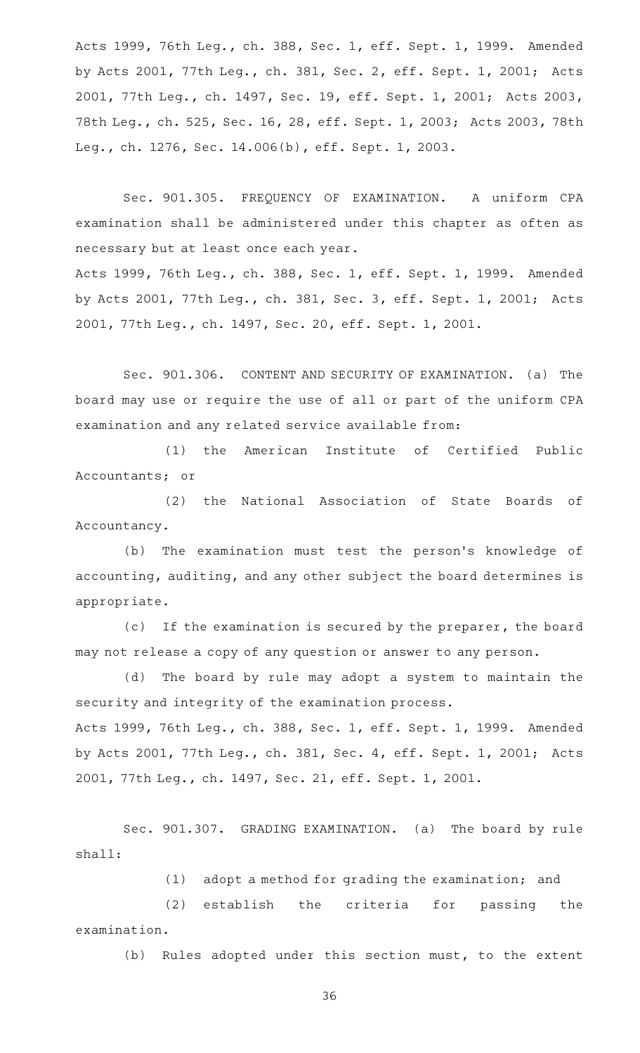Acts 1999, 76th Leg., ch. 388, Sec. 1, eff. Sept. 1, 1999. Amended by Acts 2001, 77th Leg., ch. 381, Sec. 2, eff. Sept. 1, 2001; Acts 2001, 77th Leg., ch. 1497, Sec. 19, eff. Sept. 1, 2001; Acts 2003, 78th Leg., ch. 525, Sec. 16, 28, eff. Sept. 1, 2003; Acts 2003, 78th Leg., ch. 1276, Sec. 14.006(b), eff. Sept. 1, 2003.

Sec. 901.305. FREQUENCY OF EXAMINATION. A uniform CPA examination shall be administered under this chapter as often as necessary but at least once each year.

Acts 1999, 76th Leg., ch. 388, Sec. 1, eff. Sept. 1, 1999. Amended by Acts 2001, 77th Leg., ch. 381, Sec. 3, eff. Sept. 1, 2001; Acts 2001, 77th Leg., ch. 1497, Sec. 20, eff. Sept. 1, 2001.

Sec. 901.306. CONTENT AND SECURITY OF EXAMINATION. (a) The board may use or require the use of all or part of the uniform CPA examination and any related service available from:

(1) the American Institute of Certified Public Accountants; or

(2) the National Association of State Boards of Accountancy.

(b) The examination must test the person's knowledge of accounting, auditing, and any other subject the board determines is appropriate.

(c) If the examination is secured by the preparer, the board may not release a copy of any question or answer to any person.

(d) The board by rule may adopt a system to maintain the security and integrity of the examination process.

Acts 1999, 76th Leg., ch. 388, Sec. 1, eff. Sept. 1, 1999. Amended by Acts 2001, 77th Leg., ch. 381, Sec. 4, eff. Sept. 1, 2001; Acts 2001, 77th Leg., ch. 1497, Sec. 21, eff. Sept. 1, 2001.

Sec. 901.307. GRADING EXAMINATION. (a) The board by rule shall:

(1) adopt a method for grading the examination; and

(2) establish the criteria for passing the examination.

(b) Rules adopted under this section must, to the extent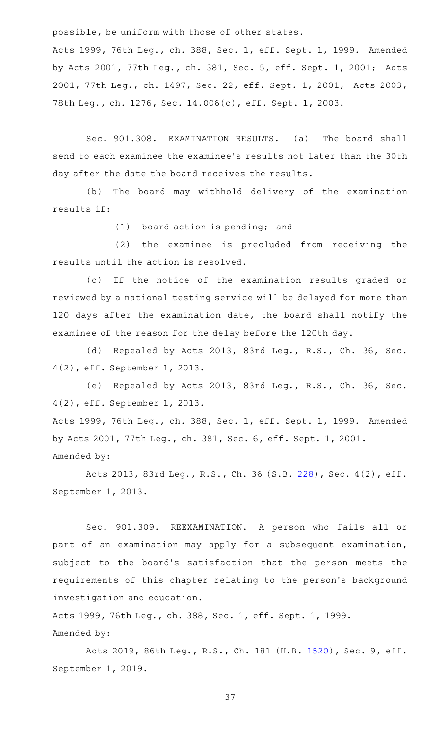possible, be uniform with those of other states.

Acts 1999, 76th Leg., ch. 388, Sec. 1, eff. Sept. 1, 1999. Amended by Acts 2001, 77th Leg., ch. 381, Sec. 5, eff. Sept. 1, 2001; Acts 2001, 77th Leg., ch. 1497, Sec. 22, eff. Sept. 1, 2001; Acts 2003, 78th Leg., ch. 1276, Sec. 14.006(c), eff. Sept. 1, 2003.

Sec. 901.308. EXAMINATION RESULTS. (a) The board shall send to each examinee the examinee's results not later than the 30th day after the date the board receives the results.

(b) The board may withhold delivery of the examination results if:

(1) board action is pending; and

(2) the examinee is precluded from receiving the results until the action is resolved.

(c) If the notice of the examination results graded or reviewed by a national testing service will be delayed for more than 120 days after the examination date, the board shall notify the examinee of the reason for the delay before the 120th day.

(d) Repealed by Acts 2013, 83rd Leg., R.S., Ch. 36, Sec. 4(2), eff. September 1, 2013.

(e) Repealed by Acts 2013, 83rd Leg., R.S., Ch. 36, Sec. 4(2), eff. September 1, 2013.

Acts 1999, 76th Leg., ch. 388, Sec. 1, eff. Sept. 1, 1999. Amended by Acts 2001, 77th Leg., ch. 381, Sec. 6, eff. Sept. 1, 2001.

Amended by:

Acts 2013, 83rd Leg., R.S., Ch. 36 (S.B. 228), Sec. 4(2), eff. September 1, 2013.

Sec. 901.309. REEXAMINATION. A person who fails all or part of an examination may apply for a subsequent examination, subject to the board's satisfaction that the person meets the requirements of this chapter relating to the person's background investigation and education.

Acts 1999, 76th Leg., ch. 388, Sec. 1, eff. Sept. 1, 1999.

Amended by:

Acts 2019, 86th Leg., R.S., Ch. 181 (H.B. 1520), Sec. 9, eff. September 1, 2019.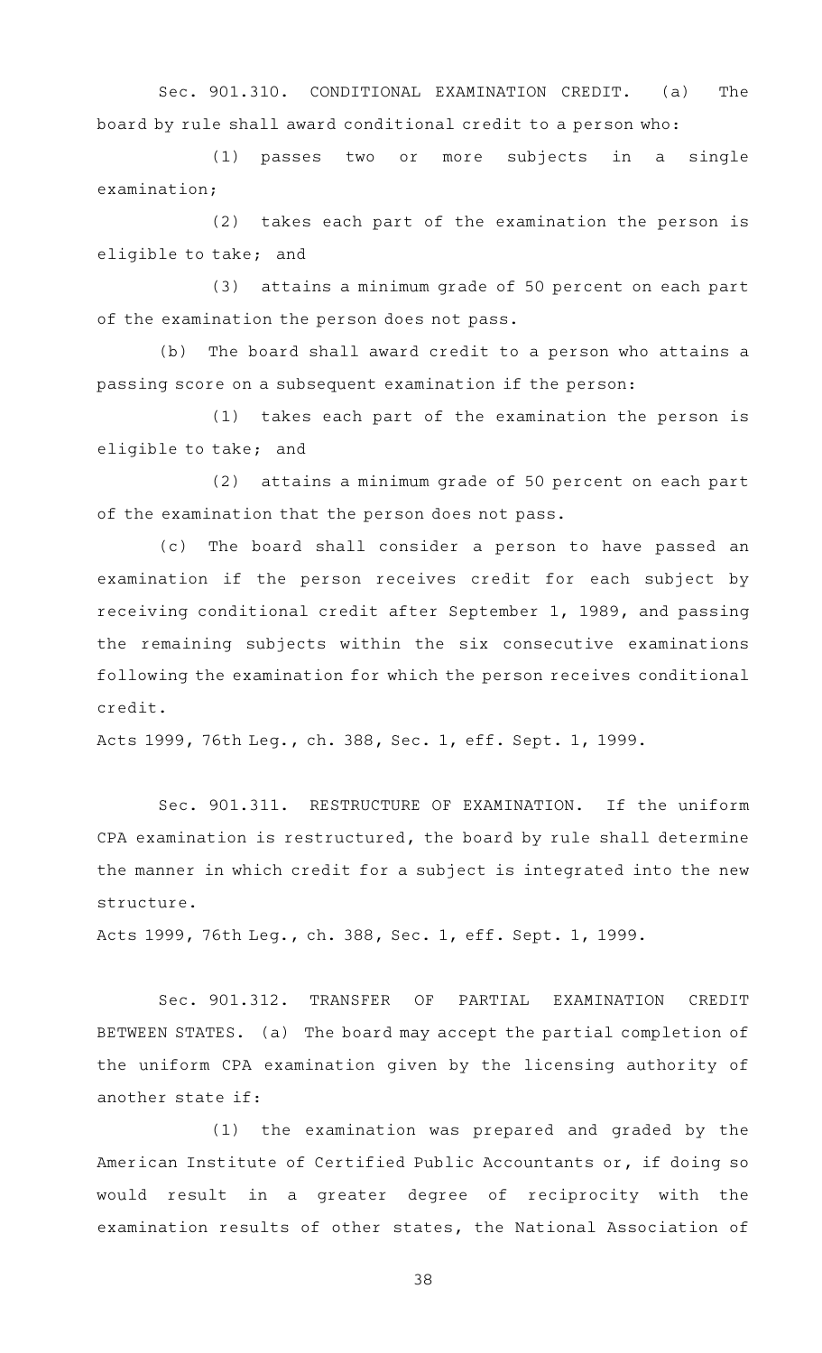Sec. 901.310. CONDITIONAL EXAMINATION CREDIT. (a) The board by rule shall award conditional credit to a person who:

(1) passes two or more subjects in a single examination;

(2) takes each part of the examination the person is eligible to take; and

(3) attains a minimum grade of 50 percent on each part of the examination the person does not pass.

(b) The board shall award credit to a person who attains a passing score on a subsequent examination if the person:

(1) takes each part of the examination the person is eligible to take; and

(2) attains a minimum grade of 50 percent on each part of the examination that the person does not pass.

(c) The board shall consider a person to have passed an examination if the person receives credit for each subject by receiving conditional credit after September 1, 1989, and passing the remaining subjects within the six consecutive examinations following the examination for which the person receives conditional credit.

Acts 1999, 76th Leg., ch. 388, Sec. 1, eff. Sept. 1, 1999.

Sec. 901.311. RESTRUCTURE OF EXAMINATION. If the uniform CPA examination is restructured, the board by rule shall determine the manner in which credit for a subject is integrated into the new structure.

Acts 1999, 76th Leg., ch. 388, Sec. 1, eff. Sept. 1, 1999.

Sec. 901.312. TRANSFER OF PARTIAL EXAMINATION CREDIT BETWEEN STATES. (a) The board may accept the partial completion of the uniform CPA examination given by the licensing authority of another state if:

(1) the examination was prepared and graded by the American Institute of Certified Public Accountants or, if doing so would result in a greater degree of reciprocity with the examination results of other states, the National Association of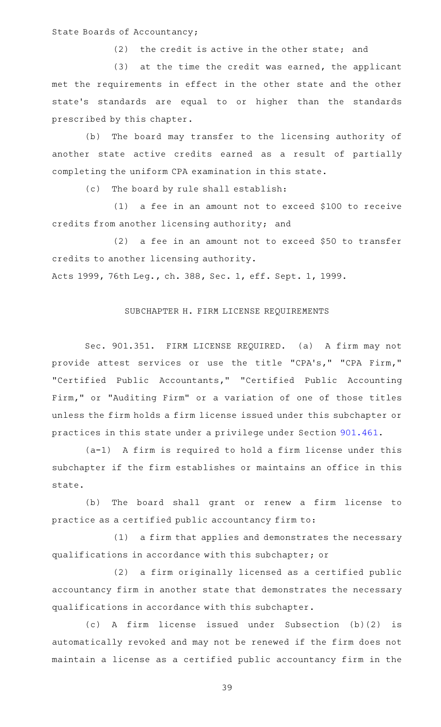State Boards of Accountancy;

(2) the credit is active in the other state; and

(3) at the time the credit was earned, the applicant met the requirements in effect in the other state and the other state's standards are equal to or higher than the standards prescribed by this chapter.

(b) The board may transfer to the licensing authority of another state active credits earned as a result of partially completing the uniform CPA examination in this state.

(c) The board by rule shall establish:

(1) a fee in an amount not to exceed $100 to receive credits from another licensing authority; and

(2) a fee in an amount not to exceed $50 to transfer credits to another licensing authority.

Acts 1999, 76th Leg., ch. 388, Sec. 1, eff. Sept. 1, 1999.

## SUBCHAPTER H. FIRM LICENSE REQUIREMENTS

Sec. 901.351. FIRM LICENSE REQUIRED. (a) A firm may not provide attest services or use the title "CPA's," "CPA Firm," "Certified Public Accountants," "Certified Public Accounting Firm," or "Auditing Firm" or a variation of one of those titles unless the firm holds a firm license issued under this subchapter or practices in this state under a privilege under Section 901.461.

(a-1) A firm is required to hold a firm license under this subchapter if the firm establishes or maintains an office in this state.

(b) The board shall grant or renew a firm license to practice as a certified public accountancy firm to:

(1) a firm that applies and demonstrates the necessary qualifications in accordance with this subchapter; or

(2) a firm originally licensed as a certified public accountancy firm in another state that demonstrates the necessary qualifications in accordance with this subchapter.

(c) A firm license issued under Subsection (b)(2) is automatically revoked and may not be renewed if the firm does not maintain a license as a certified public accountancy firm in the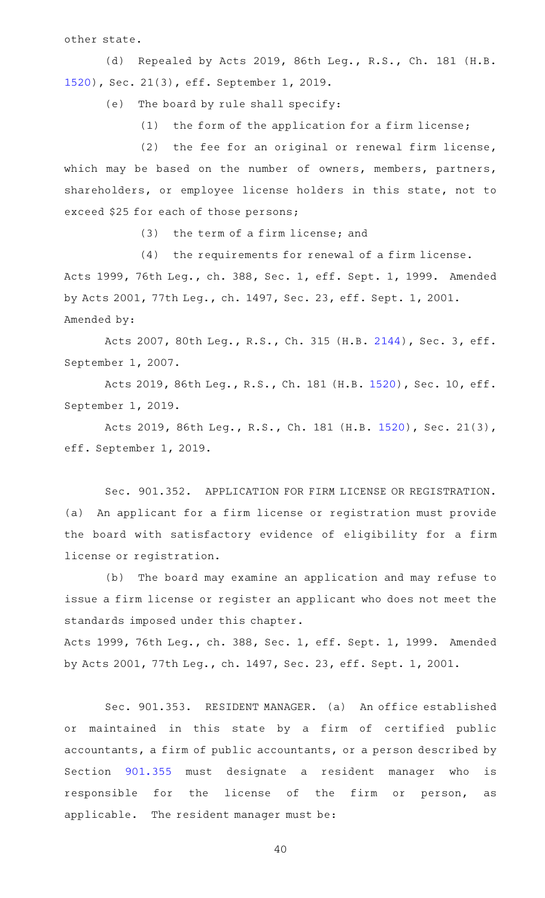other state.

(d) Repealed by Acts 2019, 86th Leg., R.S., Ch. 181 (H.B. 1520), Sec. 21(3), eff. September 1, 2019.

(e) The board by rule shall specify:

(1) the form of the application for a firm license;

(2) the fee for an original or renewal firm license, which may be based on the number of owners, members, partners, shareholders, or employee license holders in this state, not to exceed $25 for each of those persons;

(3) the term of a firm license; and

(4) the requirements for renewal of a firm license.

Acts 1999, 76th Leg., ch. 388, Sec. 1, eff. Sept. 1, 1999. Amended by Acts 2001, 77th Leg., ch. 1497, Sec. 23, eff. Sept. 1, 2001.

Amended by:

Acts 2007, 80th Leg., R.S., Ch. 315 (H.B. 2144), Sec. 3, eff. September 1, 2007.

Acts 2019, 86th Leg., R.S., Ch. 181 (H.B. 1520), Sec. 10, eff. September 1, 2019.

Acts 2019, 86th Leg., R.S., Ch. 181 (H.B. 1520), Sec. 21(3), eff. September 1, 2019.

Sec. 901.352. APPLICATION FOR FIRM LICENSE OR REGISTRATION. (a) An applicant for a firm license or registration must provide the board with satisfactory evidence of eligibility for a firm license or registration.

(b) The board may examine an application and may refuse to issue a firm license or register an applicant who does not meet the standards imposed under this chapter.

Acts 1999, 76th Leg., ch. 388, Sec. 1, eff. Sept. 1, 1999. Amended by Acts 2001, 77th Leg., ch. 1497, Sec. 23, eff. Sept. 1, 2001.

Sec. 901.353. RESIDENT MANAGER. (a) An office established or maintained in this state by a firm of certified public accountants, a firm of public accountants, or a person described by Section 901.355 must designate a resident manager who is responsible for the license of the firm or person, as applicable. The resident manager must be: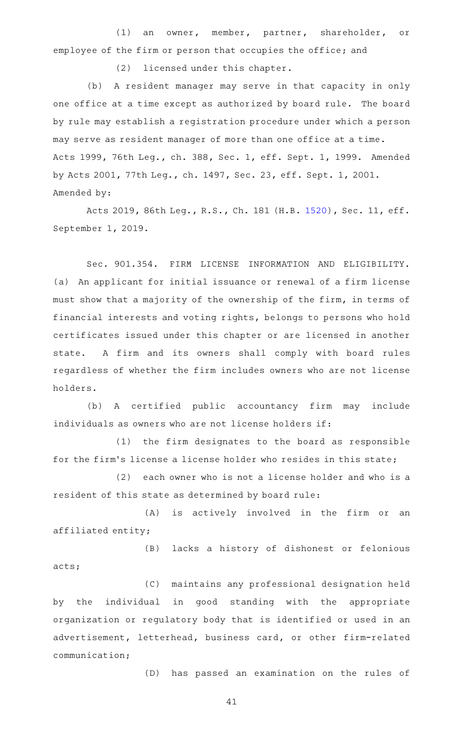(1) an owner, member, partner, shareholder, or employee of the firm or person that occupies the office; and

(2) licensed under this chapter.

(b) A resident manager may serve in that capacity in only one office at a time except as authorized by board rule. The board by rule may establish a registration procedure under which a person may serve as resident manager of more than one office at a time.

Acts 1999, 76th Leg., ch. 388, Sec. 1, eff. Sept. 1, 1999. Amended by Acts 2001, 77th Leg., ch. 1497, Sec. 23, eff. Sept. 1, 2001.

Amended by:

Acts 2019, 86th Leg., R.S., Ch. 181 (H.B. 1520), Sec. 11, eff. September 1, 2019.

Sec. 901.354. FIRM LICENSE INFORMATION AND ELIGIBILITY. (a) An applicant for initial issuance or renewal of a firm license must show that a majority of the ownership of the firm, in terms of financial interests and voting rights, belongs to persons who hold certificates issued under this chapter or are licensed in another state. A firm and its owners shall comply with board rules regardless of whether the firm includes owners who are not license holders.

(b) A certified public accountancy firm may include individuals as owners who are not license holders if:

(1) the firm designates to the board as responsible for the firm's license a license holder who resides in this state;

(2) each owner who is not a license holder and who is a resident of this state as determined by board rule:

(A) is actively involved in the firm or an affiliated entity;

(B) lacks a history of dishonest or felonious acts;

(C) maintains any professional designation held by the individual in good standing with the appropriate organization or regulatory body that is identified or used in an advertisement, letterhead, business card, or other firm-related communication;

(D) has passed an examination on the rules of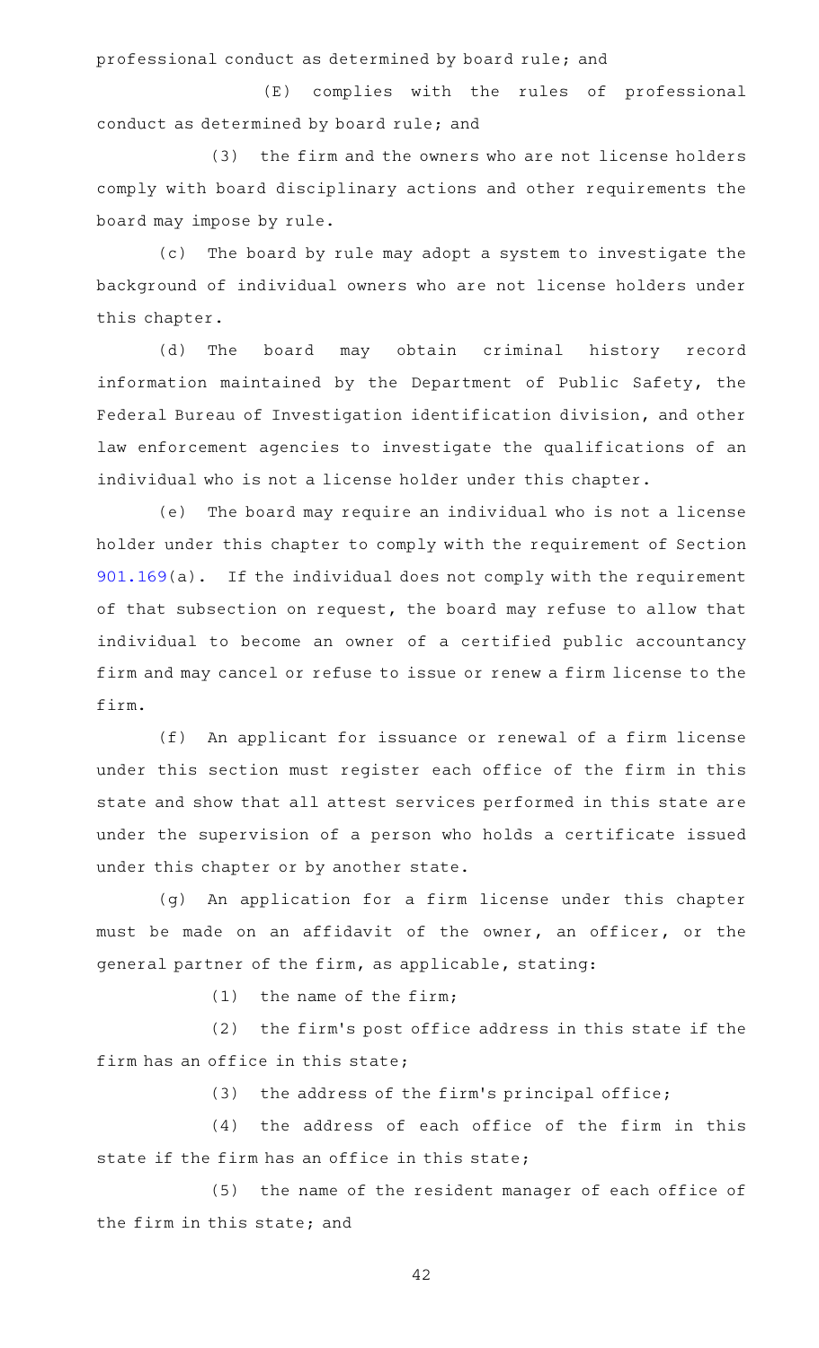professional conduct as determined by board rule; and

(E) complies with the rules of professional conduct as determined by board rule; and

(3) the firm and the owners who are not license holders comply with board disciplinary actions and other requirements the board may impose by rule.

(c) The board by rule may adopt a system to investigate the background of individual owners who are not license holders under this chapter.

(d) The board may obtain criminal history record information maintained by the Department of Public Safety, the Federal Bureau of Investigation identification division, and other law enforcement agencies to investigate the qualifications of an individual who is not a license holder under this chapter.

(e) The board may require an individual who is not a license holder under this chapter to comply with the requirement of Section 901.169(a). If the individual does not comply with the requirement of that subsection on request, the board may refuse to allow that individual to become an owner of a certified public accountancy firm and may cancel or refuse to issue or renew a firm license to the firm.

(f) An applicant for issuance or renewal of a firm license under this section must register each office of the firm in this state and show that all attest services performed in this state are under the supervision of a person who holds a certificate issued under this chapter or by another state.

(g) An application for a firm license under this chapter must be made on an affidavit of the owner, an officer, or the general partner of the firm, as applicable, stating:

(1) the name of the firm;

(2) the firm's post office address in this state if the firm has an office in this state;

(3) the address of the firm's principal office;

(4) the address of each office of the firm in this state if the firm has an office in this state;

(5) the name of the resident manager of each office of the firm in this state; and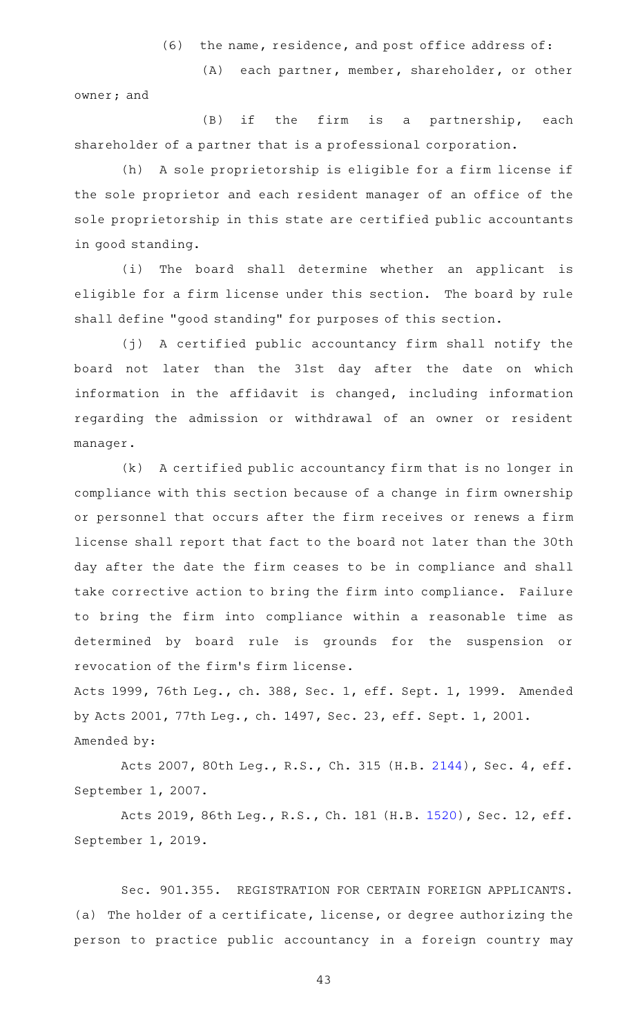(6) the name, residence, and post office address of:

(A) each partner, member, shareholder, or other owner; and

(B) if the firm is a partnership, each shareholder of a partner that is a professional corporation.

(h) A sole proprietorship is eligible for a firm license if the sole proprietor and each resident manager of an office of the sole proprietorship in this state are certified public accountants in good standing.

(i) The board shall determine whether an applicant is eligible for a firm license under this section. The board by rule shall define "good standing" for purposes of this section.

(j) A certified public accountancy firm shall notify the board not later than the 31st day after the date on which information in the affidavit is changed, including information regarding the admission or withdrawal of an owner or resident manager.

(k) A certified public accountancy firm that is no longer in compliance with this section because of a change in firm ownership or personnel that occurs after the firm receives or renews a firm license shall report that fact to the board not later than the 30th day after the date the firm ceases to be in compliance and shall take corrective action to bring the firm into compliance. Failure to bring the firm into compliance within a reasonable time as determined by board rule is grounds for the suspension or revocation of the firm's firm license.

Acts 1999, 76th Leg., ch. 388, Sec. 1, eff. Sept. 1, 1999. Amended by Acts 2001, 77th Leg., ch. 1497, Sec. 23, eff. Sept. 1, 2001.

Amended by:

Acts 2007, 80th Leg., R.S., Ch. 315 (H.B. 2144), Sec. 4, eff. September 1, 2007.

Acts 2019, 86th Leg., R.S., Ch. 181 (H.B. 1520), Sec. 12, eff. September 1, 2019.

Sec. 901.355. REGISTRATION FOR CERTAIN FOREIGN APPLICANTS. (a) The holder of a certificate, license, or degree authorizing the person to practice public accountancy in a foreign country may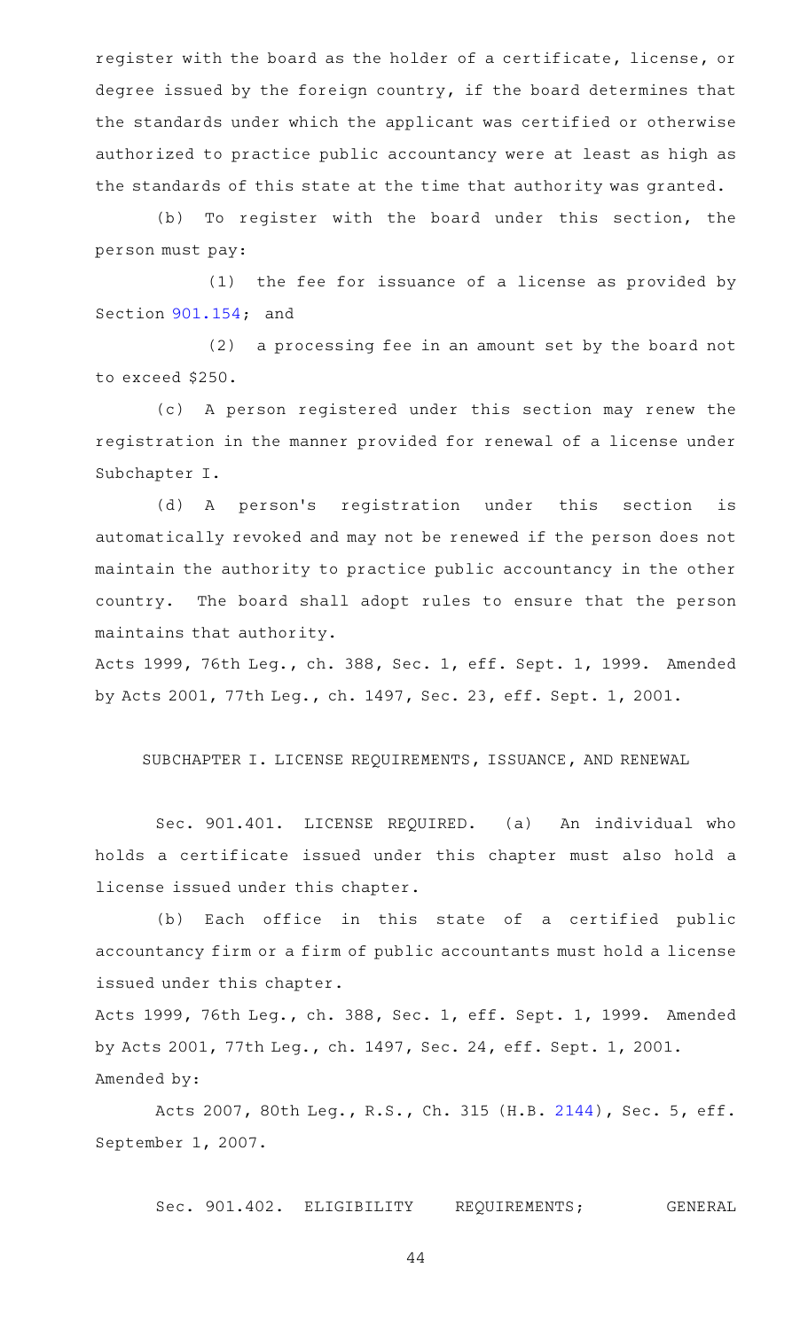register with the board as the holder of a certificate, license, or degree issued by the foreign country, if the board determines that the standards under which the applicant was certified or otherwise authorized to practice public accountancy were at least as high as the standards of this state at the time that authority was granted.

(b) To register with the board under this section, the person must pay:

(1) the fee for issuance of a license as provided by Section 901.154; and

(2) a processing fee in an amount set by the board not to exceed $250.

(c) A person registered under this section may renew the registration in the manner provided for renewal of a license under Subchapter I.

(d) A person's registration under this section is automatically revoked and may not be renewed if the person does not maintain the authority to practice public accountancy in the other country. The board shall adopt rules to ensure that the person maintains that authority.

Acts 1999, 76th Leg., ch. 388, Sec. 1, eff. Sept. 1, 1999. Amended by Acts 2001, 77th Leg., ch. 1497, Sec. 23, eff. Sept. 1, 2001.

SUBCHAPTER I. LICENSE REQUIREMENTS, ISSUANCE, AND RENEWAL

Sec. 901.401. LICENSE REQUIRED. (a) An individual who holds a certificate issued under this chapter must also hold a license issued under this chapter.

(b) Each office in this state of a certified public accountancy firm or a firm of public accountants must hold a license issued under this chapter.

Acts 1999, 76th Leg., ch. 388, Sec. 1, eff. Sept. 1, 1999. Amended by Acts 2001, 77th Leg., ch. 1497, Sec. 24, eff. Sept. 1, 2001.
Amended by:

Acts 2007, 80th Leg., R.S., Ch. 315 (H.B. 2144), Sec. 5, eff. September 1, 2007.

Sec. 901.402. ELIGIBILITY REQUIREMENTS; GENERAL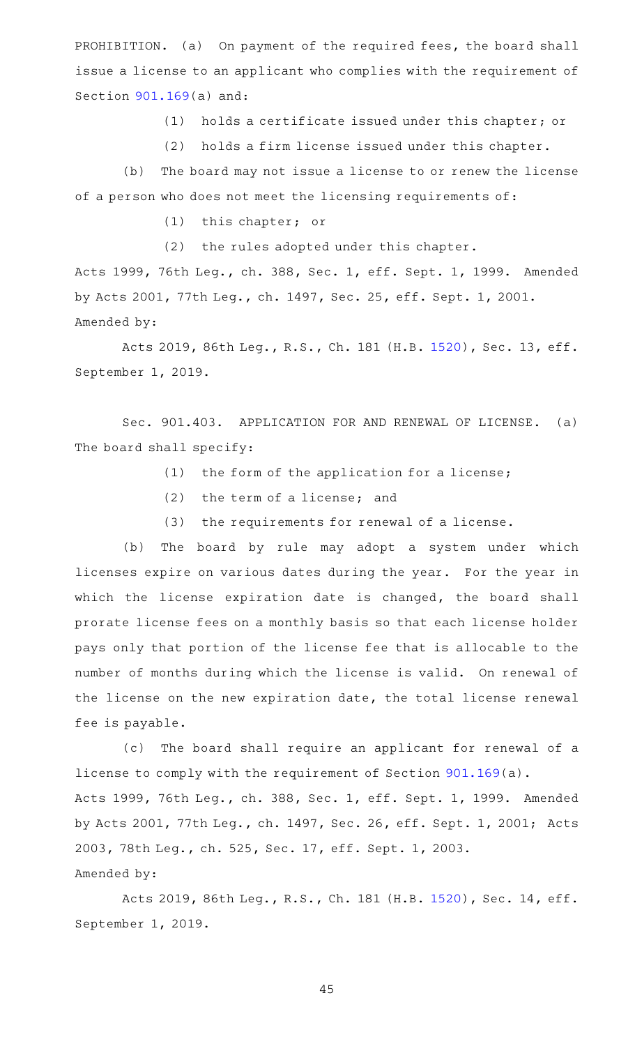PROHIBITION. (a) On payment of the required fees, the board shall issue a license to an applicant who complies with the requirement of Section 901.169(a) and:

(1) holds a certificate issued under this chapter; or

(2) holds a firm license issued under this chapter.

(b) The board may not issue a license to or renew the license of a person who does not meet the licensing requirements of:

(1) this chapter; or

(2) the rules adopted under this chapter.

Acts 1999, 76th Leg., ch. 388, Sec. 1, eff. Sept. 1, 1999. Amended by Acts 2001, 77th Leg., ch. 1497, Sec. 25, eff. Sept. 1, 2001.

Amended by:

Acts 2019, 86th Leg., R.S., Ch. 181 (H.B. 1520), Sec. 13, eff. September 1, 2019.

Sec. 901.403. APPLICATION FOR AND RENEWAL OF LICENSE. (a) The board shall specify:

(1) the form of the application for a license;

(2) the term of a license; and

(3) the requirements for renewal of a license.

(b) The board by rule may adopt a system under which licenses expire on various dates during the year. For the year in which the license expiration date is changed, the board shall prorate license fees on a monthly basis so that each license holder pays only that portion of the license fee that is allocable to the number of months during which the license is valid. On renewal of the license on the new expiration date, the total license renewal fee is payable.

(c) The board shall require an applicant for renewal of a license to comply with the requirement of Section 901.169(a).

Acts 1999, 76th Leg., ch. 388, Sec. 1, eff. Sept. 1, 1999. Amended by Acts 2001, 77th Leg., ch. 1497, Sec. 26, eff. Sept. 1, 2001; Acts 2003, 78th Leg., ch. 525, Sec. 17, eff. Sept. 1, 2003.

Amended by:

Acts 2019, 86th Leg., R.S., Ch. 181 (H.B. 1520), Sec. 14, eff. September 1, 2019.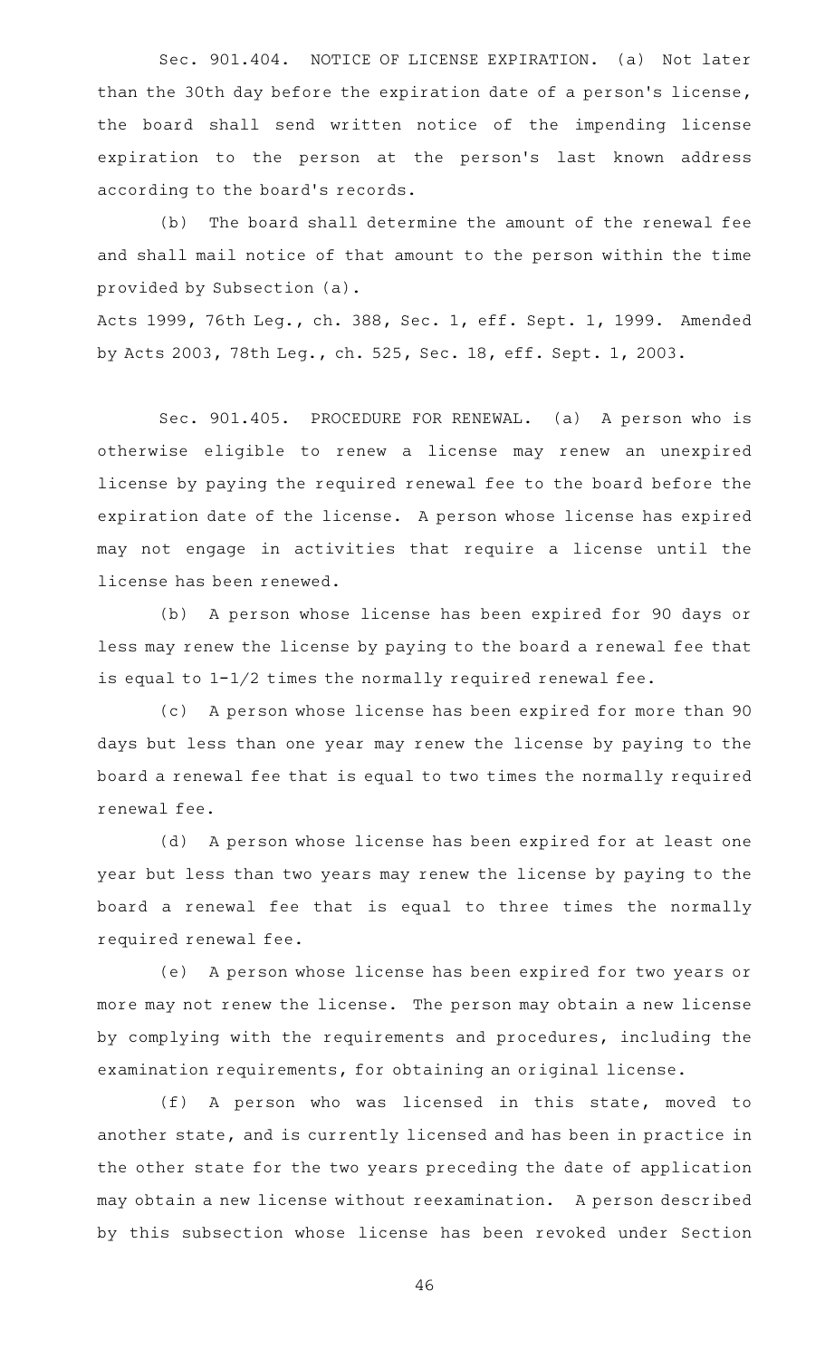Sec. 901.404. NOTICE OF LICENSE EXPIRATION. (a) Not later than the 30th day before the expiration date of a person's license, the board shall send written notice of the impending license expiration to the person at the person's last known address according to the board's records.

(b) The board shall determine the amount of the renewal fee and shall mail notice of that amount to the person within the time provided by Subsection (a).

Acts 1999, 76th Leg., ch. 388, Sec. 1, eff. Sept. 1, 1999. Amended by Acts 2003, 78th Leg., ch. 525, Sec. 18, eff. Sept. 1, 2003.

Sec. 901.405. PROCEDURE FOR RENEWAL. (a) A person who is otherwise eligible to renew a license may renew an unexpired license by paying the required renewal fee to the board before the expiration date of the license. A person whose license has expired may not engage in activities that require a license until the license has been renewed.

(b) A person whose license has been expired for 90 days or less may renew the license by paying to the board a renewal fee that is equal to 1-1/2 times the normally required renewal fee.

(c) A person whose license has been expired for more than 90 days but less than one year may renew the license by paying to the board a renewal fee that is equal to two times the normally required renewal fee.

(d) A person whose license has been expired for at least one year but less than two years may renew the license by paying to the board a renewal fee that is equal to three times the normally required renewal fee.

(e) A person whose license has been expired for two years or more may not renew the license. The person may obtain a new license by complying with the requirements and procedures, including the examination requirements, for obtaining an original license.

(f) A person who was licensed in this state, moved to another state, and is currently licensed and has been in practice in the other state for the two years preceding the date of application may obtain a new license without reexamination. A person described by this subsection whose license has been revoked under Section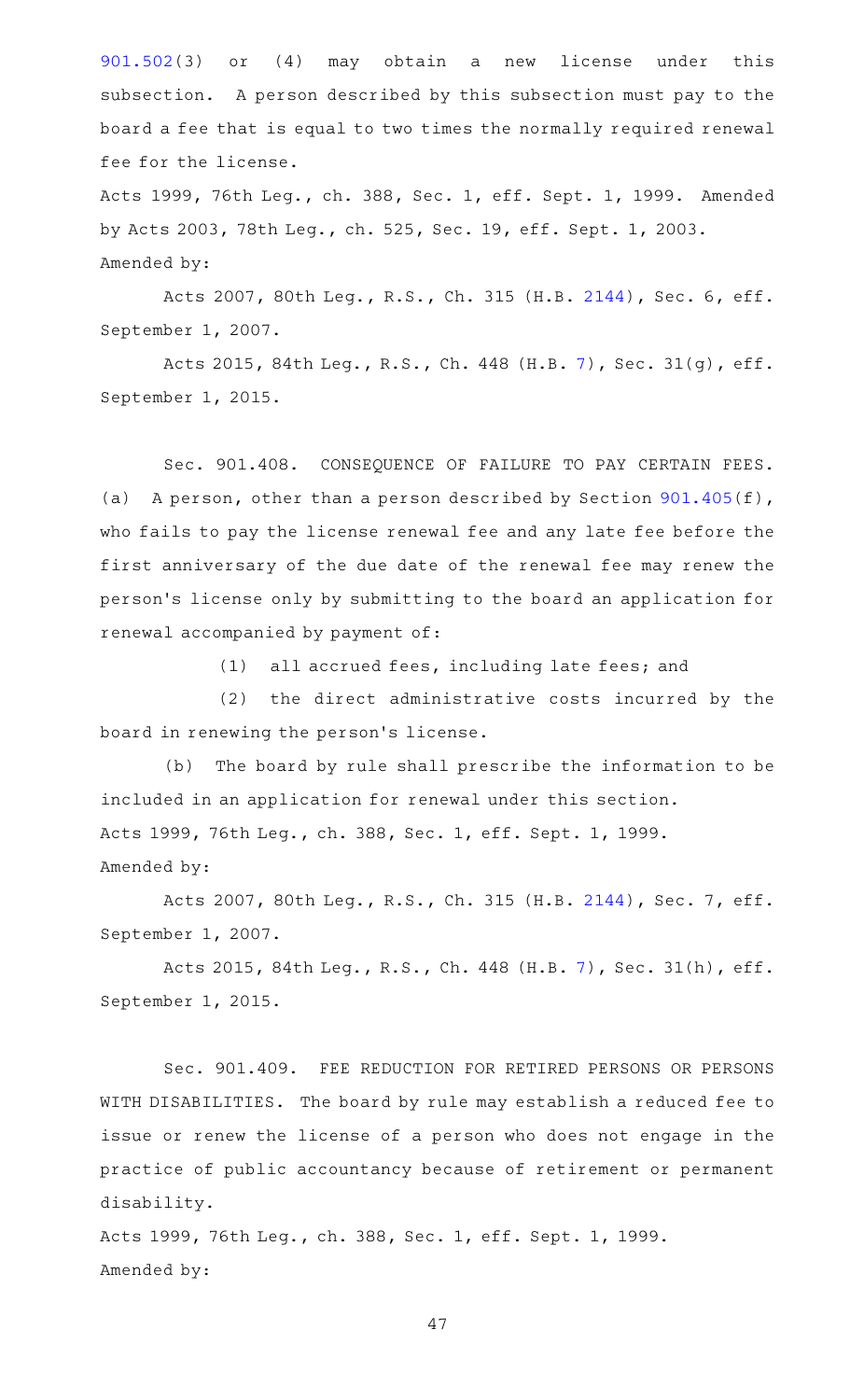901.502(3) or (4) may obtain a new license under this subsection. A person described by this subsection must pay to the board a fee that is equal to two times the normally required renewal fee for the license.

Acts 1999, 76th Leg., ch. 388, Sec. 1, eff. Sept. 1, 1999. Amended by Acts 2003, 78th Leg., ch. 525, Sec. 19, eff. Sept. 1, 2003.

Amended by:

Acts 2007, 80th Leg., R.S., Ch. 315 (H.B. 2144), Sec. 6, eff. September 1, 2007.

Acts 2015, 84th Leg., R.S., Ch. 448 (H.B. 7), Sec. 31(g), eff. September 1, 2015.

Sec. 901.408. CONSEQUENCE OF FAILURE TO PAY CERTAIN FEES. (a) A person, other than a person described by Section 901.405(f), who fails to pay the license renewal fee and any late fee before the first anniversary of the due date of the renewal fee may renew the person's license only by submitting to the board an application for renewal accompanied by payment of:

(1) all accrued fees, including late fees; and

(2) the direct administrative costs incurred by the board in renewing the person's license.

(b) The board by rule shall prescribe the information to be included in an application for renewal under this section.

Acts 1999, 76th Leg., ch. 388, Sec. 1, eff. Sept. 1, 1999.

Amended by:

Acts 2007, 80th Leg., R.S., Ch. 315 (H.B. 2144), Sec. 7, eff. September 1, 2007.

Acts 2015, 84th Leg., R.S., Ch. 448 (H.B. 7), Sec. 31(h), eff. September 1, 2015.

Sec. 901.409. FEE REDUCTION FOR RETIRED PERSONS OR PERSONS WITH DISABILITIES. The board by rule may establish a reduced fee to issue or renew the license of a person who does not engage in the practice of public accountancy because of retirement or permanent disability.

Acts 1999, 76th Leg., ch. 388, Sec. 1, eff. Sept. 1, 1999.

Amended by: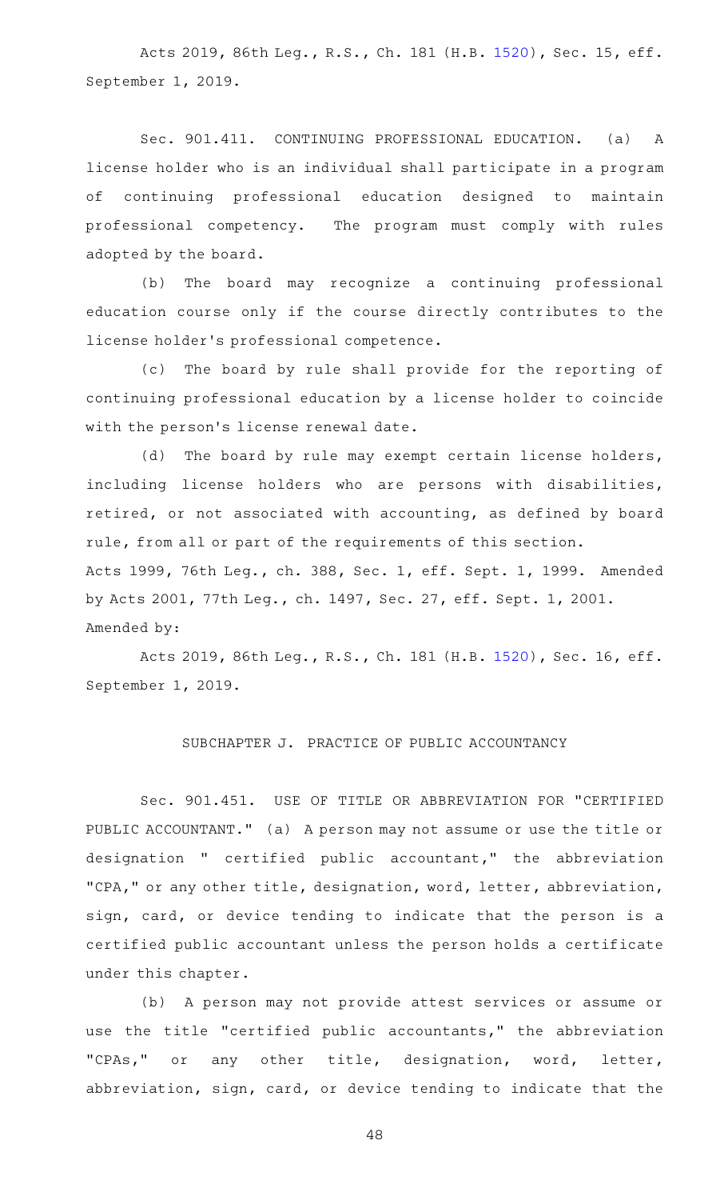Acts 2019, 86th Leg., R.S., Ch. 181 (H.B. 1520), Sec. 15, eff. September 1, 2019.

Sec. 901.411. CONTINUING PROFESSIONAL EDUCATION. (a) A license holder who is an individual shall participate in a program of continuing professional education designed to maintain professional competency. The program must comply with rules adopted by the board.

(b) The board may recognize a continuing professional education course only if the course directly contributes to the license holder's professional competence.

(c) The board by rule shall provide for the reporting of continuing professional education by a license holder to coincide with the person's license renewal date.

(d) The board by rule may exempt certain license holders, including license holders who are persons with disabilities, retired, or not associated with accounting, as defined by board rule, from all or part of the requirements of this section.

Acts 1999, 76th Leg., ch. 388, Sec. 1, eff. Sept. 1, 1999. Amended by Acts 2001, 77th Leg., ch. 1497, Sec. 27, eff. Sept. 1, 2001.

Amended by:

Acts 2019, 86th Leg., R.S., Ch. 181 (H.B. 1520), Sec. 16, eff. September 1, 2019.

## SUBCHAPTER J. PRACTICE OF PUBLIC ACCOUNTANCY

Sec. 901.451. USE OF TITLE OR ABBREVIATION FOR "CERTIFIED PUBLIC ACCOUNTANT." (a) A person may not assume or use the title or designation " certified public accountant," the abbreviation "CPA," or any other title, designation, word, letter, abbreviation, sign, card, or device tending to indicate that the person is a certified public accountant unless the person holds a certificate under this chapter.

(b) A person may not provide attest services or assume or use the title "certified public accountants," the abbreviation "CPAs," or any other title, designation, word, letter, abbreviation, sign, card, or device tending to indicate that the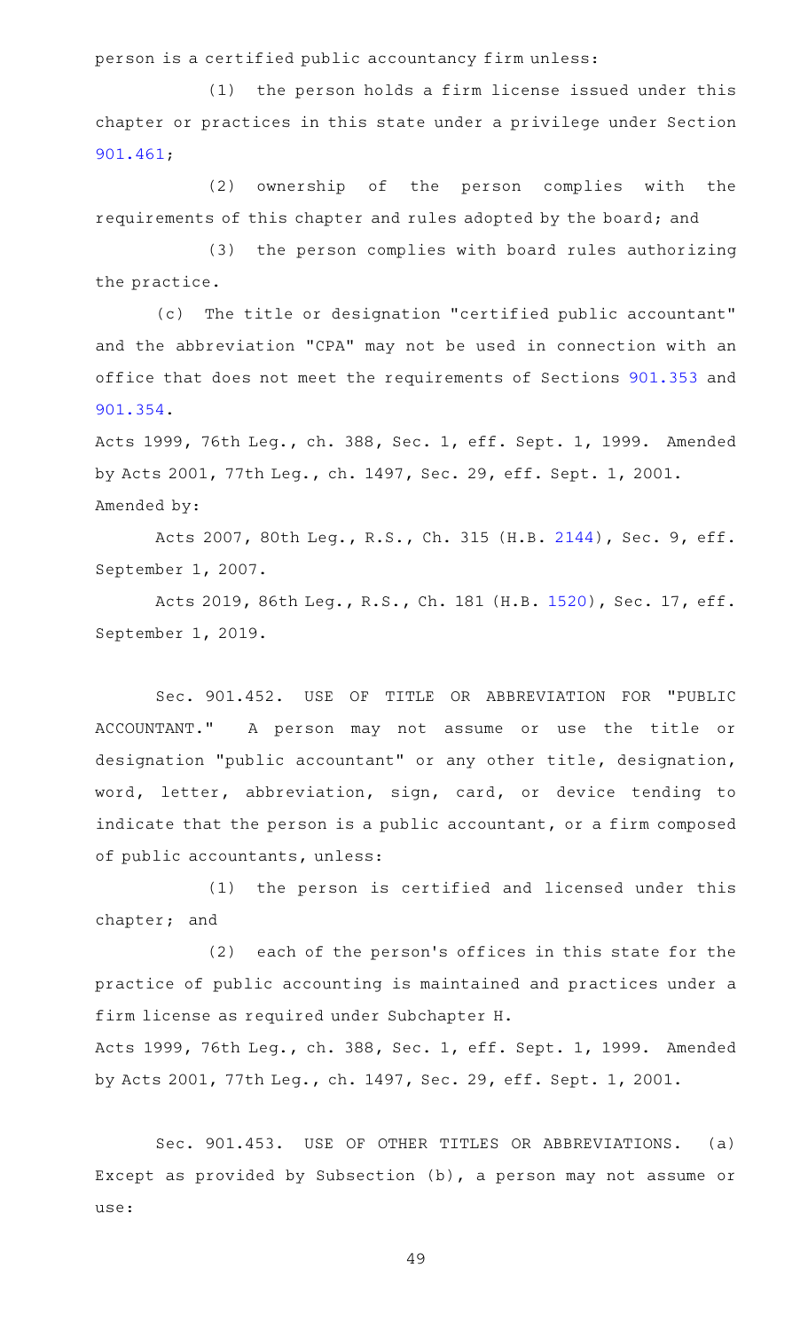person is a certified public accountancy firm unless:

(1) the person holds a firm license issued under this chapter or practices in this state under a privilege under Section 901.461;

(2) ownership of the person complies with the requirements of this chapter and rules adopted by the board; and

(3) the person complies with board rules authorizing the practice.

(c) The title or designation "certified public accountant" and the abbreviation "CPA" may not be used in connection with an office that does not meet the requirements of Sections 901.353 and 901.354.

Acts 1999, 76th Leg., ch. 388, Sec. 1, eff. Sept. 1, 1999. Amended by Acts 2001, 77th Leg., ch. 1497, Sec. 29, eff. Sept. 1, 2001.

Amended by:

Acts 2007, 80th Leg., R.S., Ch. 315 (H.B. 2144), Sec. 9, eff. September 1, 2007.

Acts 2019, 86th Leg., R.S., Ch. 181 (H.B. 1520), Sec. 17, eff. September 1, 2019.

Sec. 901.452. USE OF TITLE OR ABBREVIATION FOR "PUBLIC ACCOUNTANT." A person may not assume or use the title or designation "public accountant" or any other title, designation, word, letter, abbreviation, sign, card, or device tending to indicate that the person is a public accountant, or a firm composed of public accountants, unless:

(1) the person is certified and licensed under this chapter; and

(2) each of the person's offices in this state for the practice of public accounting is maintained and practices under a firm license as required under Subchapter H.

Acts 1999, 76th Leg., ch. 388, Sec. 1, eff. Sept. 1, 1999. Amended by Acts 2001, 77th Leg., ch. 1497, Sec. 29, eff. Sept. 1, 2001.

Sec. 901.453. USE OF OTHER TITLES OR ABBREVIATIONS. (a) Except as provided by Subsection (b), a person may not assume or use: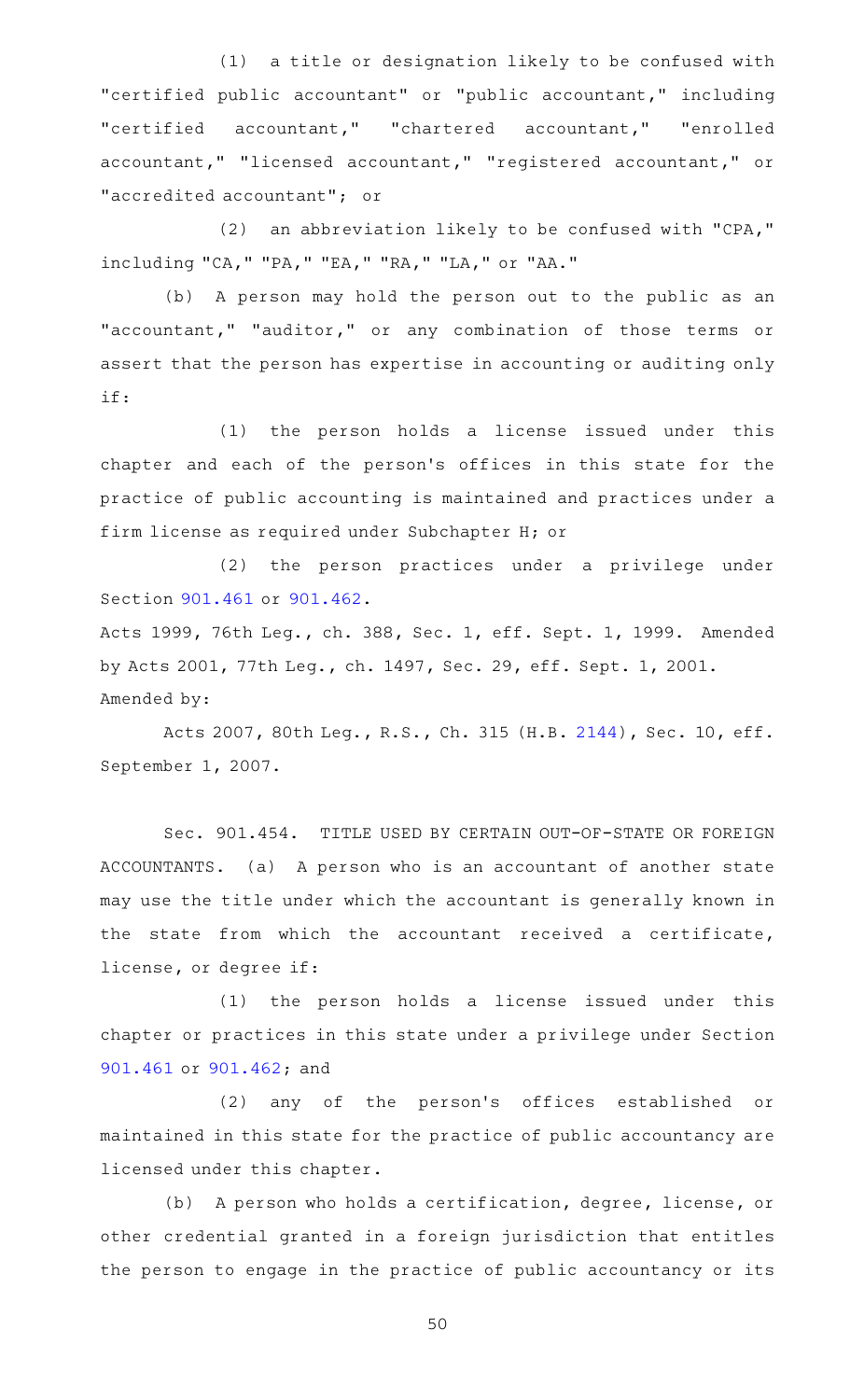(1) a title or designation likely to be confused with "certified public accountant" or "public accountant," including "certified accountant," "chartered accountant," "enrolled accountant," "licensed accountant," "registered accountant," or "accredited accountant"; or

(2) an abbreviation likely to be confused with "CPA," including "CA," "PA," "EA," "RA," "LA," or "AA."

(b) A person may hold the person out to the public as an "accountant," "auditor," or any combination of those terms or assert that the person has expertise in accounting or auditing only if:

(1) the person holds a license issued under this chapter and each of the person's offices in this state for the practice of public accounting is maintained and practices under a firm license as required under Subchapter H; or

(2) the person practices under a privilege under Section 901.461 or 901.462.

Acts 1999, 76th Leg., ch. 388, Sec. 1, eff. Sept. 1, 1999. Amended by Acts 2001, 77th Leg., ch. 1497, Sec. 29, eff. Sept. 1, 2001.
Amended by:

Acts 2007, 80th Leg., R.S., Ch. 315 (H.B. 2144), Sec. 10, eff. September 1, 2007.

Sec. 901.454. TITLE USED BY CERTAIN OUT-OF-STATE OR FOREIGN ACCOUNTANTS. (a) A person who is an accountant of another state may use the title under which the accountant is generally known in the state from which the accountant received a certificate, license, or degree if:

(1) the person holds a license issued under this chapter or practices in this state under a privilege under Section 901.461 or 901.462; and

(2) any of the person's offices established or maintained in this state for the practice of public accountancy are licensed under this chapter.

(b) A person who holds a certification, degree, license, or other credential granted in a foreign jurisdiction that entitles the person to engage in the practice of public accountancy or its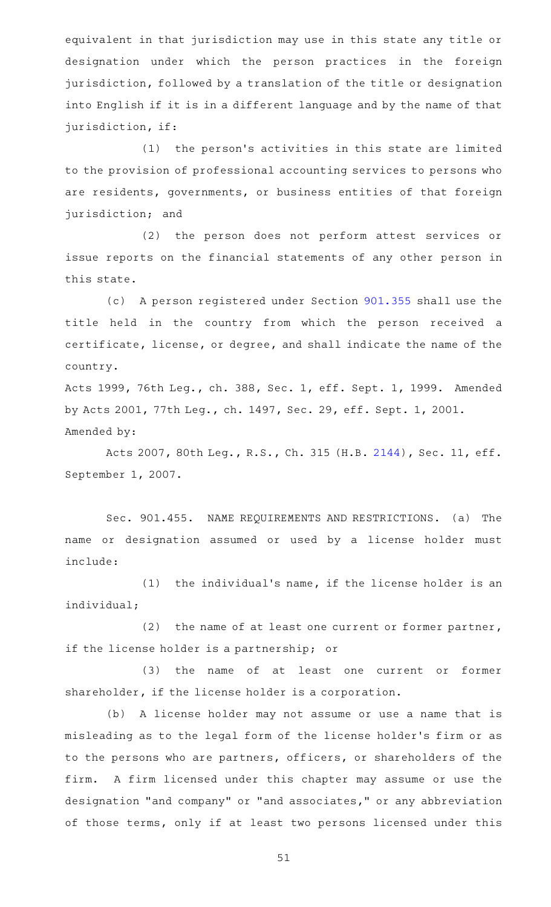equivalent in that jurisdiction may use in this state any title or designation under which the person practices in the foreign jurisdiction, followed by a translation of the title or designation into English if it is in a different language and by the name of that jurisdiction, if:

(1) the person's activities in this state are limited to the provision of professional accounting services to persons who are residents, governments, or business entities of that foreign jurisdiction; and

(2) the person does not perform attest services or issue reports on the financial statements of any other person in this state.

(c) A person registered under Section 901.355 shall use the title held in the country from which the person received a certificate, license, or degree, and shall indicate the name of the country.

Acts 1999, 76th Leg., ch. 388, Sec. 1, eff. Sept. 1, 1999. Amended by Acts 2001, 77th Leg., ch. 1497, Sec. 29, eff. Sept. 1, 2001.
Amended by:

Acts 2007, 80th Leg., R.S., Ch. 315 (H.B. 2144), Sec. 11, eff. September 1, 2007.

Sec. 901.455. NAME REQUIREMENTS AND RESTRICTIONS. (a) The name or designation assumed or used by a license holder must include:

(1) the individual's name, if the license holder is an individual;

(2) the name of at least one current or former partner, if the license holder is a partnership; or

(3) the name of at least one current or former shareholder, if the license holder is a corporation.

(b) A license holder may not assume or use a name that is misleading as to the legal form of the license holder's firm or as to the persons who are partners, officers, or shareholders of the firm. A firm licensed under this chapter may assume or use the designation "and company" or "and associates," or any abbreviation of those terms, only if at least two persons licensed under this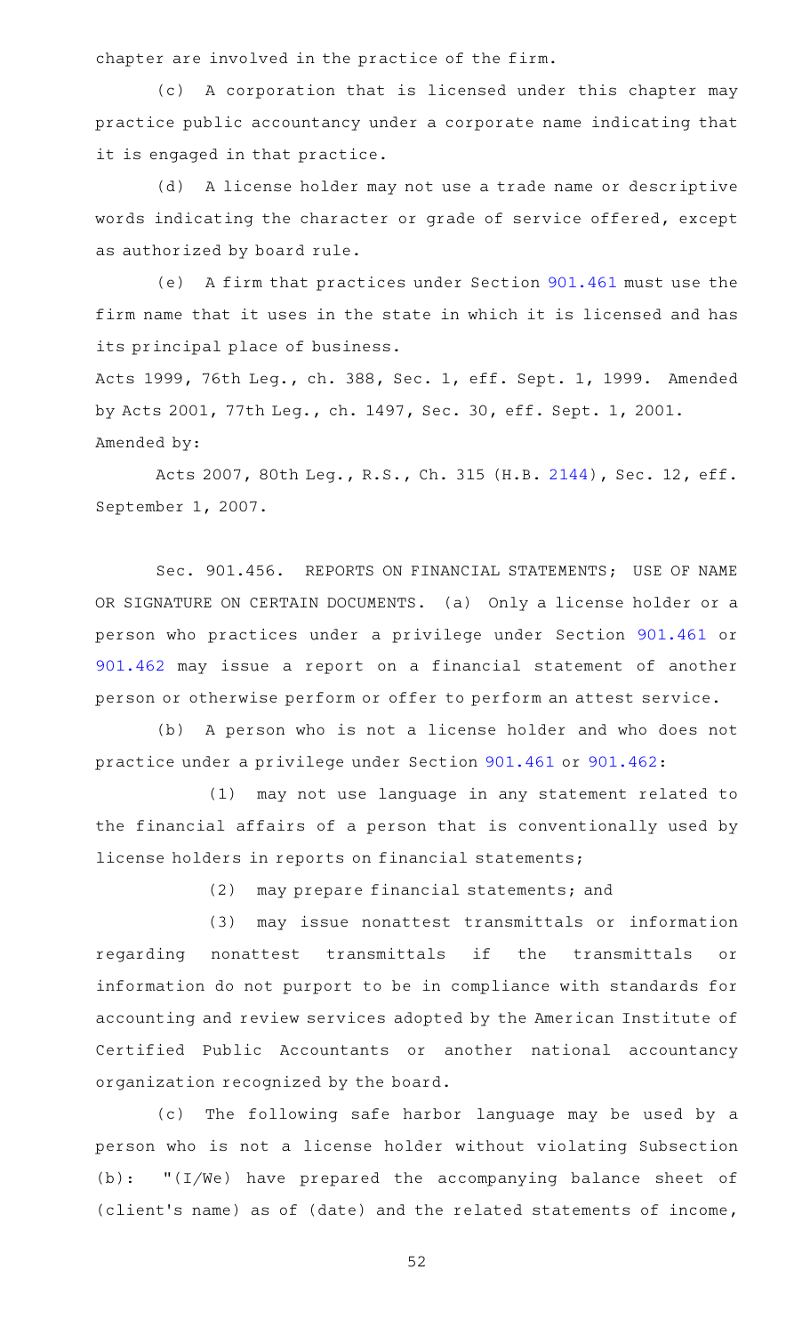chapter are involved in the practice of the firm.

(c) A corporation that is licensed under this chapter may practice public accountancy under a corporate name indicating that it is engaged in that practice.

(d) A license holder may not use a trade name or descriptive words indicating the character or grade of service offered, except as authorized by board rule.

(e) A firm that practices under Section 901.461 must use the firm name that it uses in the state in which it is licensed and has its principal place of business.

Acts 1999, 76th Leg., ch. 388, Sec. 1, eff. Sept. 1, 1999. Amended by Acts 2001, 77th Leg., ch. 1497, Sec. 30, eff. Sept. 1, 2001.
Amended by:

Acts 2007, 80th Leg., R.S., Ch. 315 (H.B. 2144), Sec. 12, eff. September 1, 2007.

Sec. 901.456. REPORTS ON FINANCIAL STATEMENTS; USE OF NAME OR SIGNATURE ON CERTAIN DOCUMENTS. (a) Only a license holder or a person who practices under a privilege under Section 901.461 or 901.462 may issue a report on a financial statement of another person or otherwise perform or offer to perform an attest service.

(b) A person who is not a license holder and who does not practice under a privilege under Section 901.461 or 901.462:

(1) may not use language in any statement related to the financial affairs of a person that is conventionally used by license holders in reports on financial statements;

(2) may prepare financial statements; and

(3) may issue nonattest transmittals or information regarding nonattest transmittals if the transmittals or information do not purport to be in compliance with standards for accounting and review services adopted by the American Institute of Certified Public Accountants or another national accountancy organization recognized by the board.

(c) The following safe harbor language may be used by a person who is not a license holder without violating Subsection (b): "(I/We) have prepared the accompanying balance sheet of (client's name) as of (date) and the related statements of income,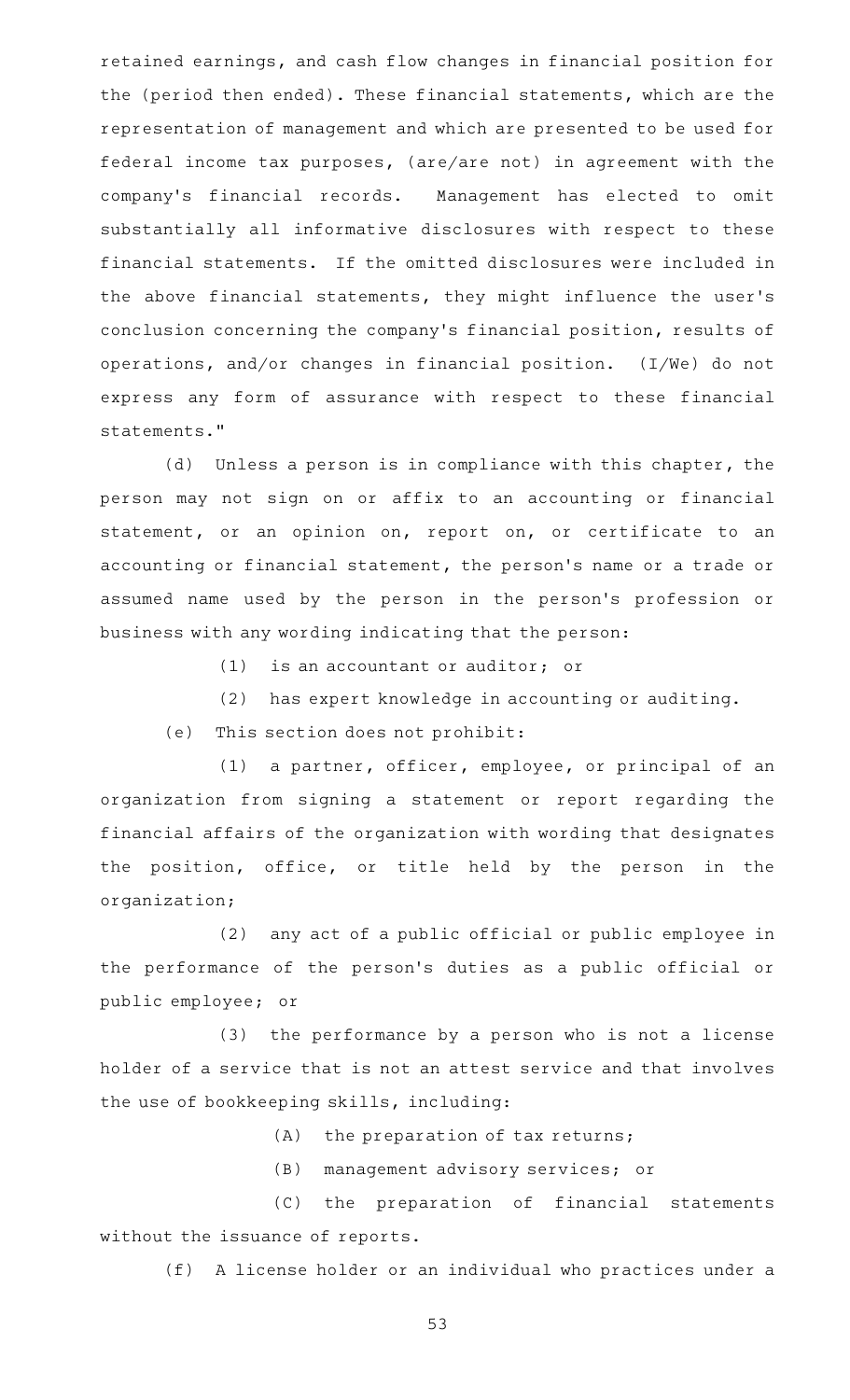retained earnings, and cash flow changes in financial position for the (period then ended). These financial statements, which are the representation of management and which are presented to be used for federal income tax purposes, (are/are not) in agreement with the company's financial records. Management has elected to omit substantially all informative disclosures with respect to these financial statements. If the omitted disclosures were included in the above financial statements, they might influence the user's conclusion concerning the company's financial position, results of operations, and/or changes in financial position. (I/We) do not express any form of assurance with respect to these financial statements."

(d) Unless a person is in compliance with this chapter, the person may not sign on or affix to an accounting or financial statement, or an opinion on, report on, or certificate to an accounting or financial statement, the person's name or a trade or assumed name used by the person in the person's profession or business with any wording indicating that the person:

(1) is an accountant or auditor; or

(2) has expert knowledge in accounting or auditing.

(e) This section does not prohibit:

(1) a partner, officer, employee, or principal of an organization from signing a statement or report regarding the financial affairs of the organization with wording that designates the position, office, or title held by the person in the organization;

(2) any act of a public official or public employee in the performance of the person's duties as a public official or public employee; or

(3) the performance by a person who is not a license holder of a service that is not an attest service and that involves the use of bookkeeping skills, including:

(A) the preparation of tax returns;

(B) management advisory services; or

(C) the preparation of financial statements without the issuance of reports.

(f) A license holder or an individual who practices under a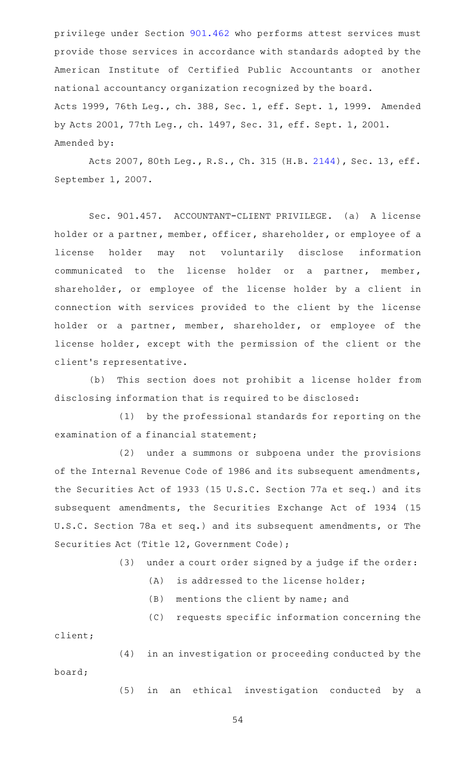privilege under Section 901.462 who performs attest services must provide those services in accordance with standards adopted by the American Institute of Certified Public Accountants or another national accountancy organization recognized by the board.

Acts 1999, 76th Leg., ch. 388, Sec. 1, eff. Sept. 1, 1999. Amended by Acts 2001, 77th Leg., ch. 1497, Sec. 31, eff. Sept. 1, 2001.

Amended by:

Acts 2007, 80th Leg., R.S., Ch. 315 (H.B. 2144), Sec. 13, eff. September 1, 2007.

Sec. 901.457. ACCOUNTANT-CLIENT PRIVILEGE. (a) A license holder or a partner, member, officer, shareholder, or employee of a license holder may not voluntarily disclose information communicated to the license holder or a partner, member, shareholder, or employee of the license holder by a client in connection with services provided to the client by the license holder or a partner, member, shareholder, or employee of the license holder, except with the permission of the client or the client's representative.

(b) This section does not prohibit a license holder from disclosing information that is required to be disclosed:

(1) by the professional standards for reporting on the examination of a financial statement;

(2) under a summons or subpoena under the provisions of the Internal Revenue Code of 1986 and its subsequent amendments, the Securities Act of 1933 (15 U.S.C. Section 77a et seq.) and its subsequent amendments, the Securities Exchange Act of 1934 (15 U.S.C. Section 78a et seq.) and its subsequent amendments, or The Securities Act (Title 12, Government Code);

(3) under a court order signed by a judge if the order:

(A) is addressed to the license holder;

(B) mentions the client by name; and

(C) requests specific information concerning the client;

(4) in an investigation or proceeding conducted by the board;

(5) in an ethical investigation conducted by a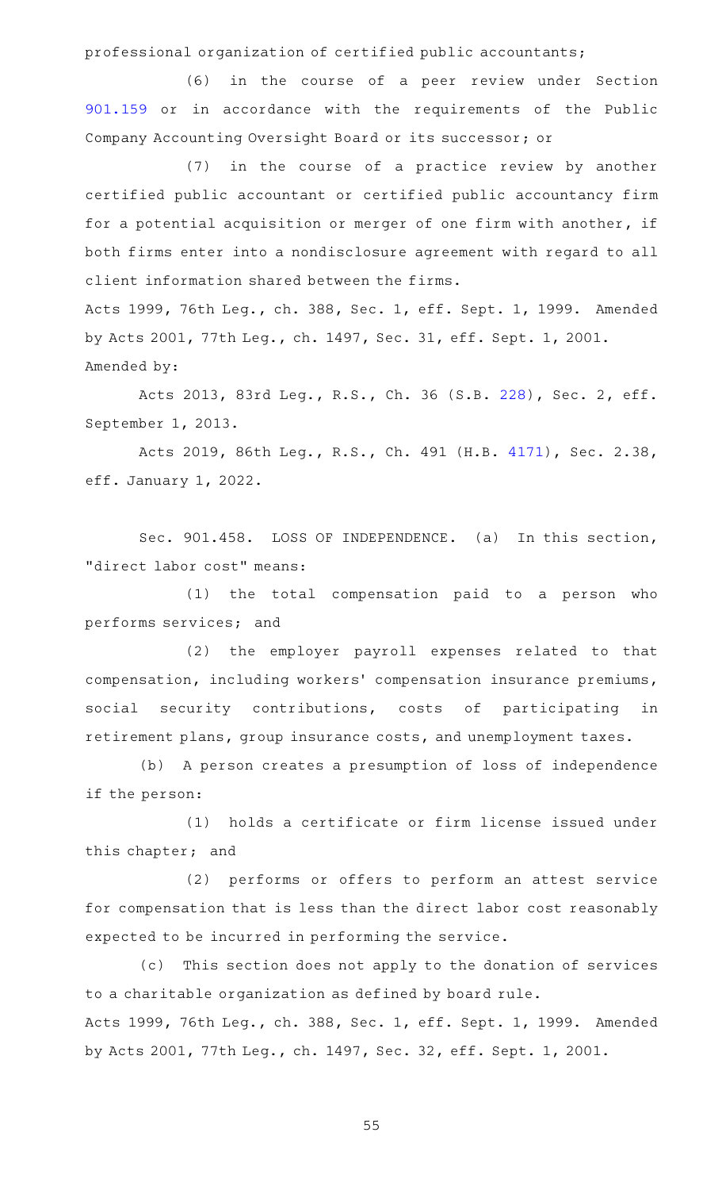professional organization of certified public accountants;

(6) in the course of a peer review under Section 901.159 or in accordance with the requirements of the Public Company Accounting Oversight Board or its successor; or

(7) in the course of a practice review by another certified public accountant or certified public accountancy firm for a potential acquisition or merger of one firm with another, if both firms enter into a nondisclosure agreement with regard to all client information shared between the firms.

Acts 1999, 76th Leg., ch. 388, Sec. 1, eff. Sept. 1, 1999. Amended by Acts 2001, 77th Leg., ch. 1497, Sec. 31, eff. Sept. 1, 2001.

Amended by:

Acts 2013, 83rd Leg., R.S., Ch. 36 (S.B. 228), Sec. 2, eff. September 1, 2013.

Acts 2019, 86th Leg., R.S., Ch. 491 (H.B. 4171), Sec. 2.38, eff. January 1, 2022.

Sec. 901.458. LOSS OF INDEPENDENCE. (a) In this section, "direct labor cost" means:

(1) the total compensation paid to a person who performs services; and

(2) the employer payroll expenses related to that compensation, including workers' compensation insurance premiums, social security contributions, costs of participating in retirement plans, group insurance costs, and unemployment taxes.

(b) A person creates a presumption of loss of independence if the person:

(1) holds a certificate or firm license issued under this chapter; and

(2) performs or offers to perform an attest service for compensation that is less than the direct labor cost reasonably expected to be incurred in performing the service.

(c) This section does not apply to the donation of services to a charitable organization as defined by board rule.

Acts 1999, 76th Leg., ch. 388, Sec. 1, eff. Sept. 1, 1999. Amended by Acts 2001, 77th Leg., ch. 1497, Sec. 32, eff. Sept. 1, 2001.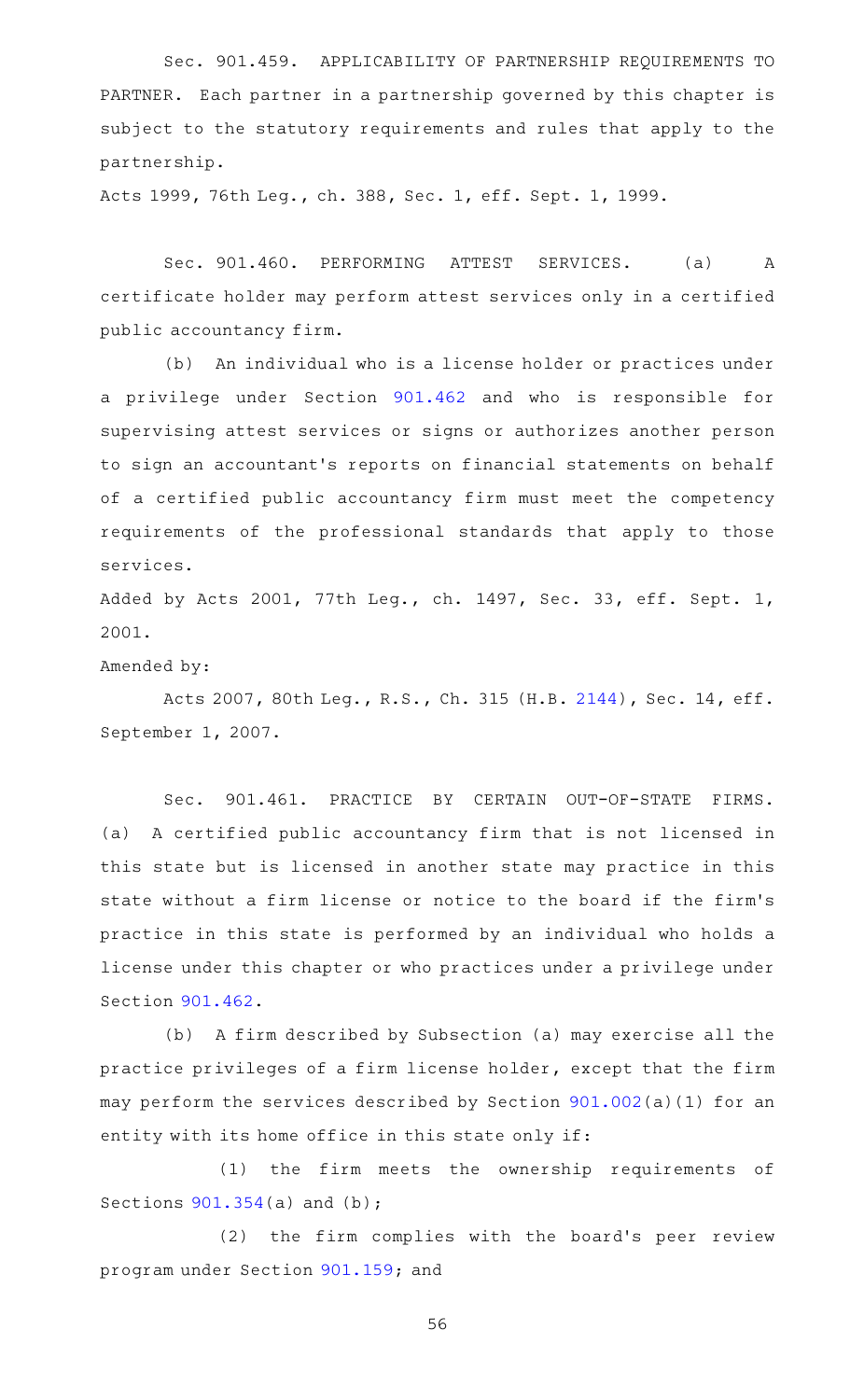Sec. 901.459. APPLICABILITY OF PARTNERSHIP REQUIREMENTS TO PARTNER. Each partner in a partnership governed by this chapter is subject to the statutory requirements and rules that apply to the partnership.

Acts 1999, 76th Leg., ch. 388, Sec. 1, eff. Sept. 1, 1999.

Sec. 901.460. PERFORMING ATTEST SERVICES. (a) A certificate holder may perform attest services only in a certified public accountancy firm.

(b) An individual who is a license holder or practices under a privilege under Section 901.462 and who is responsible for supervising attest services or signs or authorizes another person to sign an accountant's reports on financial statements on behalf of a certified public accountancy firm must meet the competency requirements of the professional standards that apply to those services.

Added by Acts 2001, 77th Leg., ch. 1497, Sec. 33, eff. Sept. 1, 2001.

Amended by:

Acts 2007, 80th Leg., R.S., Ch. 315 (H.B. 2144), Sec. 14, eff. September 1, 2007.

Sec. 901.461. PRACTICE BY CERTAIN OUT-OF-STATE FIRMS. (a) A certified public accountancy firm that is not licensed in this state but is licensed in another state may practice in this state without a firm license or notice to the board if the firm's practice in this state is performed by an individual who holds a license under this chapter or who practices under a privilege under Section 901.462.

(b) A firm described by Subsection (a) may exercise all the practice privileges of a firm license holder, except that the firm may perform the services described by Section 901.002(a)(1) for an entity with its home office in this state only if:

(1) the firm meets the ownership requirements of Sections 901.354(a) and (b);

(2) the firm complies with the board's peer review program under Section 901.159; and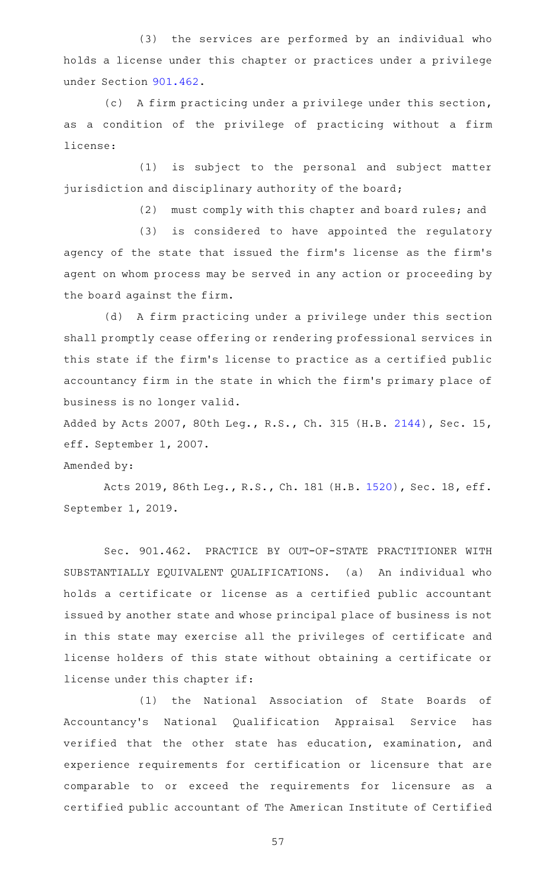(3) the services are performed by an individual who holds a license under this chapter or practices under a privilege under Section 901.462.

(c) A firm practicing under a privilege under this section, as a condition of the privilege of practicing without a firm license:

(1) is subject to the personal and subject matter jurisdiction and disciplinary authority of the board;

(2) must comply with this chapter and board rules; and

(3) is considered to have appointed the regulatory agency of the state that issued the firm's license as the firm's agent on whom process may be served in any action or proceeding by the board against the firm.

(d) A firm practicing under a privilege under this section shall promptly cease offering or rendering professional services in this state if the firm's license to practice as a certified public accountancy firm in the state in which the firm's primary place of business is no longer valid.

Added by Acts 2007, 80th Leg., R.S., Ch. 315 (H.B. 2144), Sec. 15, eff. September 1, 2007.

Amended by:

Acts 2019, 86th Leg., R.S., Ch. 181 (H.B. 1520), Sec. 18, eff. September 1, 2019.

Sec. 901.462. PRACTICE BY OUT-OF-STATE PRACTITIONER WITH SUBSTANTIALLY EQUIVALENT QUALIFICATIONS. (a) An individual who holds a certificate or license as a certified public accountant issued by another state and whose principal place of business is not in this state may exercise all the privileges of certificate and license holders of this state without obtaining a certificate or license under this chapter if:

(1) the National Association of State Boards of Accountancy's National Qualification Appraisal Service has verified that the other state has education, examination, and experience requirements for certification or licensure that are comparable to or exceed the requirements for licensure as a certified public accountant of The American Institute of Certified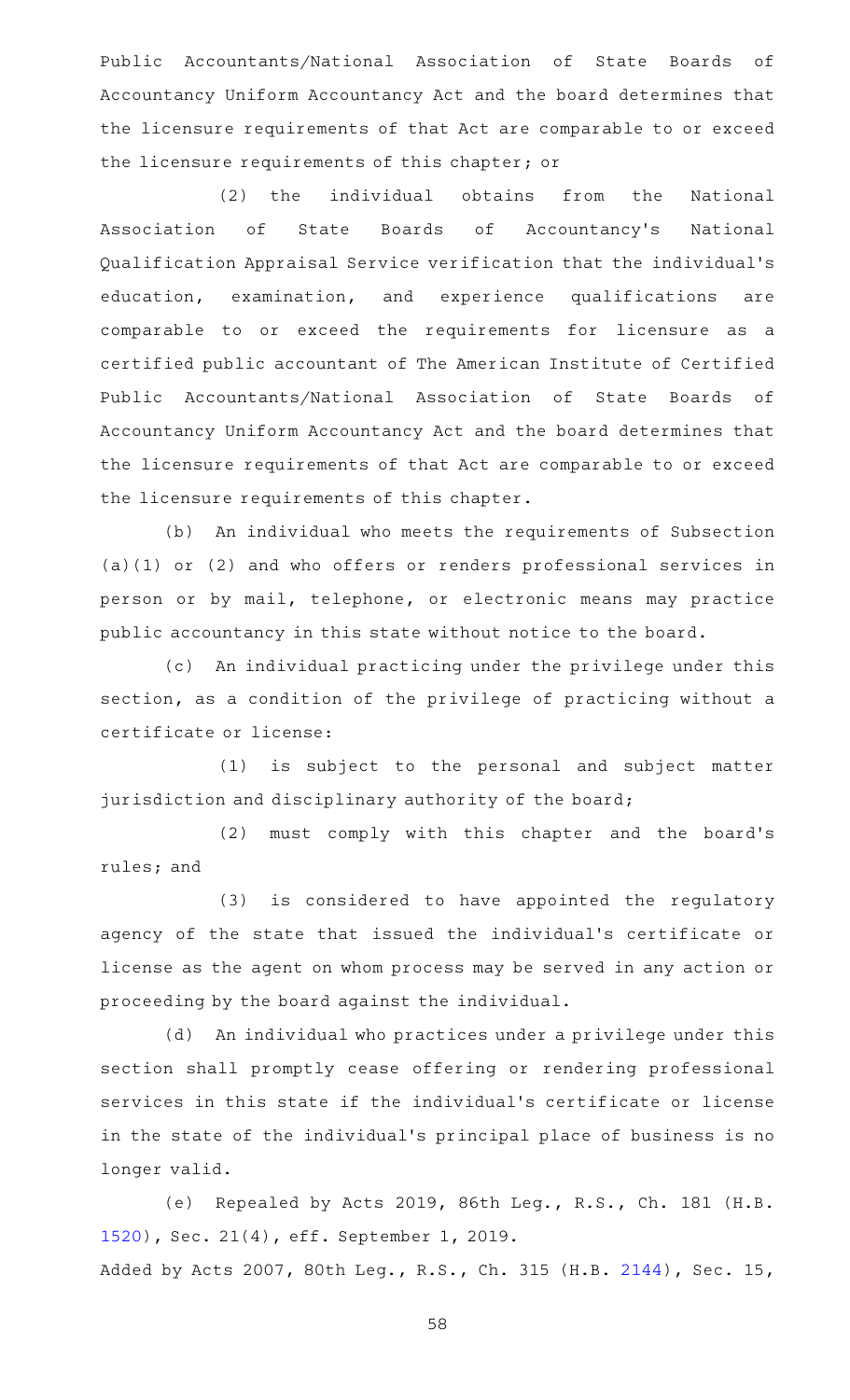Public Accountants/National Association of State Boards of Accountancy Uniform Accountancy Act and the board determines that the licensure requirements of that Act are comparable to or exceed the licensure requirements of this chapter; or

(2) the individual obtains from the National Association of State Boards of Accountancy's National Qualification Appraisal Service verification that the individual's education, examination, and experience qualifications are comparable to or exceed the requirements for licensure as a certified public accountant of The American Institute of Certified Public Accountants/National Association of State Boards of Accountancy Uniform Accountancy Act and the board determines that the licensure requirements of that Act are comparable to or exceed the licensure requirements of this chapter.

(b) An individual who meets the requirements of Subsection (a)(1) or (2) and who offers or renders professional services in person or by mail, telephone, or electronic means may practice public accountancy in this state without notice to the board.

(c) An individual practicing under the privilege under this section, as a condition of the privilege of practicing without a certificate or license:

(1) is subject to the personal and subject matter jurisdiction and disciplinary authority of the board;

(2) must comply with this chapter and the board's rules; and

(3) is considered to have appointed the regulatory agency of the state that issued the individual's certificate or license as the agent on whom process may be served in any action or proceeding by the board against the individual.

(d) An individual who practices under a privilege under this section shall promptly cease offering or rendering professional services in this state if the individual's certificate or license in the state of the individual's principal place of business is no longer valid.

(e) Repealed by Acts 2019, 86th Leg., R.S., Ch. 181 (H.B. 1520), Sec. 21(4), eff. September 1, 2019.

Added by Acts 2007, 80th Leg., R.S., Ch. 315 (H.B. 2144), Sec. 15,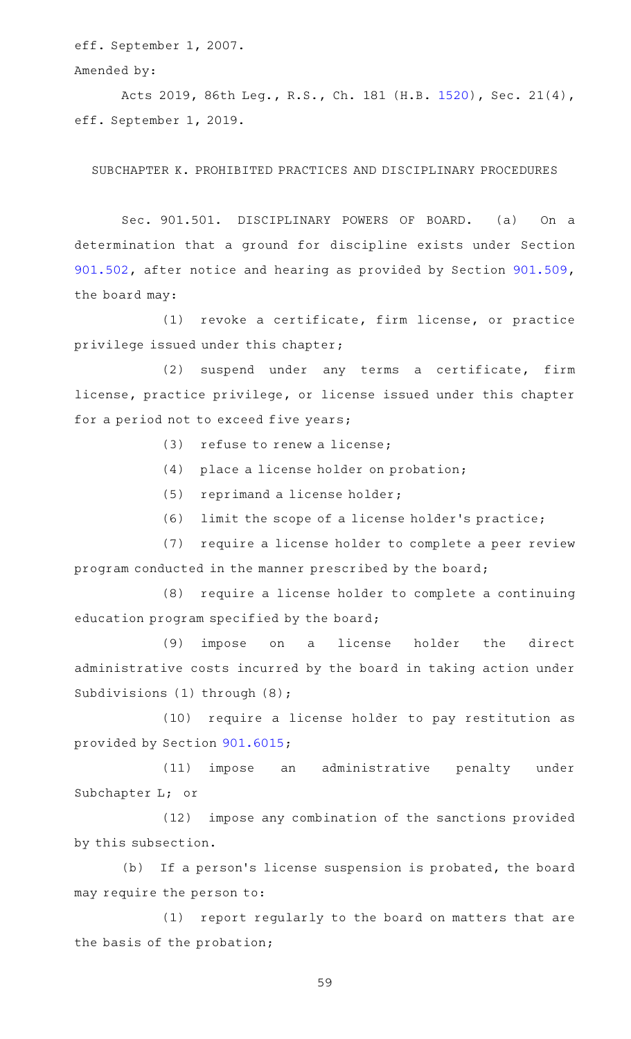eff. September 1, 2007.

Amended by:

Acts 2019, 86th Leg., R.S., Ch. 181 (H.B. 1520), Sec. 21(4), eff. September 1, 2019.

## SUBCHAPTER K. PROHIBITED PRACTICES AND DISCIPLINARY PROCEDURES

Sec. 901.501. DISCIPLINARY POWERS OF BOARD. (a) On a determination that a ground for discipline exists under Section 901.502, after notice and hearing as provided by Section 901.509, the board may:

(1) revoke a certificate, firm license, or practice privilege issued under this chapter;

(2) suspend under any terms a certificate, firm license, practice privilege, or license issued under this chapter for a period not to exceed five years;

(3) refuse to renew a license;

(4) place a license holder on probation;

(5) reprimand a license holder;

(6) limit the scope of a license holder's practice;

(7) require a license holder to complete a peer review program conducted in the manner prescribed by the board;

(8) require a license holder to complete a continuing education program specified by the board;

(9) impose on a license holder the direct administrative costs incurred by the board in taking action under Subdivisions (1) through (8);

(10) require a license holder to pay restitution as provided by Section 901.6015;

(11) impose an administrative penalty under Subchapter L; or

(12) impose any combination of the sanctions provided by this subsection.

(b) If a person's license suspension is probated, the board may require the person to:

(1) report regularly to the board on matters that are the basis of the probation;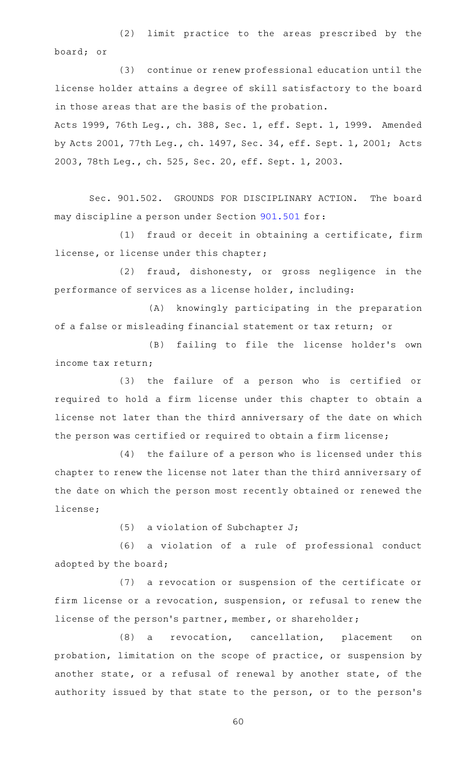(2) limit practice to the areas prescribed by the board; or

(3) continue or renew professional education until the license holder attains a degree of skill satisfactory to the board in those areas that are the basis of the probation.

Acts 1999, 76th Leg., ch. 388, Sec. 1, eff. Sept. 1, 1999. Amended by Acts 2001, 77th Leg., ch. 1497, Sec. 34, eff. Sept. 1, 2001; Acts 2003, 78th Leg., ch. 525, Sec. 20, eff. Sept. 1, 2003.

Sec. 901.502. GROUNDS FOR DISCIPLINARY ACTION. The board may discipline a person under Section 901.501 for:

(1) fraud or deceit in obtaining a certificate, firm license, or license under this chapter;

(2) fraud, dishonesty, or gross negligence in the performance of services as a license holder, including:

(A) knowingly participating in the preparation of a false or misleading financial statement or tax return; or

(B) failing to file the license holder's own income tax return;

(3) the failure of a person who is certified or required to hold a firm license under this chapter to obtain a license not later than the third anniversary of the date on which the person was certified or required to obtain a firm license;

(4) the failure of a person who is licensed under this chapter to renew the license not later than the third anniversary of the date on which the person most recently obtained or renewed the license;

(5) a violation of Subchapter J;

(6) a violation of a rule of professional conduct adopted by the board;

(7) a revocation or suspension of the certificate or firm license or a revocation, suspension, or refusal to renew the license of the person's partner, member, or shareholder;

(8) a revocation, cancellation, placement on probation, limitation on the scope of practice, or suspension by another state, or a refusal of renewal by another state, of the authority issued by that state to the person, or to the person's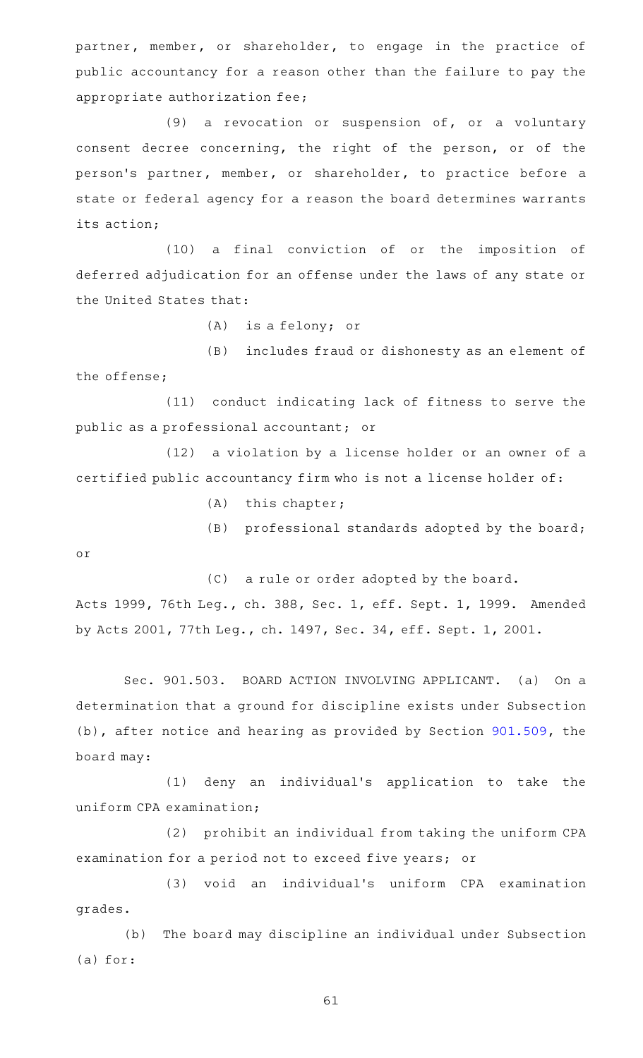partner, member, or shareholder, to engage in the practice of public accountancy for a reason other than the failure to pay the appropriate authorization fee;

(9) a revocation or suspension of, or a voluntary consent decree concerning, the right of the person, or of the person's partner, member, or shareholder, to practice before a state or federal agency for a reason the board determines warrants its action;

(10) a final conviction of or the imposition of deferred adjudication for an offense under the laws of any state or the United States that:

(A) is a felony; or

(B) includes fraud or dishonesty as an element of the offense;

(11) conduct indicating lack of fitness to serve the public as a professional accountant; or

(12) a violation by a license holder or an owner of a certified public accountancy firm who is not a license holder of:

(A) this chapter;

(B) professional standards adopted by the board; or

(C) a rule or order adopted by the board.

Acts 1999, 76th Leg., ch. 388, Sec. 1, eff. Sept. 1, 1999. Amended by Acts 2001, 77th Leg., ch. 1497, Sec. 34, eff. Sept. 1, 2001.

Sec. 901.503. BOARD ACTION INVOLVING APPLICANT. (a) On a determination that a ground for discipline exists under Subsection (b), after notice and hearing as provided by Section 901.509, the board may:

(1) deny an individual's application to take the uniform CPA examination;

(2) prohibit an individual from taking the uniform CPA examination for a period not to exceed five years; or

(3) void an individual's uniform CPA examination grades.

(b) The board may discipline an individual under Subsection (a) for: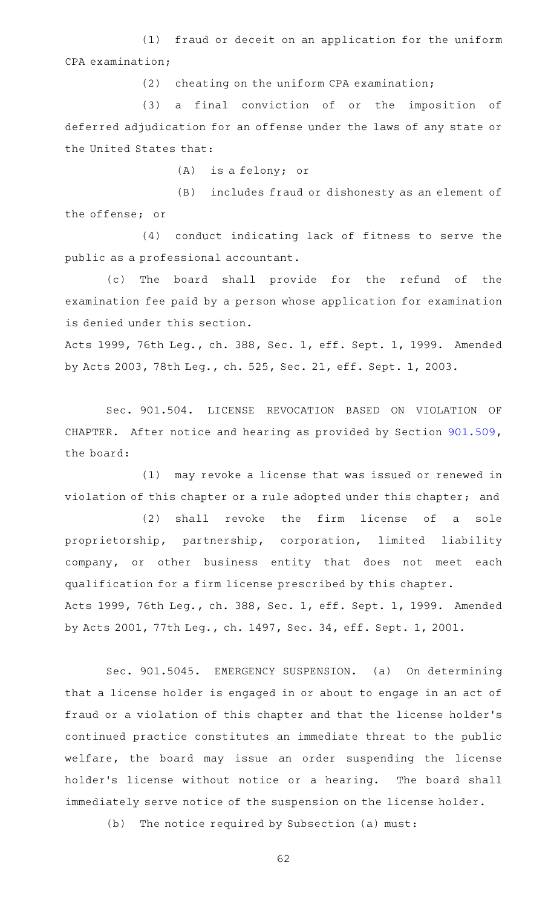(1) fraud or deceit on an application for the uniform CPA examination;

(2) cheating on the uniform CPA examination;

(3) a final conviction of or the imposition of deferred adjudication for an offense under the laws of any state or the United States that:

(A) is a felony; or

(B) includes fraud or dishonesty as an element of the offense; or

(4) conduct indicating lack of fitness to serve the public as a professional accountant.

(c) The board shall provide for the refund of the examination fee paid by a person whose application for examination is denied under this section.

Acts 1999, 76th Leg., ch. 388, Sec. 1, eff. Sept. 1, 1999. Amended by Acts 2003, 78th Leg., ch. 525, Sec. 21, eff. Sept. 1, 2003.

Sec. 901.504. LICENSE REVOCATION BASED ON VIOLATION OF CHAPTER. After notice and hearing as provided by Section 901.509, the board:

(1) may revoke a license that was issued or renewed in violation of this chapter or a rule adopted under this chapter; and

(2) shall revoke the firm license of a sole proprietorship, partnership, corporation, limited liability company, or other business entity that does not meet each qualification for a firm license prescribed by this chapter.

Acts 1999, 76th Leg., ch. 388, Sec. 1, eff. Sept. 1, 1999. Amended by Acts 2001, 77th Leg., ch. 1497, Sec. 34, eff. Sept. 1, 2001.

Sec. 901.5045. EMERGENCY SUSPENSION. (a) On determining that a license holder is engaged in or about to engage in an act of fraud or a violation of this chapter and that the license holder's continued practice constitutes an immediate threat to the public welfare, the board may issue an order suspending the license holder's license without notice or a hearing. The board shall immediately serve notice of the suspension on the license holder.

(b) The notice required by Subsection (a) must: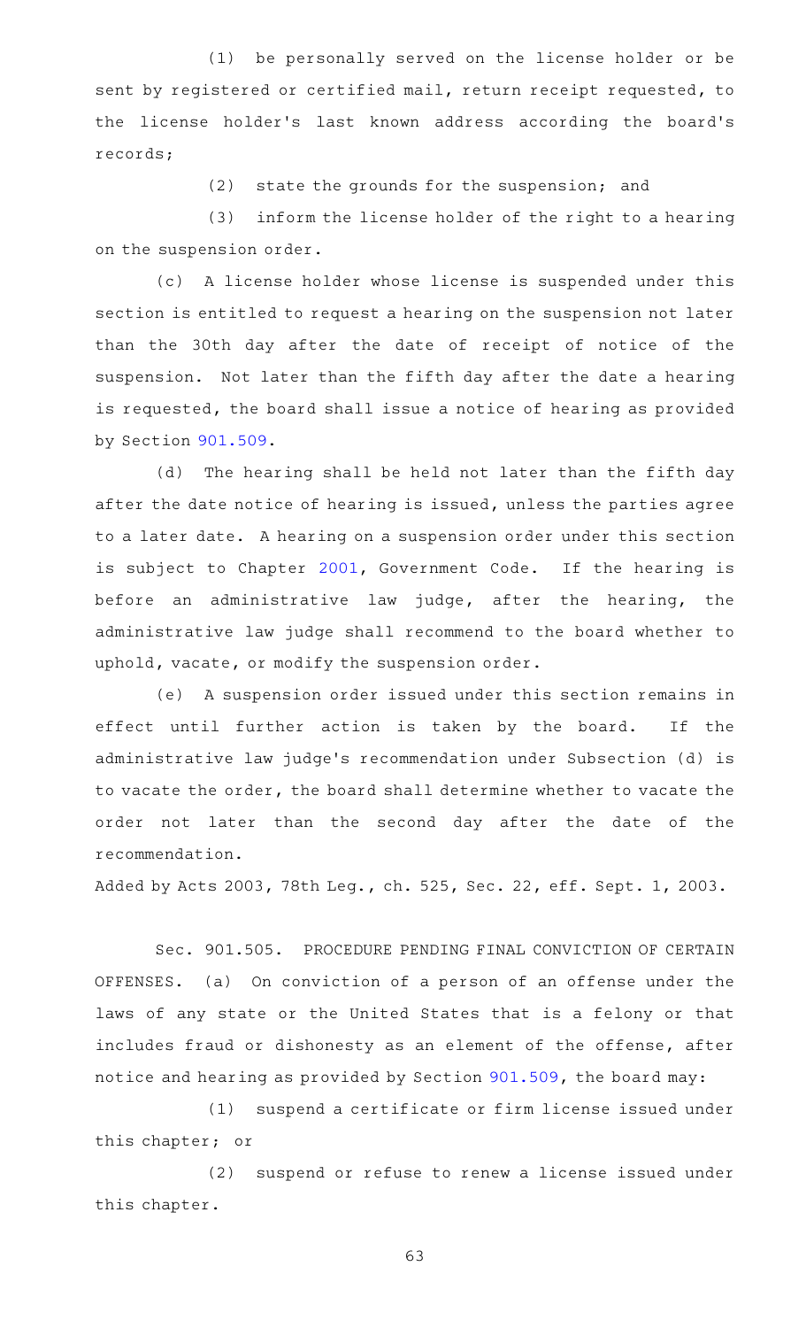(1) be personally served on the license holder or be sent by registered or certified mail, return receipt requested, to the license holder's last known address according the board's records;

(2) state the grounds for the suspension; and

(3) inform the license holder of the right to a hearing on the suspension order.

(c) A license holder whose license is suspended under this section is entitled to request a hearing on the suspension not later than the 30th day after the date of receipt of notice of the suspension. Not later than the fifth day after the date a hearing is requested, the board shall issue a notice of hearing as provided by Section 901.509.

(d) The hearing shall be held not later than the fifth day after the date notice of hearing is issued, unless the parties agree to a later date. A hearing on a suspension order under this section is subject to Chapter 2001, Government Code. If the hearing is before an administrative law judge, after the hearing, the administrative law judge shall recommend to the board whether to uphold, vacate, or modify the suspension order.

(e) A suspension order issued under this section remains in effect until further action is taken by the board. If the administrative law judge's recommendation under Subsection (d) is to vacate the order, the board shall determine whether to vacate the order not later than the second day after the date of the recommendation.

Added by Acts 2003, 78th Leg., ch. 525, Sec. 22, eff. Sept. 1, 2003.

Sec. 901.505. PROCEDURE PENDING FINAL CONVICTION OF CERTAIN OFFENSES. (a) On conviction of a person of an offense under the laws of any state or the United States that is a felony or that includes fraud or dishonesty as an element of the offense, after notice and hearing as provided by Section 901.509, the board may:

(1) suspend a certificate or firm license issued under this chapter; or

(2) suspend or refuse to renew a license issued under this chapter.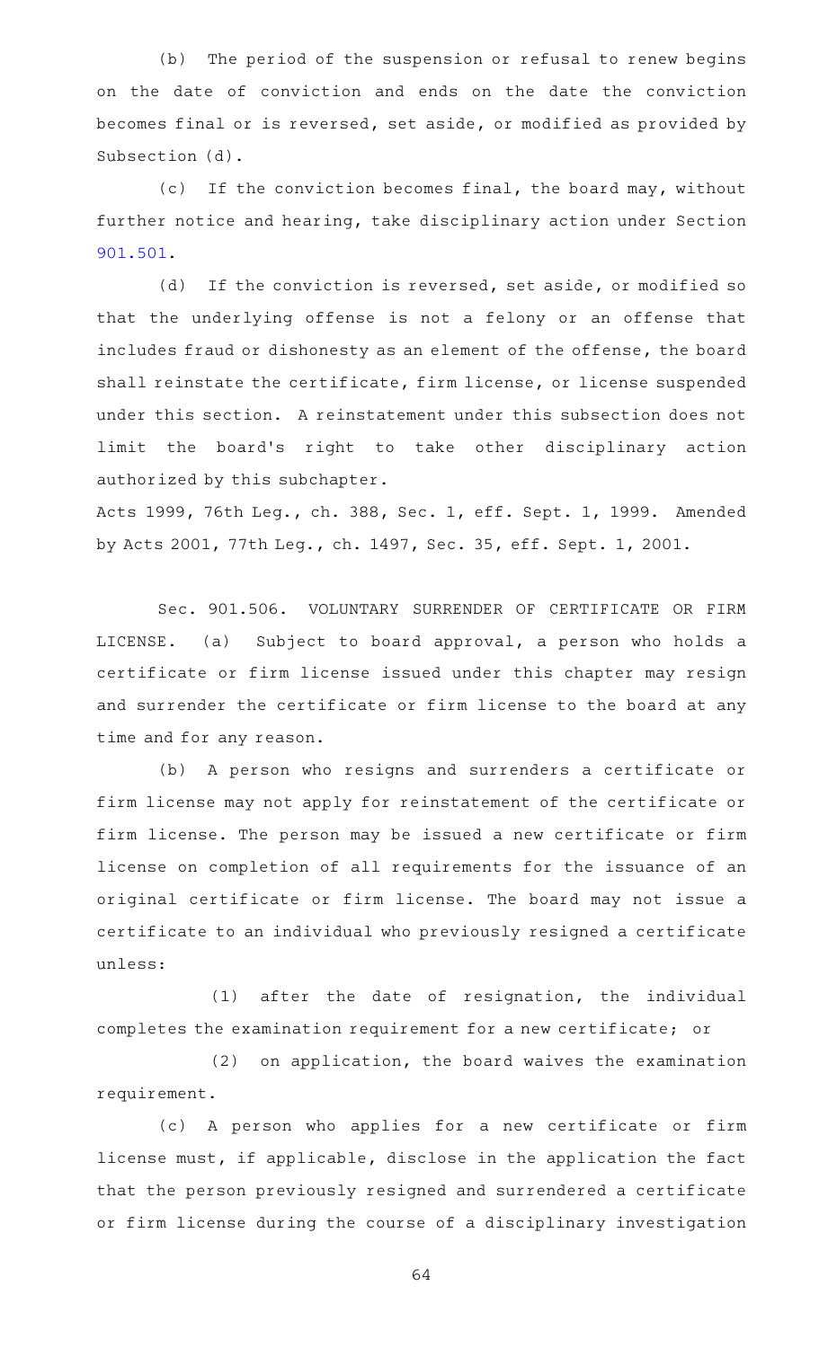(b) The period of the suspension or refusal to renew begins on the date of conviction and ends on the date the conviction becomes final or is reversed, set aside, or modified as provided by Subsection (d).

(c) If the conviction becomes final, the board may, without further notice and hearing, take disciplinary action under Section 901.501.

(d) If the conviction is reversed, set aside, or modified so that the underlying offense is not a felony or an offense that includes fraud or dishonesty as an element of the offense, the board shall reinstate the certificate, firm license, or license suspended under this section. A reinstatement under this subsection does not limit the board's right to take other disciplinary action authorized by this subchapter.

Acts 1999, 76th Leg., ch. 388, Sec. 1, eff. Sept. 1, 1999. Amended by Acts 2001, 77th Leg., ch. 1497, Sec. 35, eff. Sept. 1, 2001.

Sec. 901.506. VOLUNTARY SURRENDER OF CERTIFICATE OR FIRM LICENSE. (a) Subject to board approval, a person who holds a certificate or firm license issued under this chapter may resign and surrender the certificate or firm license to the board at any time and for any reason.

(b) A person who resigns and surrenders a certificate or firm license may not apply for reinstatement of the certificate or firm license. The person may be issued a new certificate or firm license on completion of all requirements for the issuance of an original certificate or firm license. The board may not issue a certificate to an individual who previously resigned a certificate unless:

(1) after the date of resignation, the individual completes the examination requirement for a new certificate; or

(2) on application, the board waives the examination requirement.

(c) A person who applies for a new certificate or firm license must, if applicable, disclose in the application the fact that the person previously resigned and surrendered a certificate or firm license during the course of a disciplinary investigation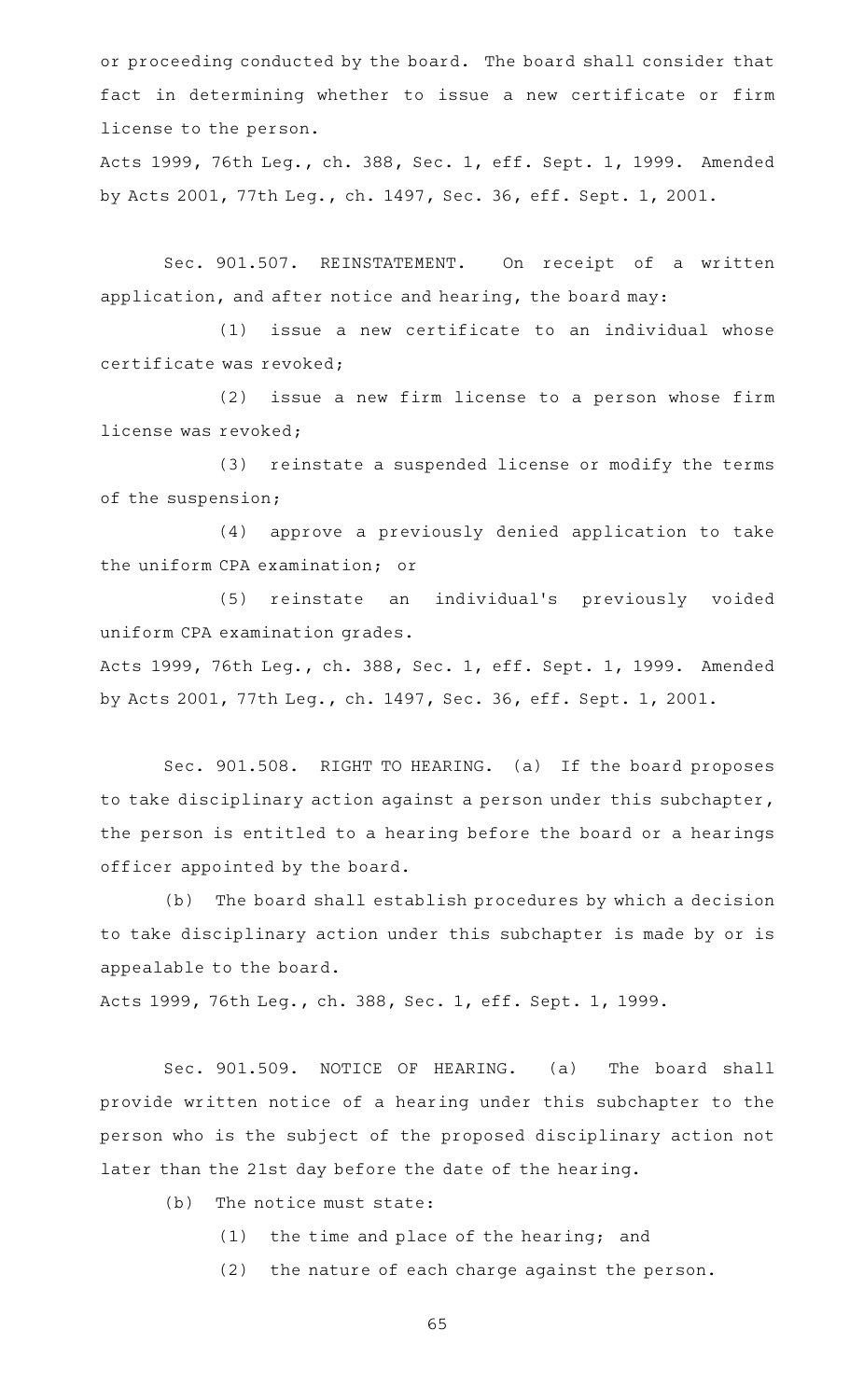or proceeding conducted by the board. The board shall consider that fact in determining whether to issue a new certificate or firm license to the person.

Acts 1999, 76th Leg., ch. 388, Sec. 1, eff. Sept. 1, 1999. Amended by Acts 2001, 77th Leg., ch. 1497, Sec. 36, eff. Sept. 1, 2001.

Sec. 901.507. REINSTATEMENT. On receipt of a written application, and after notice and hearing, the board may:

(1) issue a new certificate to an individual whose certificate was revoked;

(2) issue a new firm license to a person whose firm license was revoked;

(3) reinstate a suspended license or modify the terms of the suspension;

(4) approve a previously denied application to take the uniform CPA examination; or

(5) reinstate an individual's previously voided uniform CPA examination grades.

Acts 1999, 76th Leg., ch. 388, Sec. 1, eff. Sept. 1, 1999. Amended by Acts 2001, 77th Leg., ch. 1497, Sec. 36, eff. Sept. 1, 2001.

Sec. 901.508. RIGHT TO HEARING. (a) If the board proposes to take disciplinary action against a person under this subchapter, the person is entitled to a hearing before the board or a hearings officer appointed by the board.

(b) The board shall establish procedures by which a decision to take disciplinary action under this subchapter is made by or is appealable to the board.

Acts 1999, 76th Leg., ch. 388, Sec. 1, eff. Sept. 1, 1999.

Sec. 901.509. NOTICE OF HEARING. (a) The board shall provide written notice of a hearing under this subchapter to the person who is the subject of the proposed disciplinary action not later than the 21st day before the date of the hearing.

(b) The notice must state:

(1) the time and place of the hearing; and

(2) the nature of each charge against the person.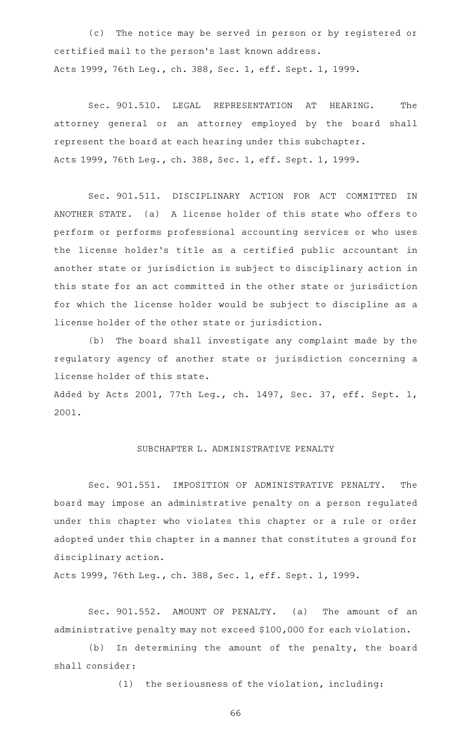(c) The notice may be served in person or by registered or certified mail to the person's last known address.
Acts 1999, 76th Leg., ch. 388, Sec. 1, eff. Sept. 1, 1999.

Sec. 901.510. LEGAL REPRESENTATION AT HEARING. The attorney general or an attorney employed by the board shall represent the board at each hearing under this subchapter.
Acts 1999, 76th Leg., ch. 388, Sec. 1, eff. Sept. 1, 1999.

Sec. 901.511. DISCIPLINARY ACTION FOR ACT COMMITTED IN ANOTHER STATE. (a) A license holder of this state who offers to perform or performs professional accounting services or who uses the license holder's title as a certified public accountant in another state or jurisdiction is subject to disciplinary action in this state for an act committed in the other state or jurisdiction for which the license holder would be subject to discipline as a license holder of the other state or jurisdiction.

(b) The board shall investigate any complaint made by the regulatory agency of another state or jurisdiction concerning a license holder of this state.
Added by Acts 2001, 77th Leg., ch. 1497, Sec. 37, eff. Sept. 1, 2001.

## SUBCHAPTER L. ADMINISTRATIVE PENALTY

Sec. 901.551. IMPOSITION OF ADMINISTRATIVE PENALTY. The board may impose an administrative penalty on a person regulated under this chapter who violates this chapter or a rule or order adopted under this chapter in a manner that constitutes a ground for disciplinary action.
Acts 1999, 76th Leg., ch. 388, Sec. 1, eff. Sept. 1, 1999.

Sec. 901.552. AMOUNT OF PENALTY. (a) The amount of an administrative penalty may not exceed $100,000 for each violation.

(b) In determining the amount of the penalty, the board shall consider:

(1) the seriousness of the violation, including: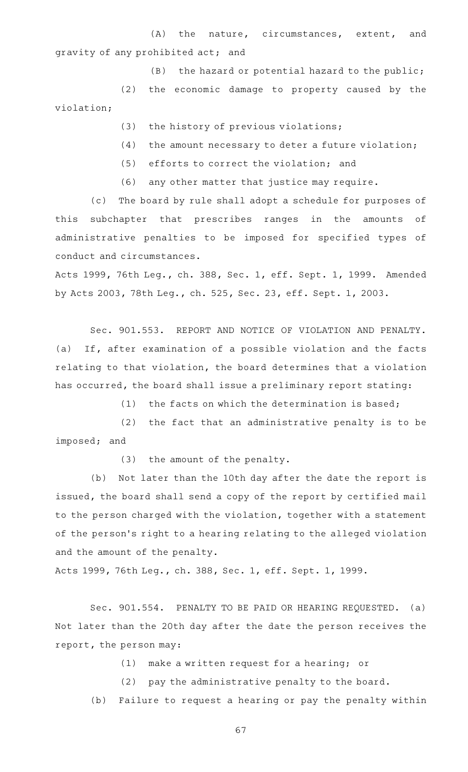(A) the nature, circumstances, extent, and gravity of any prohibited act; and

(B) the hazard or potential hazard to the public;

(2) the economic damage to property caused by the violation;

(3) the history of previous violations;

(4) the amount necessary to deter a future violation;

(5) efforts to correct the violation; and

(6) any other matter that justice may require.

(c) The board by rule shall adopt a schedule for purposes of this subchapter that prescribes ranges in the amounts of administrative penalties to be imposed for specified types of conduct and circumstances.

Acts 1999, 76th Leg., ch. 388, Sec. 1, eff. Sept. 1, 1999. Amended by Acts 2003, 78th Leg., ch. 525, Sec. 23, eff. Sept. 1, 2003.

Sec. 901.553. REPORT AND NOTICE OF VIOLATION AND PENALTY. (a) If, after examination of a possible violation and the facts relating to that violation, the board determines that a violation has occurred, the board shall issue a preliminary report stating:

(1) the facts on which the determination is based;

(2) the fact that an administrative penalty is to be imposed; and

(3) the amount of the penalty.

(b) Not later than the 10th day after the date the report is issued, the board shall send a copy of the report by certified mail to the person charged with the violation, together with a statement of the person's right to a hearing relating to the alleged violation and the amount of the penalty.

Acts 1999, 76th Leg., ch. 388, Sec. 1, eff. Sept. 1, 1999.

Sec. 901.554. PENALTY TO BE PAID OR HEARING REQUESTED. (a) Not later than the 20th day after the date the person receives the report, the person may:

(1) make a written request for a hearing; or

(2) pay the administrative penalty to the board.

(b) Failure to request a hearing or pay the penalty within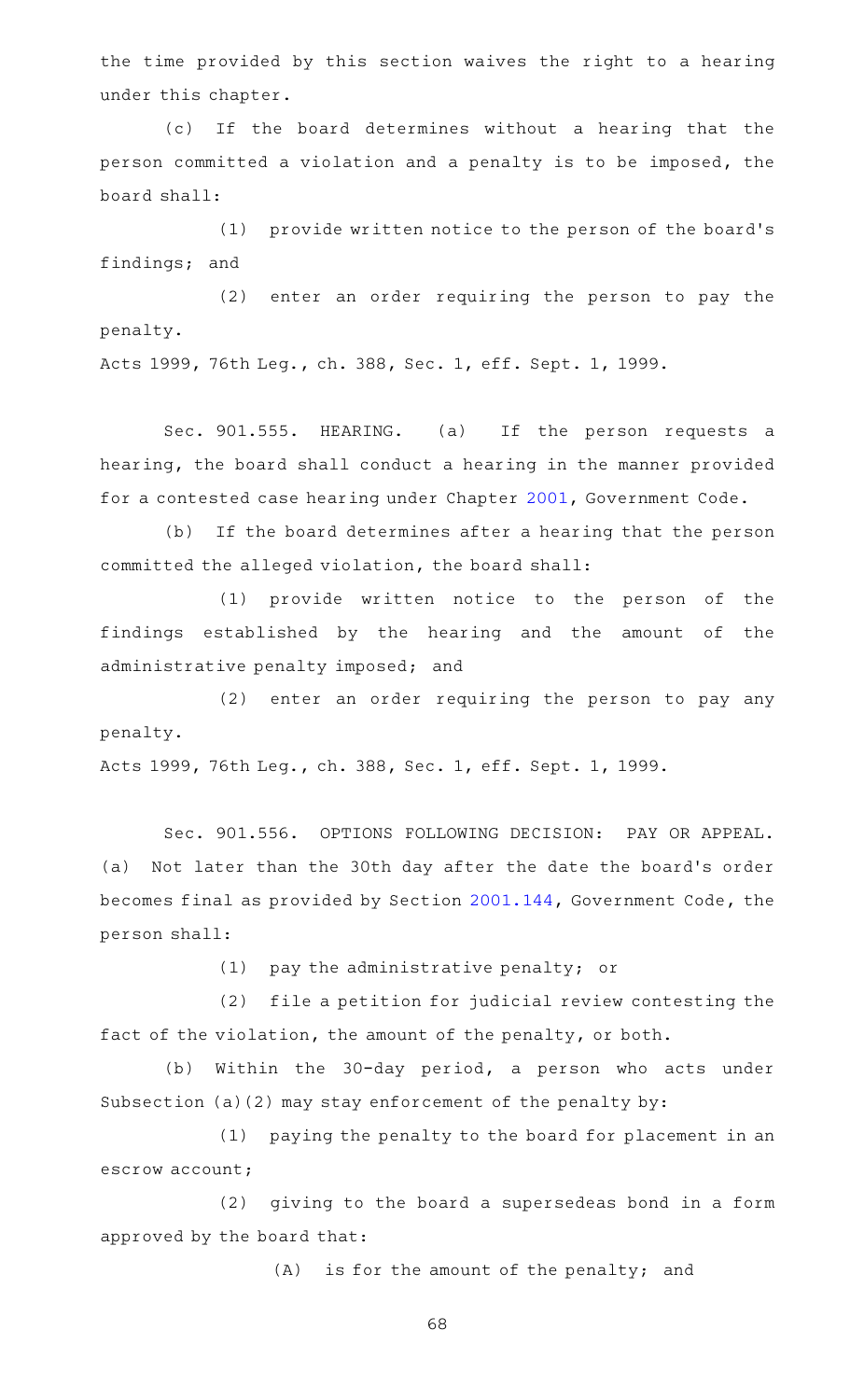the time provided by this section waives the right to a hearing under this chapter.

(c) If the board determines without a hearing that the person committed a violation and a penalty is to be imposed, the board shall:

(1) provide written notice to the person of the board's findings; and

(2) enter an order requiring the person to pay the penalty.

Acts 1999, 76th Leg., ch. 388, Sec. 1, eff. Sept. 1, 1999.

Sec. 901.555. HEARING. (a) If the person requests a hearing, the board shall conduct a hearing in the manner provided for a contested case hearing under Chapter 2001, Government Code.

(b) If the board determines after a hearing that the person committed the alleged violation, the board shall:

(1) provide written notice to the person of the findings established by the hearing and the amount of the administrative penalty imposed; and

(2) enter an order requiring the person to pay any penalty.

Acts 1999, 76th Leg., ch. 388, Sec. 1, eff. Sept. 1, 1999.

Sec. 901.556. OPTIONS FOLLOWING DECISION: PAY OR APPEAL. (a) Not later than the 30th day after the date the board's order becomes final as provided by Section 2001.144, Government Code, the person shall:

(1) pay the administrative penalty; or

(2) file a petition for judicial review contesting the fact of the violation, the amount of the penalty, or both.

(b) Within the 30-day period, a person who acts under Subsection (a)(2) may stay enforcement of the penalty by:

(1) paying the penalty to the board for placement in an escrow account;

(2) giving to the board a supersedeas bond in a form approved by the board that:

(A) is for the amount of the penalty; and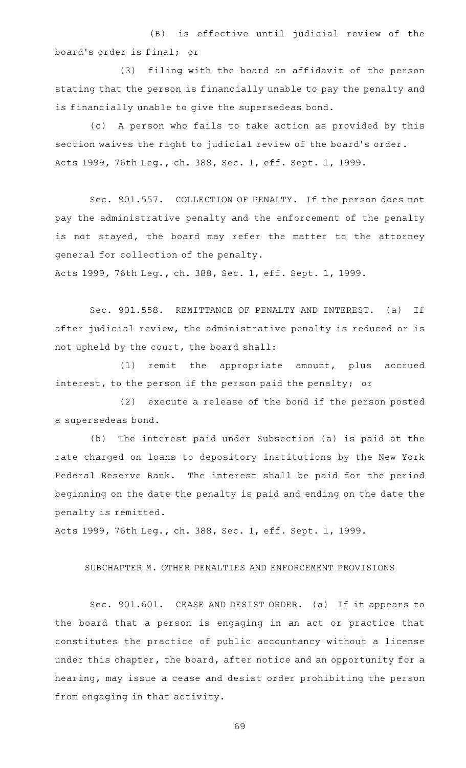(B) is effective until judicial review of the board's order is final; or

(3) filing with the board an affidavit of the person stating that the person is financially unable to pay the penalty and is financially unable to give the supersedeas bond.

(c) A person who fails to take action as provided by this section waives the right to judicial review of the board's order.

Acts 1999, 76th Leg., ch. 388, Sec. 1, eff. Sept. 1, 1999.

Sec. 901.557. COLLECTION OF PENALTY. If the person does not pay the administrative penalty and the enforcement of the penalty is not stayed, the board may refer the matter to the attorney general for collection of the penalty.

Acts 1999, 76th Leg., ch. 388, Sec. 1, eff. Sept. 1, 1999.

Sec. 901.558. REMITTANCE OF PENALTY AND INTEREST. (a) If after judicial review, the administrative penalty is reduced or is not upheld by the court, the board shall:

(1) remit the appropriate amount, plus accrued interest, to the person if the person paid the penalty; or

(2) execute a release of the bond if the person posted a supersedeas bond.

(b) The interest paid under Subsection (a) is paid at the rate charged on loans to depository institutions by the New York Federal Reserve Bank. The interest shall be paid for the period beginning on the date the penalty is paid and ending on the date the penalty is remitted.

Acts 1999, 76th Leg., ch. 388, Sec. 1, eff. Sept. 1, 1999.

SUBCHAPTER M. OTHER PENALTIES AND ENFORCEMENT PROVISIONS

Sec. 901.601. CEASE AND DESIST ORDER. (a) If it appears to the board that a person is engaging in an act or practice that constitutes the practice of public accountancy without a license under this chapter, the board, after notice and an opportunity for a hearing, may issue a cease and desist order prohibiting the person from engaging in that activity.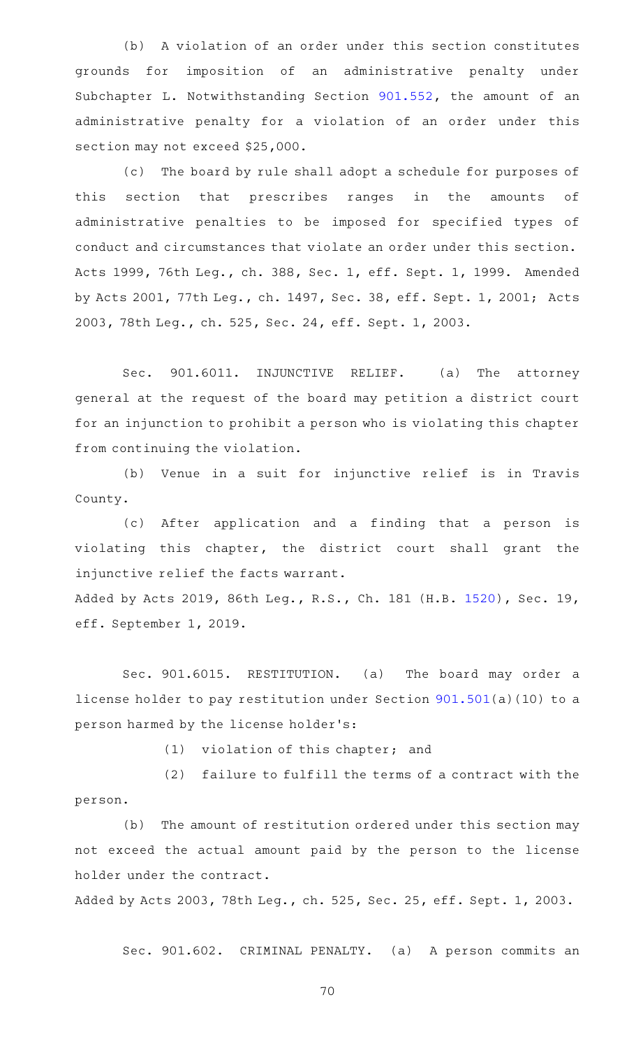(b) A violation of an order under this section constitutes grounds for imposition of an administrative penalty under Subchapter L. Notwithstanding Section 901.552, the amount of an administrative penalty for a violation of an order under this section may not exceed $25,000.

(c) The board by rule shall adopt a schedule for purposes of this section that prescribes ranges in the amounts of administrative penalties to be imposed for specified types of conduct and circumstances that violate an order under this section.

Acts 1999, 76th Leg., ch. 388, Sec. 1, eff. Sept. 1, 1999. Amended by Acts 2001, 77th Leg., ch. 1497, Sec. 38, eff. Sept. 1, 2001; Acts 2003, 78th Leg., ch. 525, Sec. 24, eff. Sept. 1, 2003.

Sec. 901.6011. INJUNCTIVE RELIEF. (a) The attorney general at the request of the board may petition a district court for an injunction to prohibit a person who is violating this chapter from continuing the violation.

(b) Venue in a suit for injunctive relief is in Travis County.

(c) After application and a finding that a person is violating this chapter, the district court shall grant the injunctive relief the facts warrant.

Added by Acts 2019, 86th Leg., R.S., Ch. 181 (H.B. 1520), Sec. 19, eff. September 1, 2019.

Sec. 901.6015. RESTITUTION. (a) The board may order a license holder to pay restitution under Section 901.501(a)(10) to a person harmed by the license holder's:

(1) violation of this chapter; and

(2) failure to fulfill the terms of a contract with the person.

(b) The amount of restitution ordered under this section may not exceed the actual amount paid by the person to the license holder under the contract.

Added by Acts 2003, 78th Leg., ch. 525, Sec. 25, eff. Sept. 1, 2003.

Sec. 901.602. CRIMINAL PENALTY. (a) A person commits an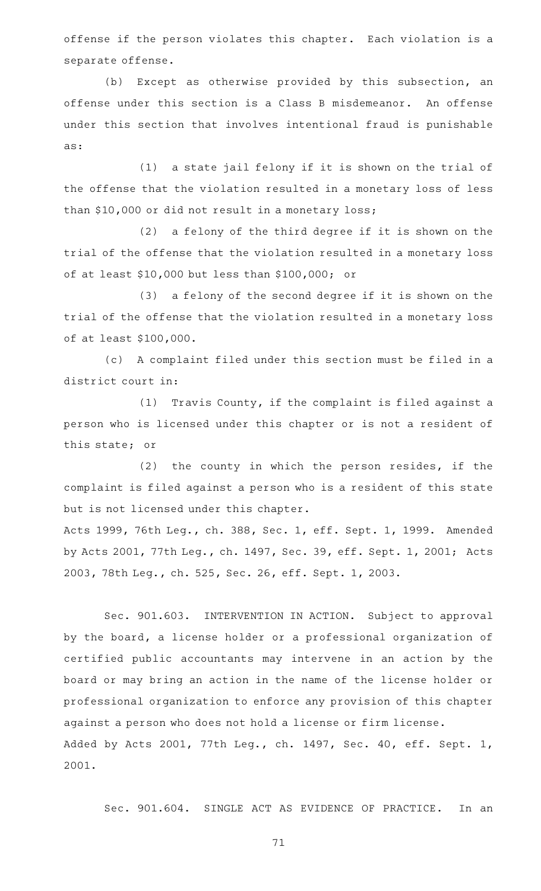offense if the person violates this chapter. Each violation is a separate offense.

(b) Except as otherwise provided by this subsection, an offense under this section is a Class B misdemeanor. An offense under this section that involves intentional fraud is punishable as:

(1) a state jail felony if it is shown on the trial of the offense that the violation resulted in a monetary loss of less than $10,000 or did not result in a monetary loss;

(2) a felony of the third degree if it is shown on the trial of the offense that the violation resulted in a monetary loss of at least $10,000 but less than $100,000; or

(3) a felony of the second degree if it is shown on the trial of the offense that the violation resulted in a monetary loss of at least $100,000.

(c) A complaint filed under this section must be filed in a district court in:

(1) Travis County, if the complaint is filed against a person who is licensed under this chapter or is not a resident of this state; or

(2) the county in which the person resides, if the complaint is filed against a person who is a resident of this state but is not licensed under this chapter.

Acts 1999, 76th Leg., ch. 388, Sec. 1, eff. Sept. 1, 1999. Amended by Acts 2001, 77th Leg., ch. 1497, Sec. 39, eff. Sept. 1, 2001; Acts 2003, 78th Leg., ch. 525, Sec. 26, eff. Sept. 1, 2003.

Sec. 901.603. INTERVENTION IN ACTION. Subject to approval by the board, a license holder or a professional organization of certified public accountants may intervene in an action by the board or may bring an action in the name of the license holder or professional organization to enforce any provision of this chapter against a person who does not hold a license or firm license.

Added by Acts 2001, 77th Leg., ch. 1497, Sec. 40, eff. Sept. 1, 2001.

Sec. 901.604. SINGLE ACT AS EVIDENCE OF PRACTICE. In an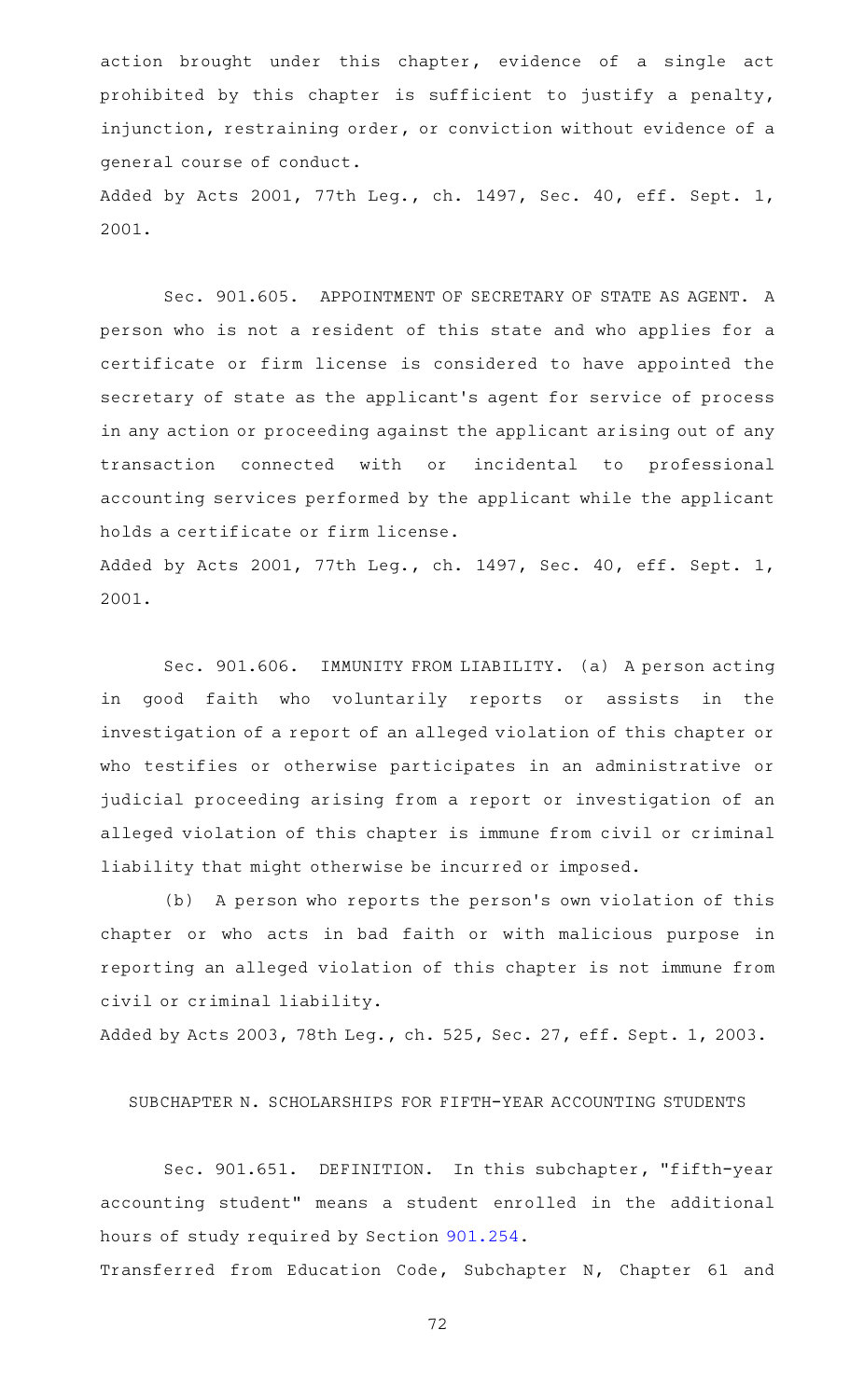action brought under this chapter, evidence of a single act prohibited by this chapter is sufficient to justify a penalty, injunction, restraining order, or conviction without evidence of a general course of conduct.

Added by Acts 2001, 77th Leg., ch. 1497, Sec. 40, eff. Sept. 1, 2001.

Sec. 901.605. APPOINTMENT OF SECRETARY OF STATE AS AGENT. A person who is not a resident of this state and who applies for a certificate or firm license is considered to have appointed the secretary of state as the applicant's agent for service of process in any action or proceeding against the applicant arising out of any transaction connected with or incidental to professional accounting services performed by the applicant while the applicant holds a certificate or firm license.

Added by Acts 2001, 77th Leg., ch. 1497, Sec. 40, eff. Sept. 1, 2001.

Sec. 901.606. IMMUNITY FROM LIABILITY. (a) A person acting in good faith who voluntarily reports or assists in the investigation of a report of an alleged violation of this chapter or who testifies or otherwise participates in an administrative or judicial proceeding arising from a report or investigation of an alleged violation of this chapter is immune from civil or criminal liability that might otherwise be incurred or imposed.

(b) A person who reports the person's own violation of this chapter or who acts in bad faith or with malicious purpose in reporting an alleged violation of this chapter is not immune from civil or criminal liability.

Added by Acts 2003, 78th Leg., ch. 525, Sec. 27, eff. Sept. 1, 2003.

SUBCHAPTER N. SCHOLARSHIPS FOR FIFTH-YEAR ACCOUNTING STUDENTS

Sec. 901.651. DEFINITION. In this subchapter, "fifth-year accounting student" means a student enrolled in the additional hours of study required by Section 901.254.

Transferred from Education Code, Subchapter N, Chapter 61 and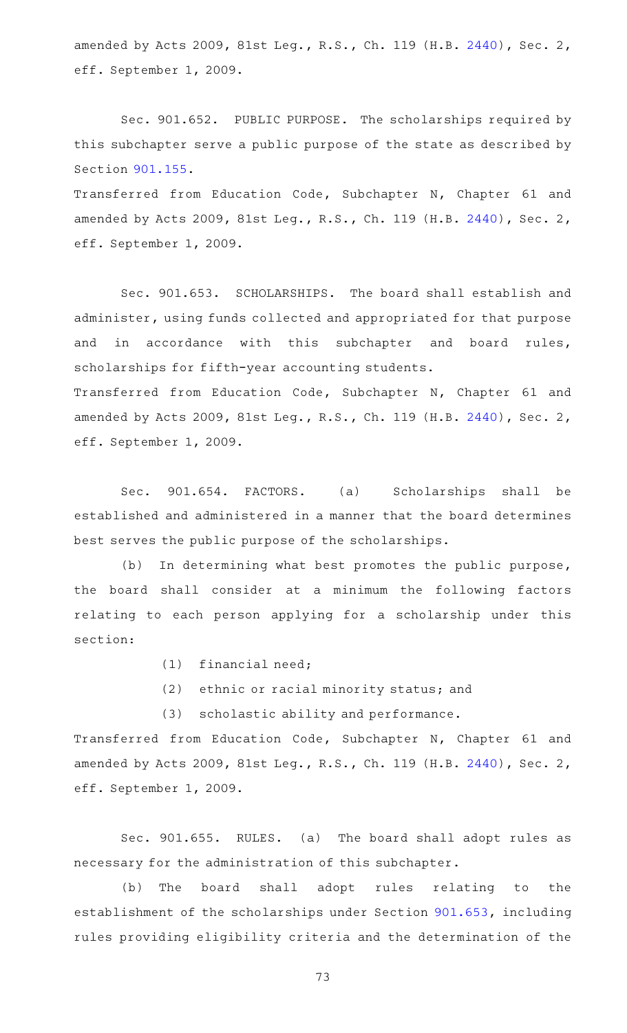amended by Acts 2009, 81st Leg., R.S., Ch. 119 (H.B. 2440), Sec. 2, eff. September 1, 2009.

Sec. 901.652. PUBLIC PURPOSE. The scholarships required by this subchapter serve a public purpose of the state as described by Section 901.155.

Transferred from Education Code, Subchapter N, Chapter 61 and amended by Acts 2009, 81st Leg., R.S., Ch. 119 (H.B. 2440), Sec. 2, eff. September 1, 2009.

Sec. 901.653. SCHOLARSHIPS. The board shall establish and administer, using funds collected and appropriated for that purpose and in accordance with this subchapter and board rules, scholarships for fifth-year accounting students.

Transferred from Education Code, Subchapter N, Chapter 61 and amended by Acts 2009, 81st Leg., R.S., Ch. 119 (H.B. 2440), Sec. 2, eff. September 1, 2009.

Sec. 901.654. FACTORS. (a) Scholarships shall be established and administered in a manner that the board determines best serves the public purpose of the scholarships.

(b) In determining what best promotes the public purpose, the board shall consider at a minimum the following factors relating to each person applying for a scholarship under this section:

(1) financial need;

(2) ethnic or racial minority status; and

(3) scholastic ability and performance.

Transferred from Education Code, Subchapter N, Chapter 61 and amended by Acts 2009, 81st Leg., R.S., Ch. 119 (H.B. 2440), Sec. 2, eff. September 1, 2009.

Sec. 901.655. RULES. (a) The board shall adopt rules as necessary for the administration of this subchapter.

(b) The board shall adopt rules relating to the establishment of the scholarships under Section 901.653, including rules providing eligibility criteria and the determination of the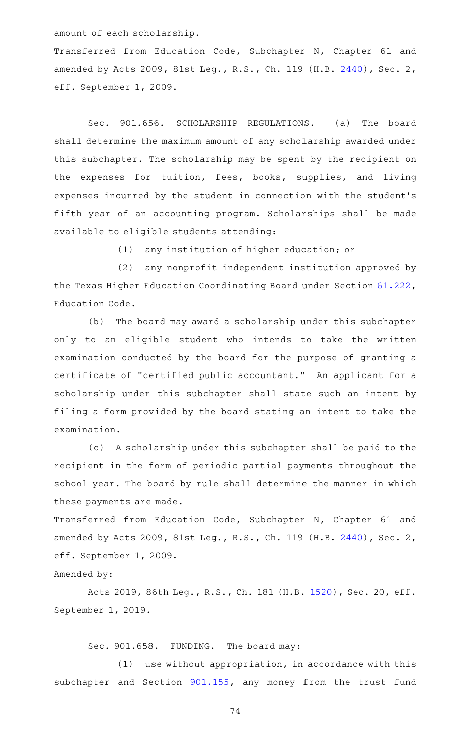amount of each scholarship.

Transferred from Education Code, Subchapter N, Chapter 61 and amended by Acts 2009, 81st Leg., R.S., Ch. 119 (H.B. 2440), Sec. 2, eff. September 1, 2009.

Sec. 901.656. SCHOLARSHIP REGULATIONS. (a) The board shall determine the maximum amount of any scholarship awarded under this subchapter. The scholarship may be spent by the recipient on the expenses for tuition, fees, books, supplies, and living expenses incurred by the student in connection with the student's fifth year of an accounting program. Scholarships shall be made available to eligible students attending:

(1) any institution of higher education; or

(2) any nonprofit independent institution approved by the Texas Higher Education Coordinating Board under Section 61.222, Education Code.

(b) The board may award a scholarship under this subchapter only to an eligible student who intends to take the written examination conducted by the board for the purpose of granting a certificate of "certified public accountant." An applicant for a scholarship under this subchapter shall state such an intent by filing a form provided by the board stating an intent to take the examination.

(c) A scholarship under this subchapter shall be paid to the recipient in the form of periodic partial payments throughout the school year. The board by rule shall determine the manner in which these payments are made.

Transferred from Education Code, Subchapter N, Chapter 61 and amended by Acts 2009, 81st Leg., R.S., Ch. 119 (H.B. 2440), Sec. 2, eff. September 1, 2009.

Amended by:

Acts 2019, 86th Leg., R.S., Ch. 181 (H.B. 1520), Sec. 20, eff. September 1, 2019.

Sec. 901.658. FUNDING. The board may:

(1) use without appropriation, in accordance with this subchapter and Section 901.155, any money from the trust fund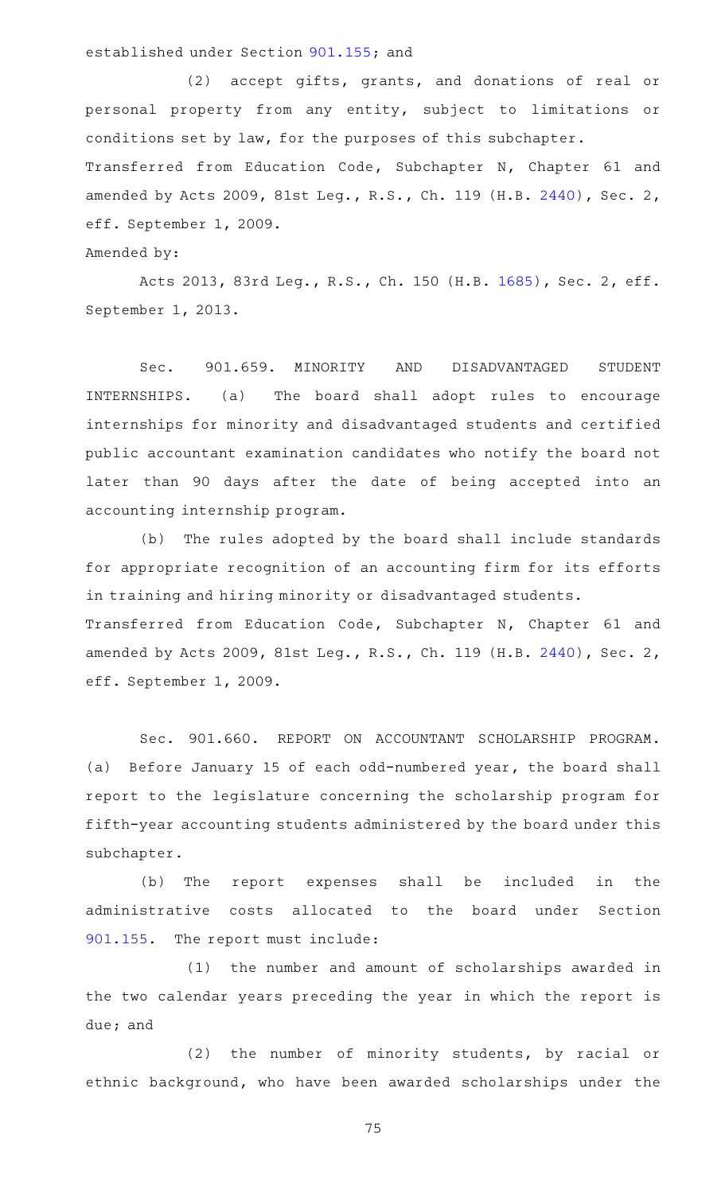established under Section 901.155; and

(2) accept gifts, grants, and donations of real or personal property from any entity, subject to limitations or conditions set by law, for the purposes of this subchapter.

Transferred from Education Code, Subchapter N, Chapter 61 and amended by Acts 2009, 81st Leg., R.S., Ch. 119 (H.B. 2440), Sec. 2, eff. September 1, 2009.

Amended by:

Acts 2013, 83rd Leg., R.S., Ch. 150 (H.B. 1685), Sec. 2, eff. September 1, 2013.

Sec. 901.659. MINORITY AND DISADVANTAGED STUDENT INTERNSHIPS. (a) The board shall adopt rules to encourage internships for minority and disadvantaged students and certified public accountant examination candidates who notify the board not later than 90 days after the date of being accepted into an accounting internship program.

(b) The rules adopted by the board shall include standards for appropriate recognition of an accounting firm for its efforts in training and hiring minority or disadvantaged students.

Transferred from Education Code, Subchapter N, Chapter 61 and amended by Acts 2009, 81st Leg., R.S., Ch. 119 (H.B. 2440), Sec. 2, eff. September 1, 2009.

Sec. 901.660. REPORT ON ACCOUNTANT SCHOLARSHIP PROGRAM. (a) Before January 15 of each odd-numbered year, the board shall report to the legislature concerning the scholarship program for fifth-year accounting students administered by the board under this subchapter.

(b) The report expenses shall be included in the administrative costs allocated to the board under Section 901.155. The report must include:

(1) the number and amount of scholarships awarded in the two calendar years preceding the year in which the report is due; and

(2) the number of minority students, by racial or ethnic background, who have been awarded scholarships under the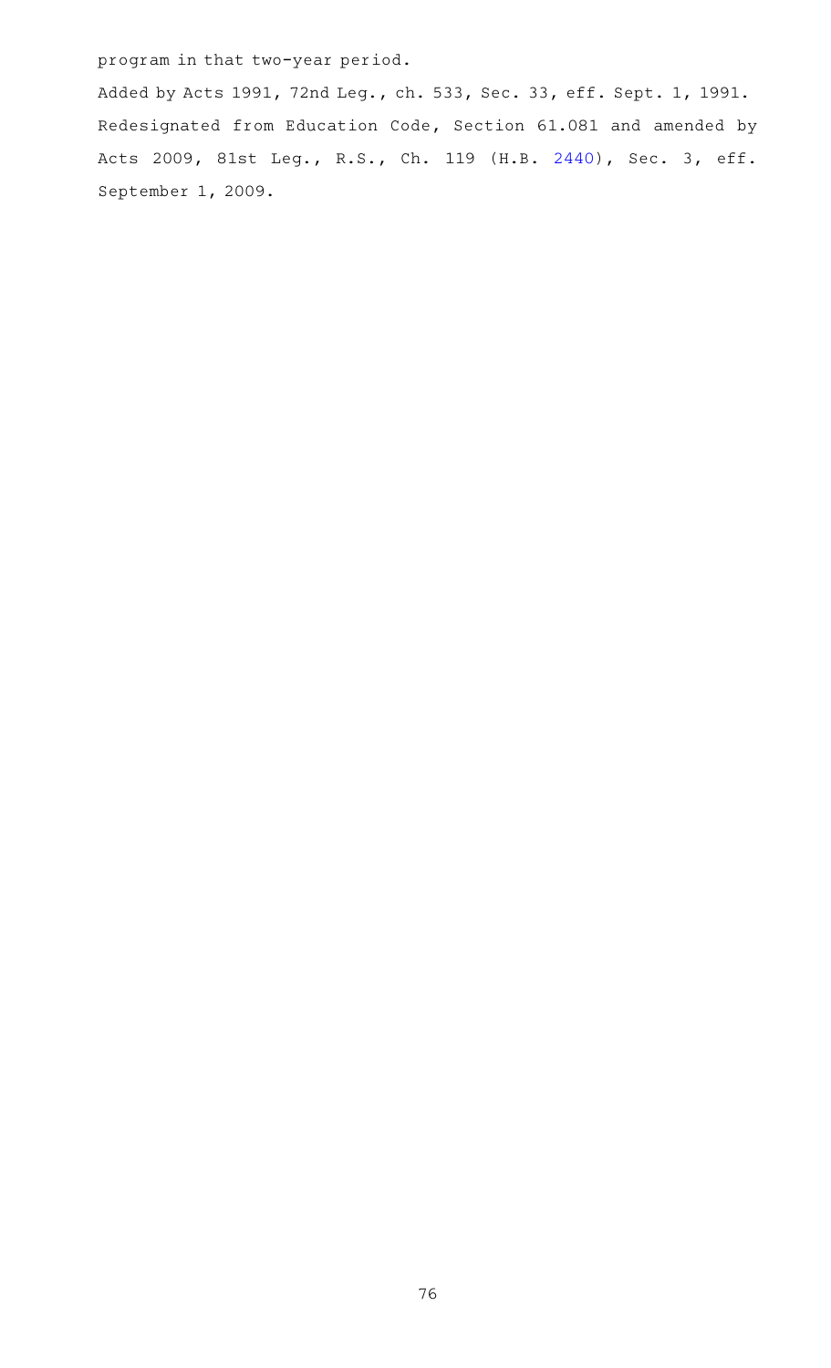program in that two-year period.

Added by Acts 1991, 72nd Leg., ch. 533, Sec. 33, eff. Sept. 1, 1991.
Redesignated from Education Code, Section 61.081 and amended by Acts 2009, 81st Leg., R.S., Ch. 119 (H.B. 2440), Sec. 3, eff. September 1, 2009.